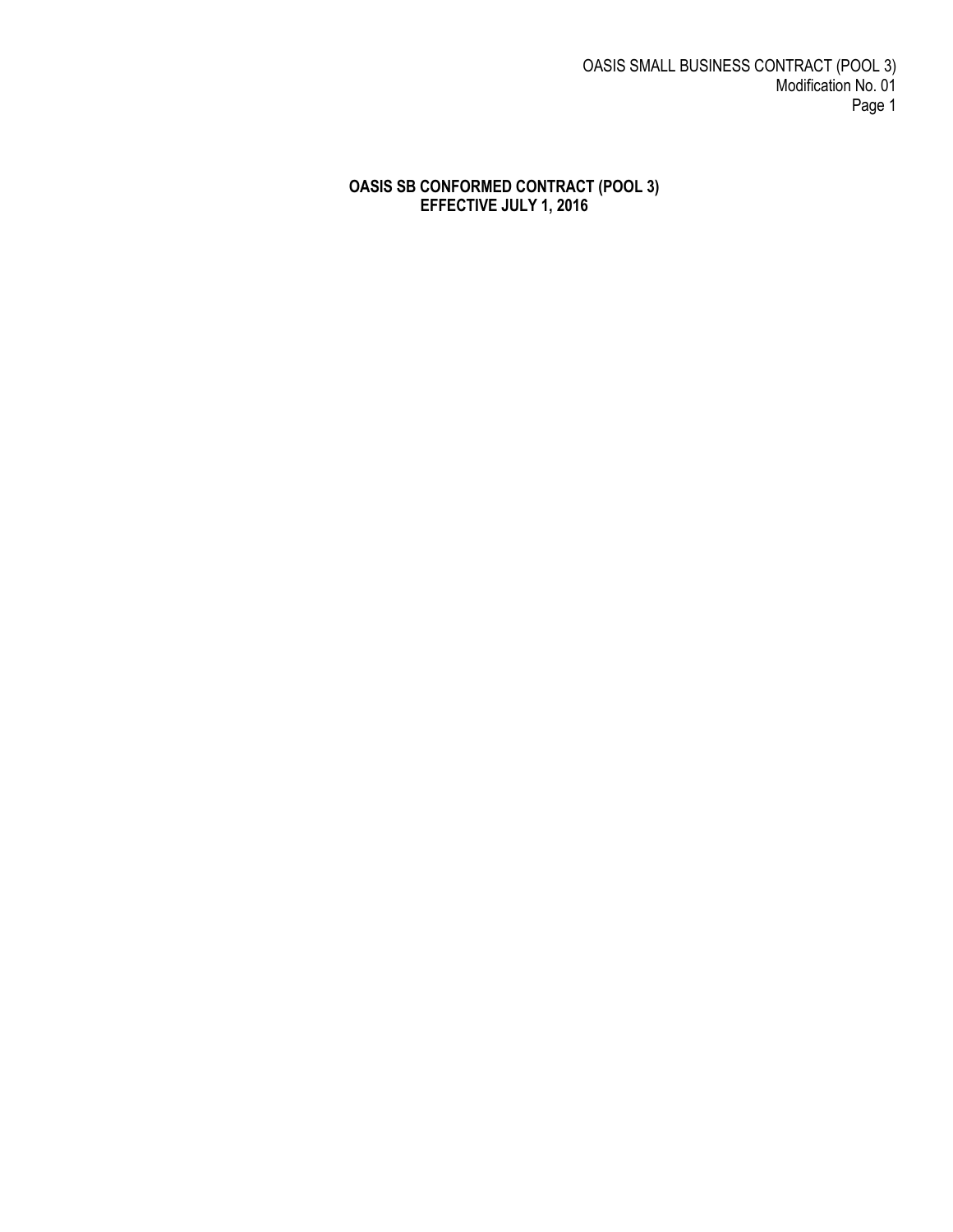**OASIS SB CONFORMED CONTRACT (POOL 3)**
**EFFECTIVE JULY 1, 2016**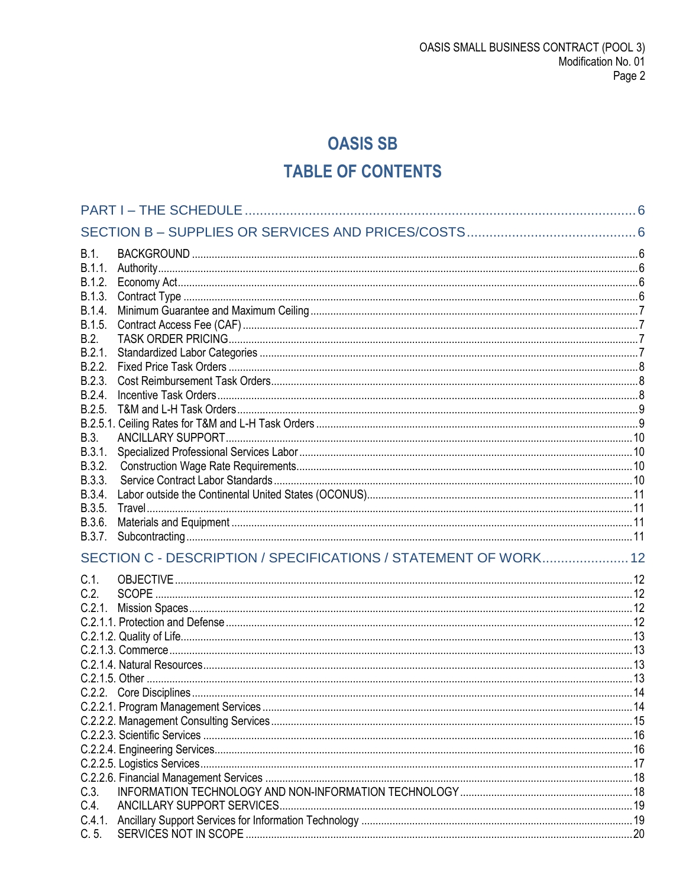# OASIS SB

# TABLE OF CONTENTS

PART I – THE SCHEDULE ........ 6

SECTION B – SUPPLIES OR SERVICES AND PRICES/COSTS ........ 6

B.1. BACKGROUND ........ 6
B.1.1. Authority ........ 6
B.1.2. Economy Act ........ 6
B.1.3. Contract Type ........ 6
B.1.4. Minimum Guarantee and Maximum Ceiling ........ 7
B.1.5. Contract Access Fee (CAF) ........ 7
B.2. TASK ORDER PRICING ........ 7
B.2.1. Standardized Labor Categories ........ 7
B.2.2. Fixed Price Task Orders ........ 8
B.2.3. Cost Reimbursement Task Orders ........ 8
B.2.4. Incentive Task Orders ........ 8
B.2.5. T&M and L-H Task Orders ........ 9
B.2.5.1. Ceiling Rates for T&M and L-H Task Orders ........ 9
B.3. ANCILLARY SUPPORT ........ 10
B.3.1. Specialized Professional Services Labor ........ 10
B.3.2. Construction Wage Rate Requirements ........ 10
B.3.3. Service Contract Labor Standards ........ 10
B.3.4. Labor outside the Continental United States (OCONUS) ........ 11
B.3.5. Travel ........ 11
B.3.6. Materials and Equipment ........ 11
B.3.7. Subcontracting ........ 11

SECTION C - DESCRIPTION / SPECIFICATIONS / STATEMENT OF WORK ........ 12

C.1. OBJECTIVE ........ 12
C.2. SCOPE ........ 12
C.2.1. Mission Spaces ........ 12
C.2.1.1. Protection and Defense ........ 12
C.2.1.2. Quality of Life ........ 13
C.2.1.3. Commerce ........ 13
C.2.1.4. Natural Resources ........ 13
C.2.1.5. Other ........ 13
C.2.2. Core Disciplines ........ 14
C.2.2.1. Program Management Services ........ 14
C.2.2.2. Management Consulting Services ........ 15
C.2.2.3. Scientific Services ........ 16
C.2.2.4. Engineering Services ........ 16
C.2.2.5. Logistics Services ........ 17
C.2.2.6. Financial Management Services ........ 18
C.3. INFORMATION TECHNOLOGY AND NON-INFORMATION TECHNOLOGY ........ 18
C.4. ANCILLARY SUPPORT SERVICES ........ 19
C.4.1. Ancillary Support Services for Information Technology ........ 19
C. 5. SERVICES NOT IN SCOPE ........ 20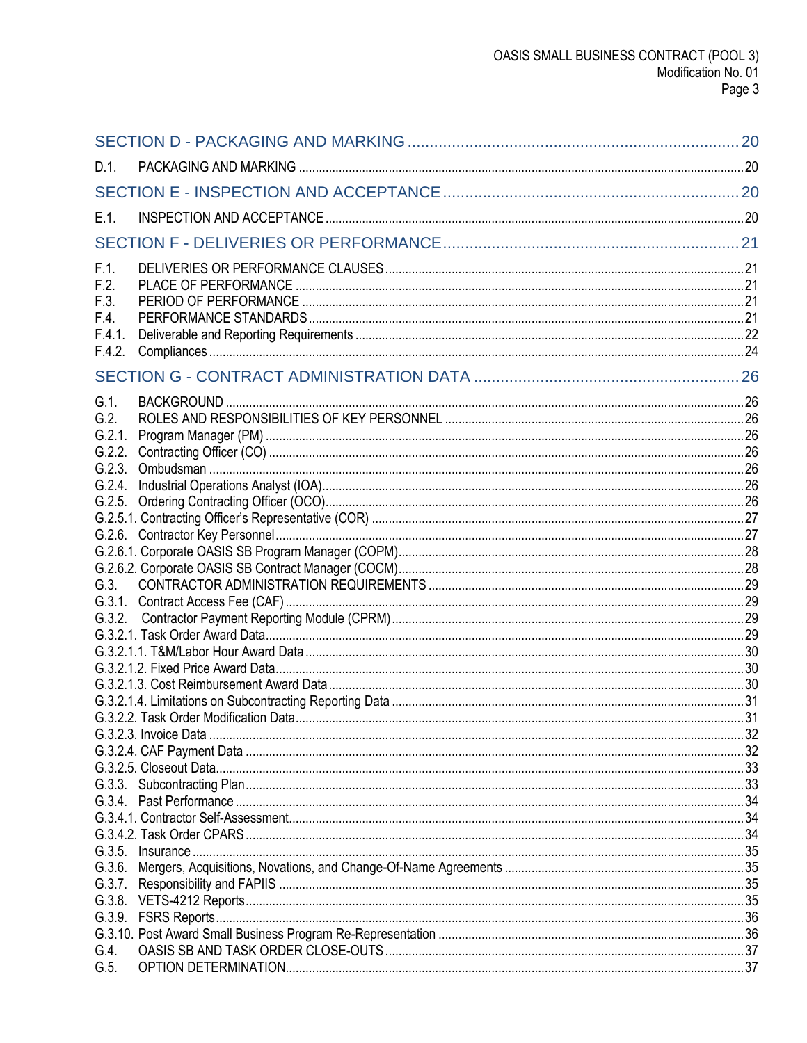SECTION D - PACKAGING AND MARKING ........ 20

D.1. PACKAGING AND MARKING ........ 20

SECTION E - INSPECTION AND ACCEPTANCE ........ 20

E.1. INSPECTION AND ACCEPTANCE ........ 20

SECTION F - DELIVERIES OR PERFORMANCE ........ 21

F.1. DELIVERIES OR PERFORMANCE CLAUSES ........ 21
F.2. PLACE OF PERFORMANCE ........ 21
F.3. PERIOD OF PERFORMANCE ........ 21
F.4. PERFORMANCE STANDARDS ........ 21
F.4.1. Deliverable and Reporting Requirements ........ 22
F.4.2. Compliances ........ 24

SECTION G - CONTRACT ADMINISTRATION DATA ........ 26

G.1. BACKGROUND ........ 26
G.2. ROLES AND RESPONSIBILITIES OF KEY PERSONNEL ........ 26
G.2.1. Program Manager (PM) ........ 26
G.2.2. Contracting Officer (CO) ........ 26
G.2.3. Ombudsman ........ 26
G.2.4. Industrial Operations Analyst (IOA) ........ 26
G.2.5. Ordering Contracting Officer (OCO) ........ 26
G.2.5.1. Contracting Officer's Representative (COR) ........ 27
G.2.6. Contractor Key Personnel ........ 27
G.2.6.1. Corporate OASIS SB Program Manager (COPM) ........ 28
G.2.6.2. Corporate OASIS SB Contract Manager (COCM) ........ 28
G.3. CONTRACTOR ADMINISTRATION REQUIREMENTS ........ 29
G.3.1. Contract Access Fee (CAF) ........ 29
G.3.2. Contractor Payment Reporting Module (CPRM) ........ 29
G.3.2.1. Task Order Award Data ........ 29
G.3.2.1.1. T&M/Labor Hour Award Data ........ 30
G.3.2.1.2. Fixed Price Award Data ........ 30
G.3.2.1.3. Cost Reimbursement Award Data ........ 30
G.3.2.1.4. Limitations on Subcontracting Reporting Data ........ 31
G.3.2.2. Task Order Modification Data ........ 31
G.3.2.3. Invoice Data ........ 32
G.3.2.4. CAF Payment Data ........ 32
G.3.2.5. Closeout Data ........ 33
G.3.3. Subcontracting Plan ........ 33
G.3.4. Past Performance ........ 34
G.3.4.1. Contractor Self-Assessment ........ 34
G.3.4.2. Task Order CPARS ........ 34
G.3.5. Insurance ........ 35
G.3.6. Mergers, Acquisitions, Novations, and Change-Of-Name Agreements ........ 35
G.3.7. Responsibility and FAPIIS ........ 35
G.3.8. VETS-4212 Reports ........ 35
G.3.9. FSRS Reports ........ 36
G.3.10. Post Award Small Business Program Re-Representation ........ 36
G.4. OASIS SB AND TASK ORDER CLOSE-OUTS ........ 37
G.5. OPTION DETERMINATION ........ 37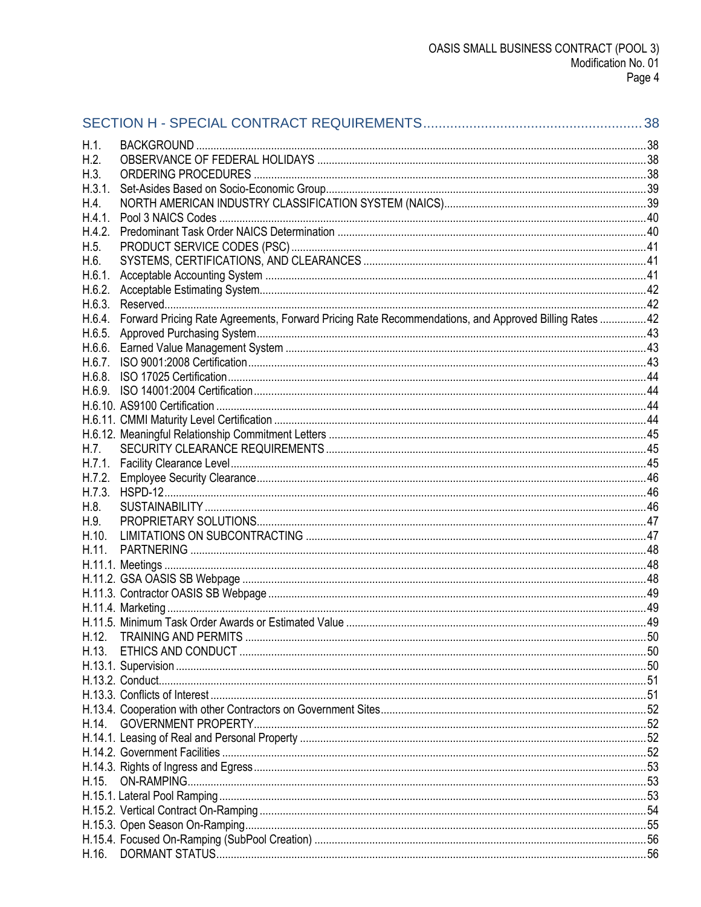SECTION H - SPECIAL CONTRACT REQUIREMENTS ........................................................ 38

H.1. BACKGROUND ........................................................ 38
H.2. OBSERVANCE OF FEDERAL HOLIDAYS ........................................................ 38
H.3. ORDERING PROCEDURES ........................................................ 38
H.3.1. Set-Asides Based on Socio-Economic Group ........................................................ 39
H.4. NORTH AMERICAN INDUSTRY CLASSIFICATION SYSTEM (NAICS) ........................................................ 39
H.4.1. Pool 3 NAICS Codes ........................................................ 40
H.4.2. Predominant Task Order NAICS Determination ........................................................ 40
H.5. PRODUCT SERVICE CODES (PSC) ........................................................ 41
H.6. SYSTEMS, CERTIFICATIONS, AND CLEARANCES ........................................................ 41
H.6.1. Acceptable Accounting System ........................................................ 41
H.6.2. Acceptable Estimating System ........................................................ 42
H.6.3. Reserved ........................................................ 42
H.6.4. Forward Pricing Rate Agreements, Forward Pricing Rate Recommendations, and Approved Billing Rates ........................................................ 42
H.6.5. Approved Purchasing System ........................................................ 43
H.6.6. Earned Value Management System ........................................................ 43
H.6.7. ISO 9001:2008 Certification ........................................................ 43
H.6.8. ISO 17025 Certification ........................................................ 44
H.6.9. ISO 14001:2004 Certification ........................................................ 44
H.6.10. AS9100 Certification ........................................................ 44
H.6.11. CMMI Maturity Level Certification ........................................................ 44
H.6.12. Meaningful Relationship Commitment Letters ........................................................ 45
H.7. SECURITY CLEARANCE REQUIREMENTS ........................................................ 45
H.7.1. Facility Clearance Level ........................................................ 45
H.7.2. Employee Security Clearance ........................................................ 46
H.7.3. HSPD-12 ........................................................ 46
H.8. SUSTAINABILITY ........................................................ 46
H.9. PROPRIETARY SOLUTIONS ........................................................ 47
H.10. LIMITATIONS ON SUBCONTRACTING ........................................................ 47
H.11. PARTNERING ........................................................ 48
H.11.1. Meetings ........................................................ 48
H.11.2. GSA OASIS SB Webpage ........................................................ 48
H.11.3. Contractor OASIS SB Webpage ........................................................ 49
H.11.4. Marketing ........................................................ 49
H.11.5. Minimum Task Order Awards or Estimated Value ........................................................ 49
H.12. TRAINING AND PERMITS ........................................................ 50
H.13. ETHICS AND CONDUCT ........................................................ 50
H.13.1. Supervision ........................................................ 50
H.13.2. Conduct ........................................................ 51
H.13.3. Conflicts of Interest ........................................................ 51
H.13.4. Cooperation with other Contractors on Government Sites ........................................................ 52
H.14. GOVERNMENT PROPERTY ........................................................ 52
H.14.1. Leasing of Real and Personal Property ........................................................ 52
H.14.2. Government Facilities ........................................................ 52
H.14.3. Rights of Ingress and Egress ........................................................ 53
H.15. ON-RAMPING ........................................................ 53
H.15.1. Lateral Pool Ramping ........................................................ 53
H.15.2. Vertical Contract On-Ramping ........................................................ 54
H.15.3. Open Season On-Ramping ........................................................ 55
H.15.4. Focused On-Ramping (SubPool Creation) ........................................................ 56
H.16. DORMANT STATUS ........................................................ 56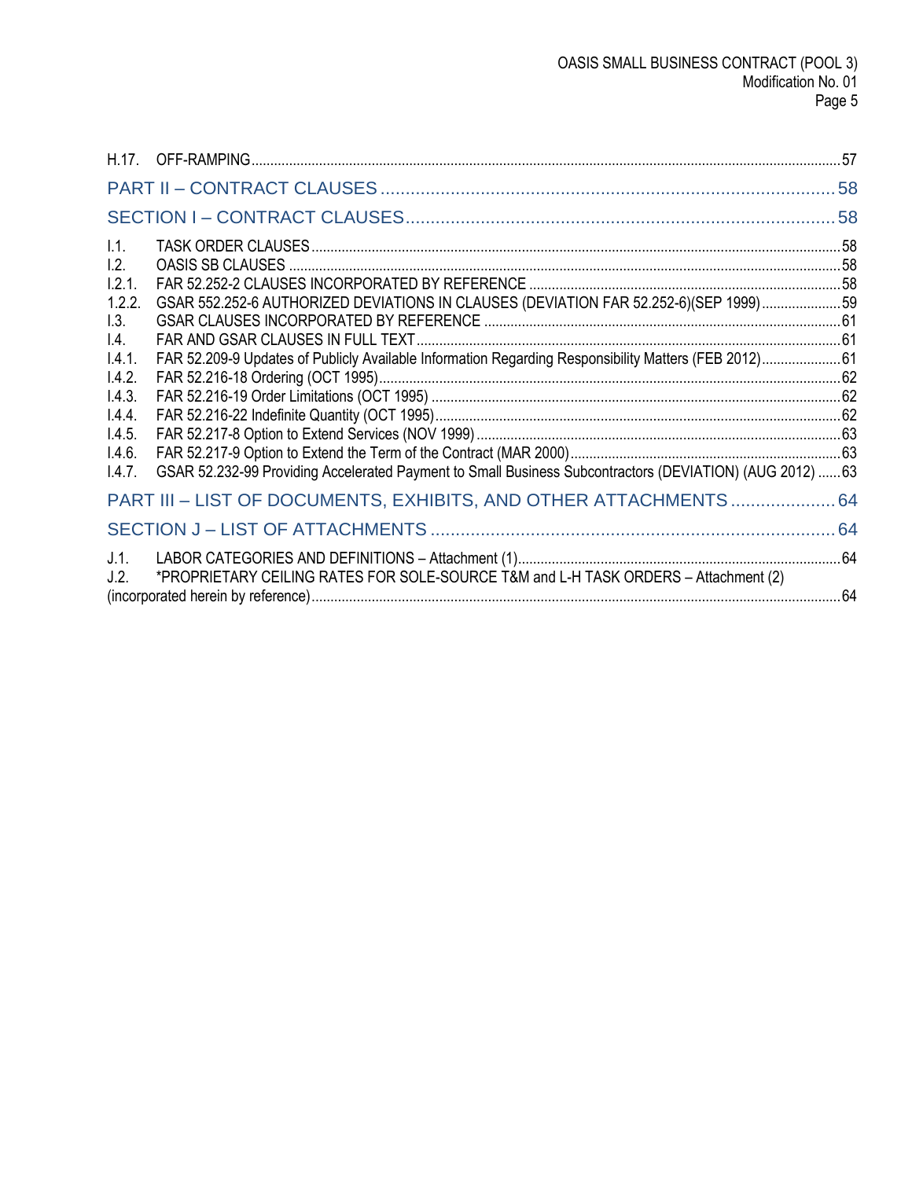| | | |
|---|---|---|
| H.17. | OFF-RAMPING | 57 |
| **PART II – CONTRACT CLAUSES** | | 58 |
| **SECTION I – CONTRACT CLAUSES** | | 58 |
| I.1. | TASK ORDER CLAUSES | 58 |
| I.2. | OASIS SB CLAUSES | 58 |
| I.2.1. | FAR 52.252-2 CLAUSES INCORPORATED BY REFERENCE | 58 |
| 1.2.2. | GSAR 552.252-6 AUTHORIZED DEVIATIONS IN CLAUSES (DEVIATION FAR 52.252-6)(SEP 1999) | 59 |
| I.3. | GSAR CLAUSES INCORPORATED BY REFERENCE | 61 |
| I.4. | FAR AND GSAR CLAUSES IN FULL TEXT | 61 |
| I.4.1. | FAR 52.209-9 Updates of Publicly Available Information Regarding Responsibility Matters (FEB 2012) | 61 |
| I.4.2. | FAR 52.216-18 Ordering (OCT 1995) | 62 |
| I.4.3. | FAR 52.216-19 Order Limitations (OCT 1995) | 62 |
| I.4.4. | FAR 52.216-22 Indefinite Quantity (OCT 1995) | 62 |
| I.4.5. | FAR 52.217-8 Option to Extend Services (NOV 1999) | 63 |
| I.4.6. | FAR 52.217-9 Option to Extend the Term of the Contract (MAR 2000) | 63 |
| I.4.7. | GSAR 52.232-99 Providing Accelerated Payment to Small Business Subcontractors (DEVIATION) (AUG 2012) | 63 |
| **PART III – LIST OF DOCUMENTS, EXHIBITS, AND OTHER ATTACHMENTS** | | 64 |
| **SECTION J – LIST OF ATTACHMENTS** | | 64 |
| J.1. | LABOR CATEGORIES AND DEFINITIONS – Attachment (1) | 64 |
| J.2. | *PROPRIETARY CEILING RATES FOR SOLE-SOURCE T&M and L-H TASK ORDERS – Attachment (2) (incorporated herein by reference) | 64 |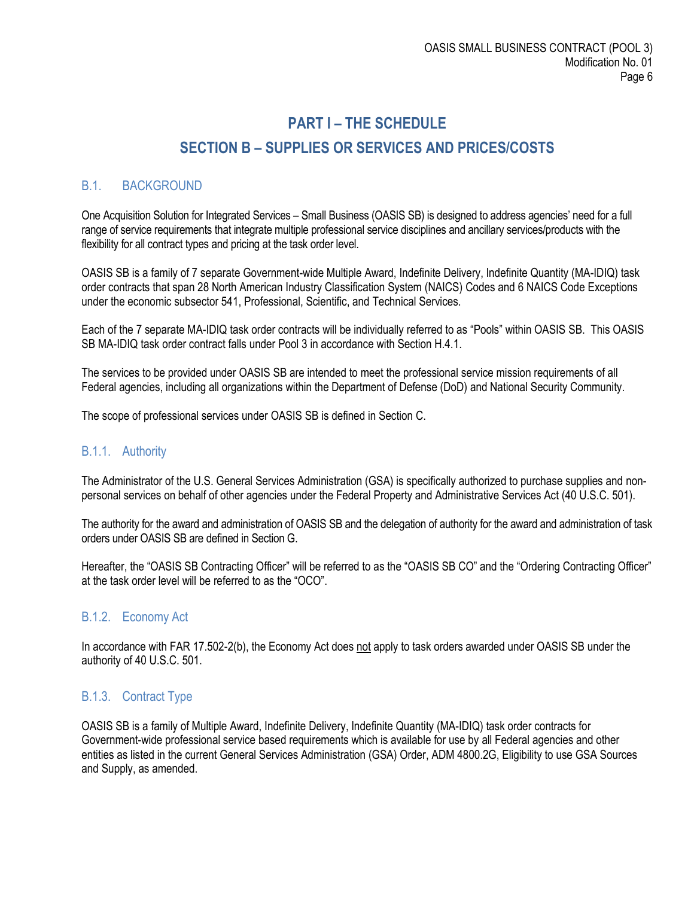# PART I – THE SCHEDULE

# SECTION B – SUPPLIES OR SERVICES AND PRICES/COSTS

## B.1. BACKGROUND

One Acquisition Solution for Integrated Services – Small Business (OASIS SB) is designed to address agencies' need for a full range of service requirements that integrate multiple professional service disciplines and ancillary services/products with the flexibility for all contract types and pricing at the task order level.

OASIS SB is a family of 7 separate Government-wide Multiple Award, Indefinite Delivery, Indefinite Quantity (MA-IDIQ) task order contracts that span 28 North American Industry Classification System (NAICS) Codes and 6 NAICS Code Exceptions under the economic subsector 541, Professional, Scientific, and Technical Services.

Each of the 7 separate MA-IDIQ task order contracts will be individually referred to as "Pools" within OASIS SB. This OASIS SB MA-IDIQ task order contract falls under Pool 3 in accordance with Section H.4.1.

The services to be provided under OASIS SB are intended to meet the professional service mission requirements of all Federal agencies, including all organizations within the Department of Defense (DoD) and National Security Community.

The scope of professional services under OASIS SB is defined in Section C.

### B.1.1. Authority

The Administrator of the U.S. General Services Administration (GSA) is specifically authorized to purchase supplies and non-personal services on behalf of other agencies under the Federal Property and Administrative Services Act (40 U.S.C. 501).

The authority for the award and administration of OASIS SB and the delegation of authority for the award and administration of task orders under OASIS SB are defined in Section G.

Hereafter, the "OASIS SB Contracting Officer" will be referred to as the "OASIS SB CO" and the "Ordering Contracting Officer" at the task order level will be referred to as the "OCO".

### B.1.2. Economy Act

In accordance with FAR 17.502-2(b), the Economy Act does not apply to task orders awarded under OASIS SB under the authority of 40 U.S.C. 501.

### B.1.3. Contract Type

OASIS SB is a family of Multiple Award, Indefinite Delivery, Indefinite Quantity (MA-IDIQ) task order contracts for Government-wide professional service based requirements which is available for use by all Federal agencies and other entities as listed in the current General Services Administration (GSA) Order, ADM 4800.2G, Eligibility to use GSA Sources and Supply, as amended.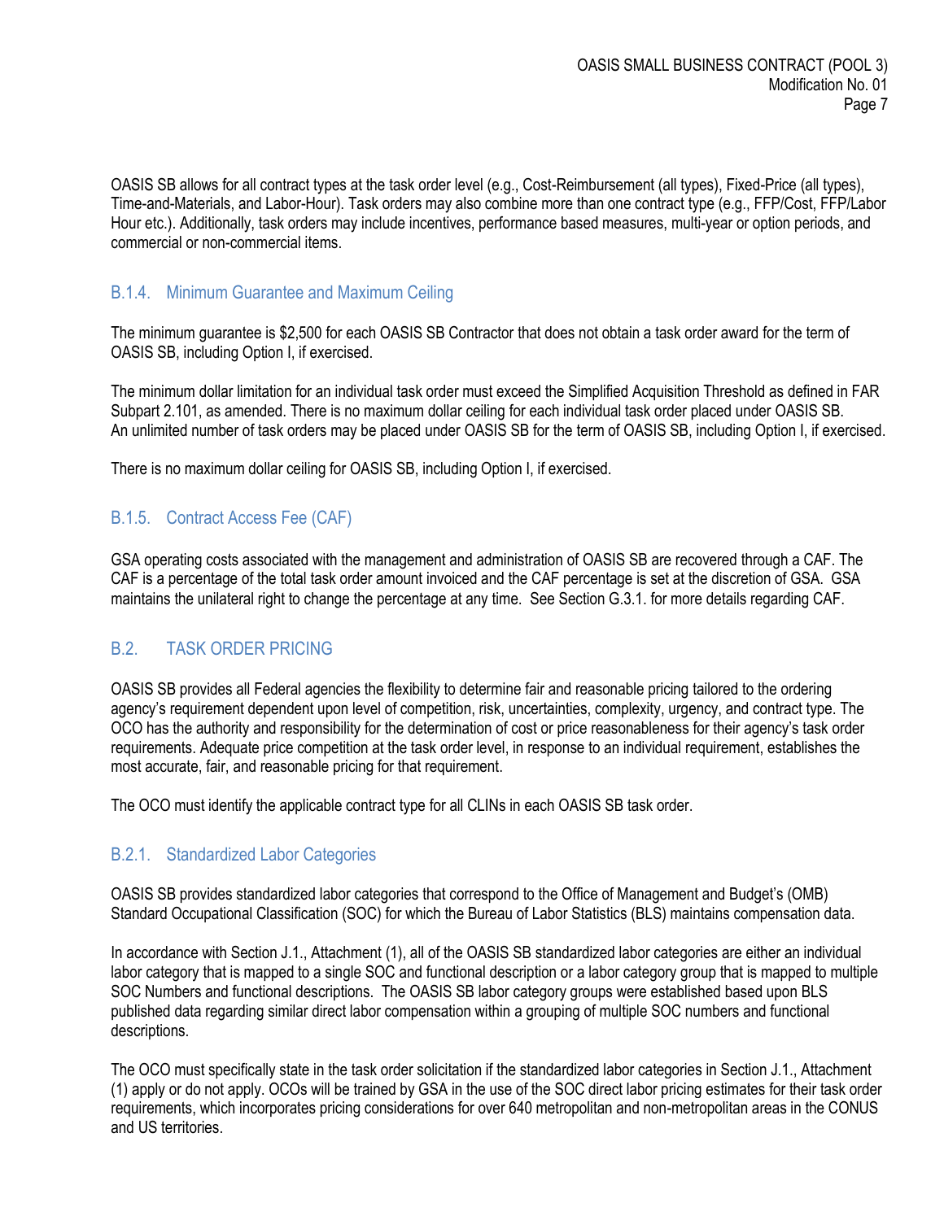OASIS SB allows for all contract types at the task order level (e.g., Cost-Reimbursement (all types), Fixed-Price (all types), Time-and-Materials, and Labor-Hour). Task orders may also combine more than one contract type (e.g., FFP/Cost, FFP/Labor Hour etc.). Additionally, task orders may include incentives, performance based measures, multi-year or option periods, and commercial or non-commercial items.

### B.1.4. Minimum Guarantee and Maximum Ceiling

The minimum guarantee is $2,500 for each OASIS SB Contractor that does not obtain a task order award for the term of OASIS SB, including Option I, if exercised.

The minimum dollar limitation for an individual task order must exceed the Simplified Acquisition Threshold as defined in FAR Subpart 2.101, as amended. There is no maximum dollar ceiling for each individual task order placed under OASIS SB. An unlimited number of task orders may be placed under OASIS SB for the term of OASIS SB, including Option I, if exercised.

There is no maximum dollar ceiling for OASIS SB, including Option I, if exercised.

### B.1.5. Contract Access Fee (CAF)

GSA operating costs associated with the management and administration of OASIS SB are recovered through a CAF. The CAF is a percentage of the total task order amount invoiced and the CAF percentage is set at the discretion of GSA. GSA maintains the unilateral right to change the percentage at any time. See Section G.3.1. for more details regarding CAF.

## B.2. TASK ORDER PRICING

OASIS SB provides all Federal agencies the flexibility to determine fair and reasonable pricing tailored to the ordering agency's requirement dependent upon level of competition, risk, uncertainties, complexity, urgency, and contract type. The OCO has the authority and responsibility for the determination of cost or price reasonableness for their agency's task order requirements. Adequate price competition at the task order level, in response to an individual requirement, establishes the most accurate, fair, and reasonable pricing for that requirement.

The OCO must identify the applicable contract type for all CLINs in each OASIS SB task order.

### B.2.1. Standardized Labor Categories

OASIS SB provides standardized labor categories that correspond to the Office of Management and Budget's (OMB) Standard Occupational Classification (SOC) for which the Bureau of Labor Statistics (BLS) maintains compensation data.

In accordance with Section J.1., Attachment (1), all of the OASIS SB standardized labor categories are either an individual labor category that is mapped to a single SOC and functional description or a labor category group that is mapped to multiple SOC Numbers and functional descriptions. The OASIS SB labor category groups were established based upon BLS published data regarding similar direct labor compensation within a grouping of multiple SOC numbers and functional descriptions.

The OCO must specifically state in the task order solicitation if the standardized labor categories in Section J.1., Attachment (1) apply or do not apply. OCOs will be trained by GSA in the use of the SOC direct labor pricing estimates for their task order requirements, which incorporates pricing considerations for over 640 metropolitan and non-metropolitan areas in the CONUS and US territories.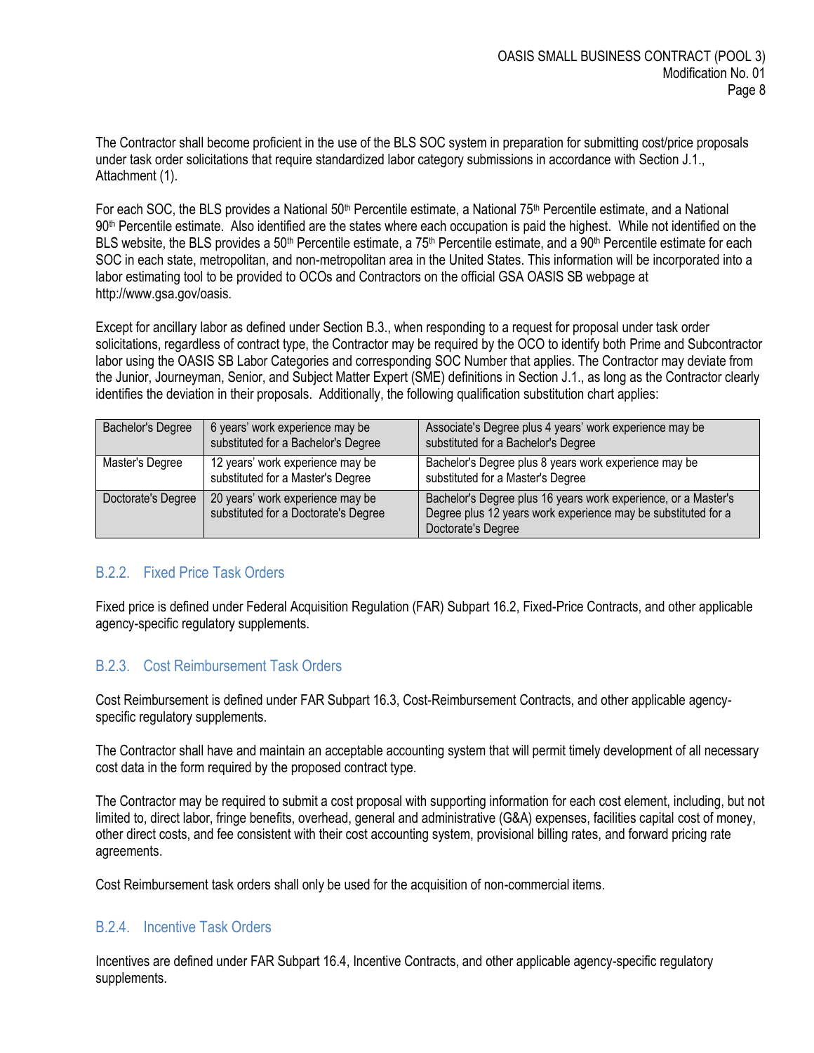The Contractor shall become proficient in the use of the BLS SOC system in preparation for submitting cost/price proposals under task order solicitations that require standardized labor category submissions in accordance with Section J.1., Attachment (1).

For each SOC, the BLS provides a National 50th Percentile estimate, a National 75th Percentile estimate, and a National 90th Percentile estimate. Also identified are the states where each occupation is paid the highest. While not identified on the BLS website, the BLS provides a 50th Percentile estimate, a 75th Percentile estimate, and a 90th Percentile estimate for each SOC in each state, metropolitan, and non-metropolitan area in the United States. This information will be incorporated into a labor estimating tool to be provided to OCOs and Contractors on the official GSA OASIS SB webpage at http://www.gsa.gov/oasis.

Except for ancillary labor as defined under Section B.3., when responding to a request for proposal under task order solicitations, regardless of contract type, the Contractor may be required by the OCO to identify both Prime and Subcontractor labor using the OASIS SB Labor Categories and corresponding SOC Number that applies. The Contractor may deviate from the Junior, Journeyman, Senior, and Subject Matter Expert (SME) definitions in Section J.1., as long as the Contractor clearly identifies the deviation in their proposals. Additionally, the following qualification substitution chart applies:

| | | |
|---|---|---|
| Bachelor's Degree | 6 years' work experience may be substituted for a Bachelor's Degree | Associate's Degree plus 4 years' work experience may be substituted for a Bachelor's Degree |
| Master's Degree | 12 years' work experience may be substituted for a Master's Degree | Bachelor's Degree plus 8 years work experience may be substituted for a Master's Degree |
| Doctorate's Degree | 20 years' work experience may be substituted for a Doctorate's Degree | Bachelor's Degree plus 16 years work experience, or a Master's Degree plus 12 years work experience may be substituted for a Doctorate's Degree |

### B.2.2. Fixed Price Task Orders

Fixed price is defined under Federal Acquisition Regulation (FAR) Subpart 16.2, Fixed-Price Contracts, and other applicable agency-specific regulatory supplements.

### B.2.3. Cost Reimbursement Task Orders

Cost Reimbursement is defined under FAR Subpart 16.3, Cost-Reimbursement Contracts, and other applicable agency-specific regulatory supplements.

The Contractor shall have and maintain an acceptable accounting system that will permit timely development of all necessary cost data in the form required by the proposed contract type.

The Contractor may be required to submit a cost proposal with supporting information for each cost element, including, but not limited to, direct labor, fringe benefits, overhead, general and administrative (G&A) expenses, facilities capital cost of money, other direct costs, and fee consistent with their cost accounting system, provisional billing rates, and forward pricing rate agreements.

Cost Reimbursement task orders shall only be used for the acquisition of non-commercial items.

### B.2.4. Incentive Task Orders

Incentives are defined under FAR Subpart 16.4, Incentive Contracts, and other applicable agency-specific regulatory supplements.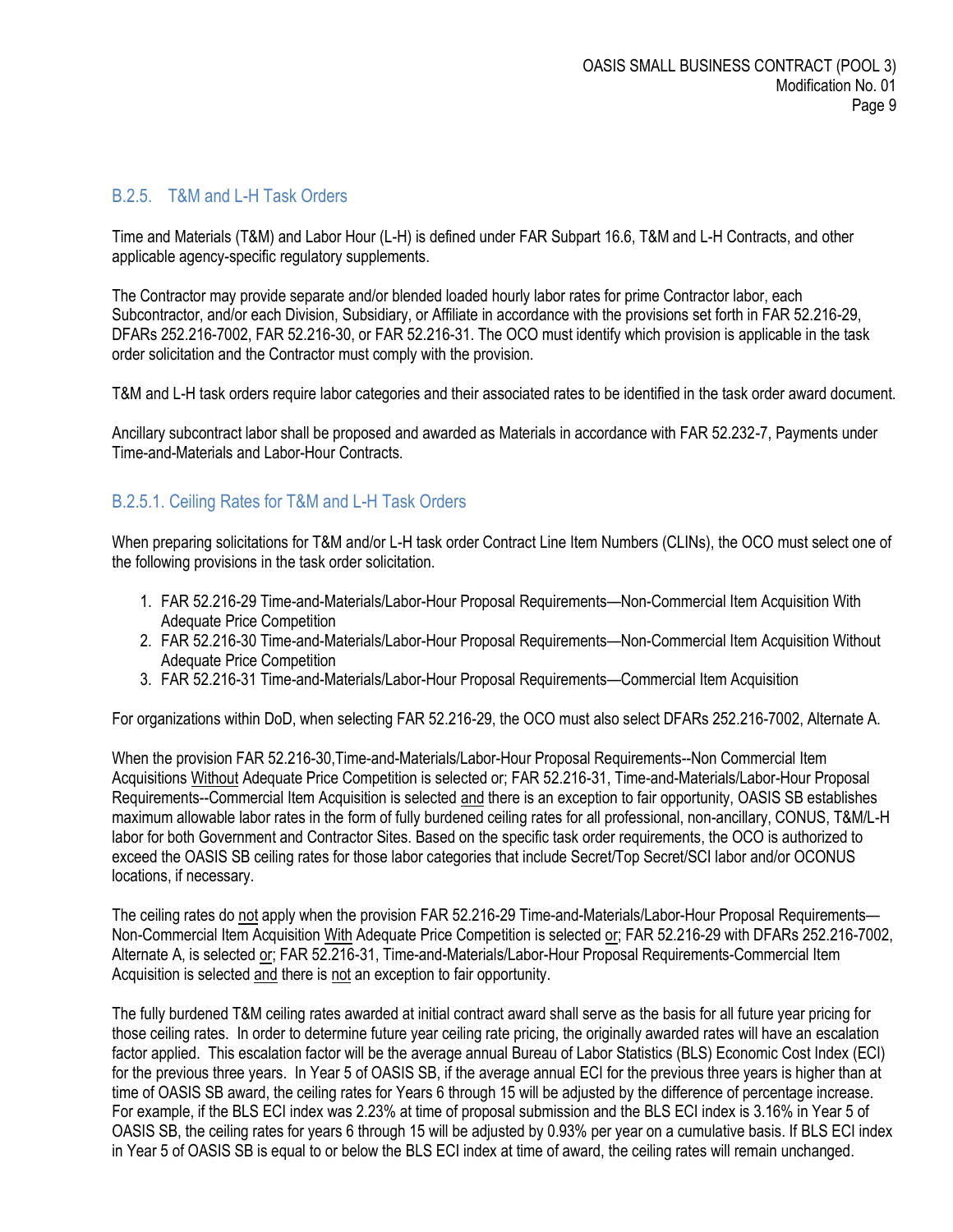## B.2.5. T&M and L-H Task Orders

Time and Materials (T&M) and Labor Hour (L-H) is defined under FAR Subpart 16.6, T&M and L-H Contracts, and other applicable agency-specific regulatory supplements.

The Contractor may provide separate and/or blended loaded hourly labor rates for prime Contractor labor, each Subcontractor, and/or each Division, Subsidiary, or Affiliate in accordance with the provisions set forth in FAR 52.216-29, DFARs 252.216-7002, FAR 52.216-30, or FAR 52.216-31. The OCO must identify which provision is applicable in the task order solicitation and the Contractor must comply with the provision.

T&M and L-H task orders require labor categories and their associated rates to be identified in the task order award document.

Ancillary subcontract labor shall be proposed and awarded as Materials in accordance with FAR 52.232-7, Payments under Time-and-Materials and Labor-Hour Contracts.

### B.2.5.1. Ceiling Rates for T&M and L-H Task Orders

When preparing solicitations for T&M and/or L-H task order Contract Line Item Numbers (CLINs), the OCO must select one of the following provisions in the task order solicitation.

1. FAR 52.216-29 Time-and-Materials/Labor-Hour Proposal Requirements—Non-Commercial Item Acquisition With Adequate Price Competition
2. FAR 52.216-30 Time-and-Materials/Labor-Hour Proposal Requirements—Non-Commercial Item Acquisition Without Adequate Price Competition
3. FAR 52.216-31 Time-and-Materials/Labor-Hour Proposal Requirements—Commercial Item Acquisition

For organizations within DoD, when selecting FAR 52.216-29, the OCO must also select DFARs 252.216-7002, Alternate A.

When the provision FAR 52.216-30,Time-and-Materials/Labor-Hour Proposal Requirements--Non Commercial Item Acquisitions <u>Without</u> Adequate Price Competition is selected or; FAR 52.216-31, Time-and-Materials/Labor-Hour Proposal Requirements--Commercial Item Acquisition is selected <u>and</u> there is an exception to fair opportunity, OASIS SB establishes maximum allowable labor rates in the form of fully burdened ceiling rates for all professional, non-ancillary, CONUS, T&M/L-H labor for both Government and Contractor Sites. Based on the specific task order requirements, the OCO is authorized to exceed the OASIS SB ceiling rates for those labor categories that include Secret/Top Secret/SCI labor and/or OCONUS locations, if necessary.

The ceiling rates do <u>not</u> apply when the provision FAR 52.216-29 Time-and-Materials/Labor-Hour Proposal Requirements—Non-Commercial Item Acquisition <u>With</u> Adequate Price Competition is selected <u>or</u>; FAR 52.216-29 with DFARs 252.216-7002, Alternate A, is selected <u>or</u>; FAR 52.216-31, Time-and-Materials/Labor-Hour Proposal Requirements-Commercial Item Acquisition is selected <u>and</u> there is <u>not</u> an exception to fair opportunity.

The fully burdened T&M ceiling rates awarded at initial contract award shall serve as the basis for all future year pricing for those ceiling rates. In order to determine future year ceiling rate pricing, the originally awarded rates will have an escalation factor applied. This escalation factor will be the average annual Bureau of Labor Statistics (BLS) Economic Cost Index (ECI) for the previous three years. In Year 5 of OASIS SB, if the average annual ECI for the previous three years is higher than at time of OASIS SB award, the ceiling rates for Years 6 through 15 will be adjusted by the difference of percentage increase. For example, if the BLS ECI index was 2.23% at time of proposal submission and the BLS ECI index is 3.16% in Year 5 of OASIS SB, the ceiling rates for years 6 through 15 will be adjusted by 0.93% per year on a cumulative basis. If BLS ECI index in Year 5 of OASIS SB is equal to or below the BLS ECI index at time of award, the ceiling rates will remain unchanged.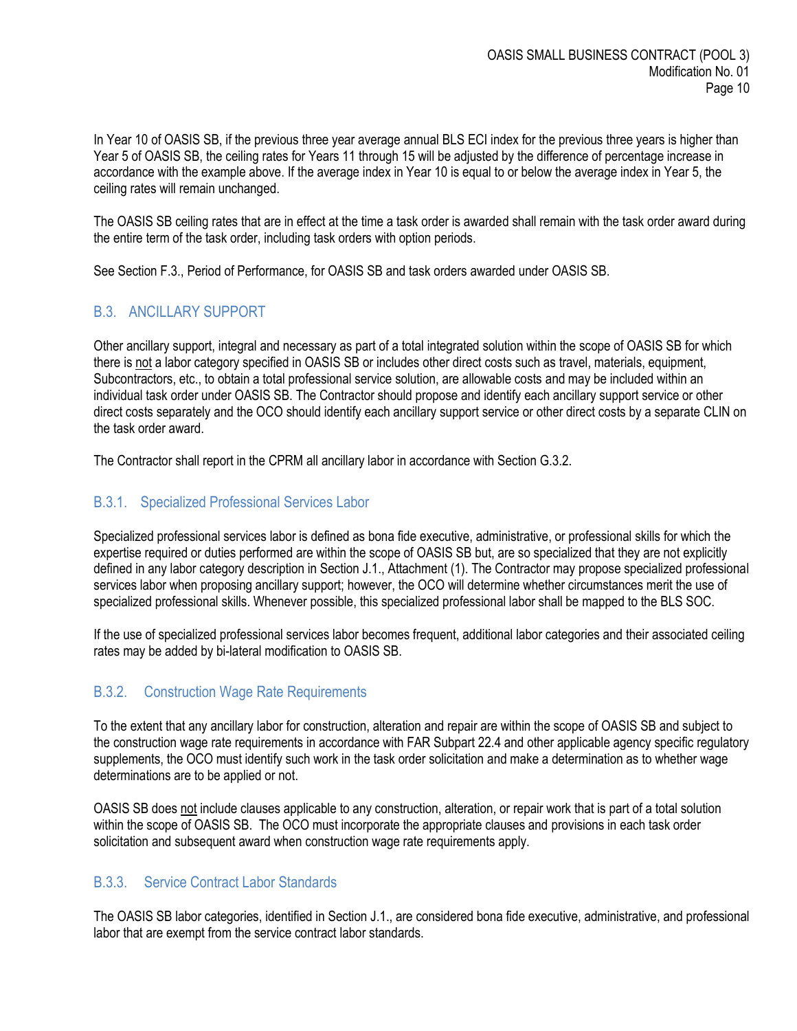In Year 10 of OASIS SB, if the previous three year average annual BLS ECI index for the previous three years is higher than Year 5 of OASIS SB, the ceiling rates for Years 11 through 15 will be adjusted by the difference of percentage increase in accordance with the example above. If the average index in Year 10 is equal to or below the average index in Year 5, the ceiling rates will remain unchanged.

The OASIS SB ceiling rates that are in effect at the time a task order is awarded shall remain with the task order award during the entire term of the task order, including task orders with option periods.

See Section F.3., Period of Performance, for OASIS SB and task orders awarded under OASIS SB.

## B.3. ANCILLARY SUPPORT

Other ancillary support, integral and necessary as part of a total integrated solution within the scope of OASIS SB for which there is not a labor category specified in OASIS SB or includes other direct costs such as travel, materials, equipment, Subcontractors, etc., to obtain a total professional service solution, are allowable costs and may be included within an individual task order under OASIS SB. The Contractor should propose and identify each ancillary support service or other direct costs separately and the OCO should identify each ancillary support service or other direct costs by a separate CLIN on the task order award.

The Contractor shall report in the CPRM all ancillary labor in accordance with Section G.3.2.

### B.3.1. Specialized Professional Services Labor

Specialized professional services labor is defined as bona fide executive, administrative, or professional skills for which the expertise required or duties performed are within the scope of OASIS SB but, are so specialized that they are not explicitly defined in any labor category description in Section J.1., Attachment (1). The Contractor may propose specialized professional services labor when proposing ancillary support; however, the OCO will determine whether circumstances merit the use of specialized professional skills. Whenever possible, this specialized professional labor shall be mapped to the BLS SOC.

If the use of specialized professional services labor becomes frequent, additional labor categories and their associated ceiling rates may be added by bi-lateral modification to OASIS SB.

### B.3.2. Construction Wage Rate Requirements

To the extent that any ancillary labor for construction, alteration and repair are within the scope of OASIS SB and subject to the construction wage rate requirements in accordance with FAR Subpart 22.4 and other applicable agency specific regulatory supplements, the OCO must identify such work in the task order solicitation and make a determination as to whether wage determinations are to be applied or not.

OASIS SB does not include clauses applicable to any construction, alteration, or repair work that is part of a total solution within the scope of OASIS SB. The OCO must incorporate the appropriate clauses and provisions in each task order solicitation and subsequent award when construction wage rate requirements apply.

### B.3.3. Service Contract Labor Standards

The OASIS SB labor categories, identified in Section J.1., are considered bona fide executive, administrative, and professional labor that are exempt from the service contract labor standards.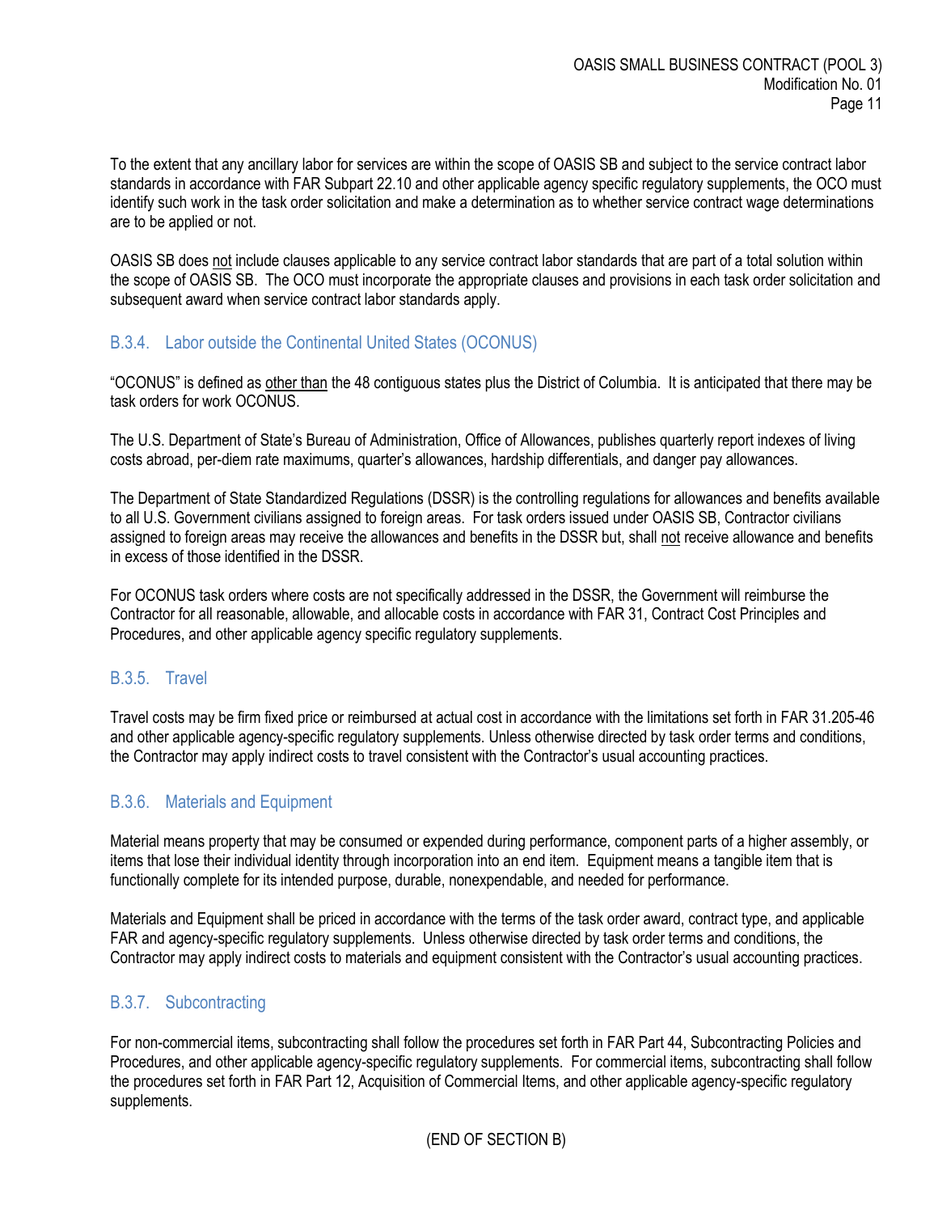To the extent that any ancillary labor for services are within the scope of OASIS SB and subject to the service contract labor standards in accordance with FAR Subpart 22.10 and other applicable agency specific regulatory supplements, the OCO must identify such work in the task order solicitation and make a determination as to whether service contract wage determinations are to be applied or not.

OASIS SB does not include clauses applicable to any service contract labor standards that are part of a total solution within the scope of OASIS SB. The OCO must incorporate the appropriate clauses and provisions in each task order solicitation and subsequent award when service contract labor standards apply.

### B.3.4. Labor outside the Continental United States (OCONUS)

"OCONUS" is defined as other than the 48 contiguous states plus the District of Columbia. It is anticipated that there may be task orders for work OCONUS.

The U.S. Department of State's Bureau of Administration, Office of Allowances, publishes quarterly report indexes of living costs abroad, per-diem rate maximums, quarter's allowances, hardship differentials, and danger pay allowances.

The Department of State Standardized Regulations (DSSR) is the controlling regulations for allowances and benefits available to all U.S. Government civilians assigned to foreign areas. For task orders issued under OASIS SB, Contractor civilians assigned to foreign areas may receive the allowances and benefits in the DSSR but, shall not receive allowance and benefits in excess of those identified in the DSSR.

For OCONUS task orders where costs are not specifically addressed in the DSSR, the Government will reimburse the Contractor for all reasonable, allowable, and allocable costs in accordance with FAR 31, Contract Cost Principles and Procedures, and other applicable agency specific regulatory supplements.

### B.3.5. Travel

Travel costs may be firm fixed price or reimbursed at actual cost in accordance with the limitations set forth in FAR 31.205-46 and other applicable agency-specific regulatory supplements. Unless otherwise directed by task order terms and conditions, the Contractor may apply indirect costs to travel consistent with the Contractor's usual accounting practices.

### B.3.6. Materials and Equipment

Material means property that may be consumed or expended during performance, component parts of a higher assembly, or items that lose their individual identity through incorporation into an end item. Equipment means a tangible item that is functionally complete for its intended purpose, durable, nonexpendable, and needed for performance.

Materials and Equipment shall be priced in accordance with the terms of the task order award, contract type, and applicable FAR and agency-specific regulatory supplements. Unless otherwise directed by task order terms and conditions, the Contractor may apply indirect costs to materials and equipment consistent with the Contractor's usual accounting practices.

### B.3.7. Subcontracting

For non-commercial items, subcontracting shall follow the procedures set forth in FAR Part 44, Subcontracting Policies and Procedures, and other applicable agency-specific regulatory supplements. For commercial items, subcontracting shall follow the procedures set forth in FAR Part 12, Acquisition of Commercial Items, and other applicable agency-specific regulatory supplements.

(END OF SECTION B)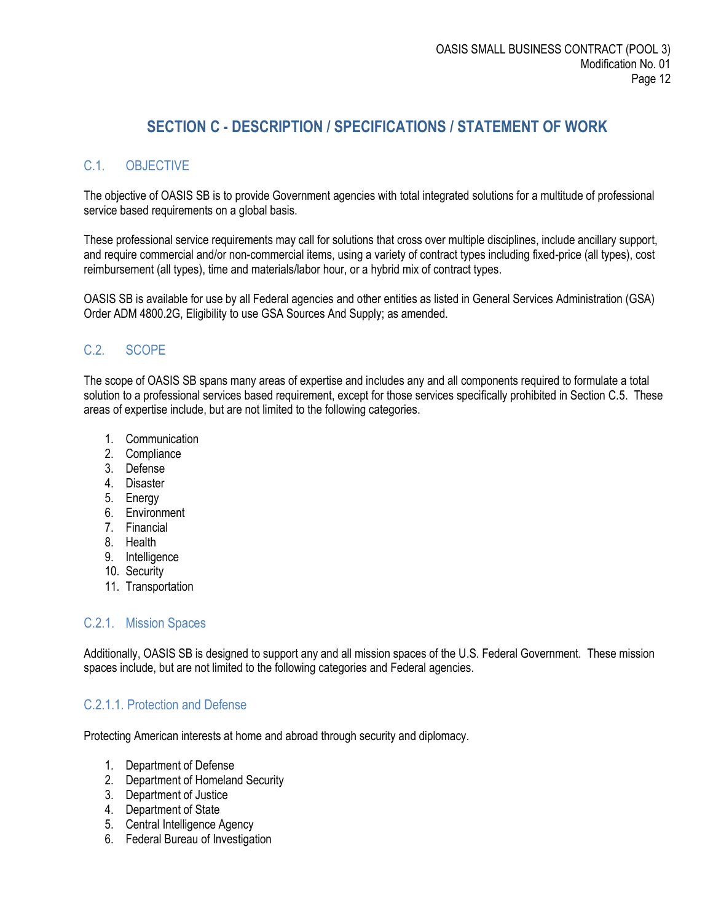# SECTION C - DESCRIPTION / SPECIFICATIONS / STATEMENT OF WORK

## C.1. OBJECTIVE

The objective of OASIS SB is to provide Government agencies with total integrated solutions for a multitude of professional service based requirements on a global basis.

These professional service requirements may call for solutions that cross over multiple disciplines, include ancillary support, and require commercial and/or non-commercial items, using a variety of contract types including fixed-price (all types), cost reimbursement (all types), time and materials/labor hour, or a hybrid mix of contract types.

OASIS SB is available for use by all Federal agencies and other entities as listed in General Services Administration (GSA) Order ADM 4800.2G, Eligibility to use GSA Sources And Supply; as amended.

## C.2. SCOPE

The scope of OASIS SB spans many areas of expertise and includes any and all components required to formulate a total solution to a professional services based requirement, except for those services specifically prohibited in Section C.5. These areas of expertise include, but are not limited to the following categories.

1. Communication
2. Compliance
3. Defense
4. Disaster
5. Energy
6. Environment
7. Financial
8. Health
9. Intelligence
10. Security
11. Transportation

### C.2.1. Mission Spaces

Additionally, OASIS SB is designed to support any and all mission spaces of the U.S. Federal Government. These mission spaces include, but are not limited to the following categories and Federal agencies.

#### C.2.1.1. Protection and Defense

Protecting American interests at home and abroad through security and diplomacy.

1. Department of Defense
2. Department of Homeland Security
3. Department of Justice
4. Department of State
5. Central Intelligence Agency
6. Federal Bureau of Investigation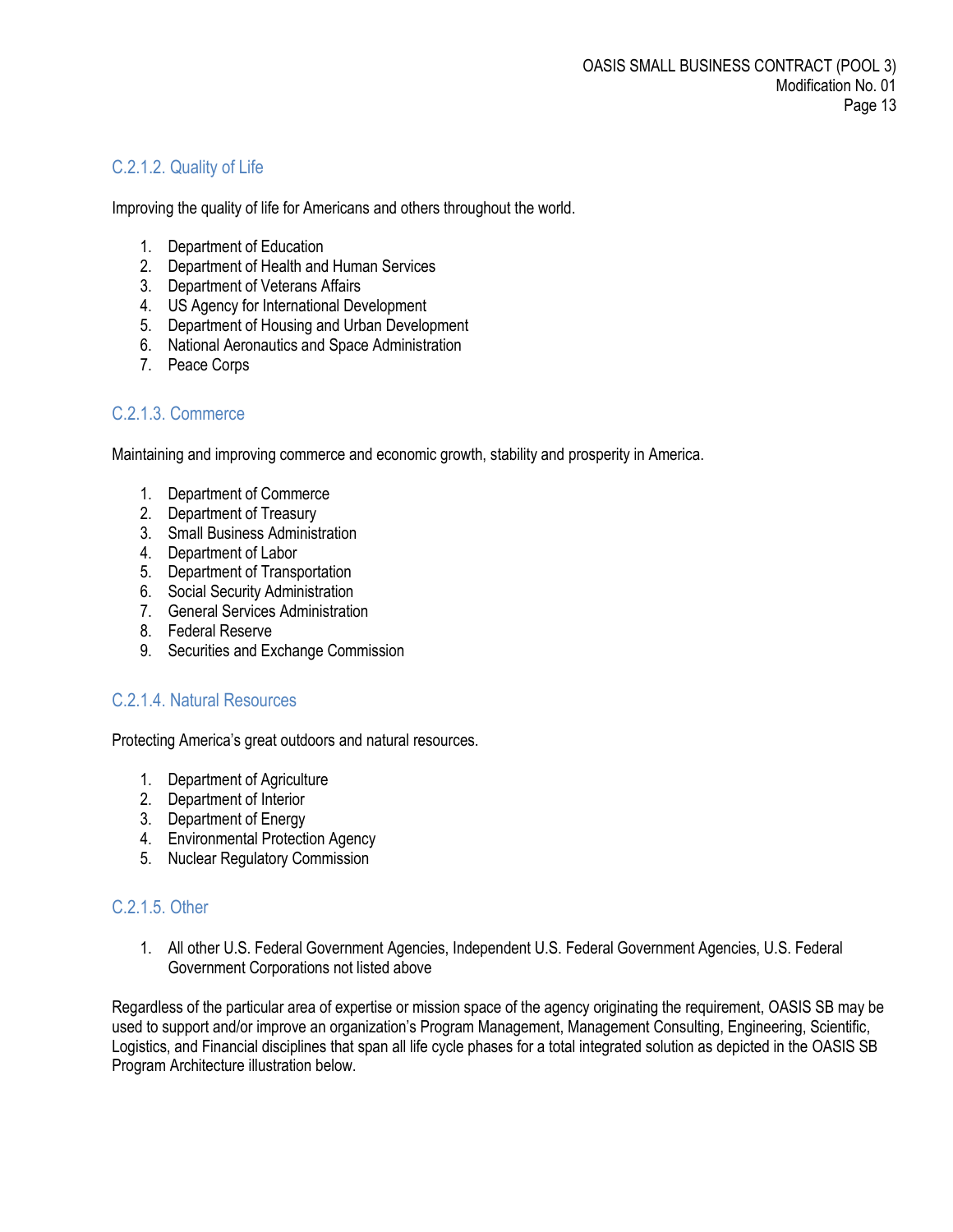### C.2.1.2. Quality of Life

Improving the quality of life for Americans and others throughout the world.

1. Department of Education
2. Department of Health and Human Services
3. Department of Veterans Affairs
4. US Agency for International Development
5. Department of Housing and Urban Development
6. National Aeronautics and Space Administration
7. Peace Corps

### C.2.1.3. Commerce

Maintaining and improving commerce and economic growth, stability and prosperity in America.

1. Department of Commerce
2. Department of Treasury
3. Small Business Administration
4. Department of Labor
5. Department of Transportation
6. Social Security Administration
7. General Services Administration
8. Federal Reserve
9. Securities and Exchange Commission

### C.2.1.4. Natural Resources

Protecting America's great outdoors and natural resources.

1. Department of Agriculture
2. Department of Interior
3. Department of Energy
4. Environmental Protection Agency
5. Nuclear Regulatory Commission

### C.2.1.5. Other

1. All other U.S. Federal Government Agencies, Independent U.S. Federal Government Agencies, U.S. Federal Government Corporations not listed above

Regardless of the particular area of expertise or mission space of the agency originating the requirement, OASIS SB may be used to support and/or improve an organization's Program Management, Management Consulting, Engineering, Scientific, Logistics, and Financial disciplines that span all life cycle phases for a total integrated solution as depicted in the OASIS SB Program Architecture illustration below.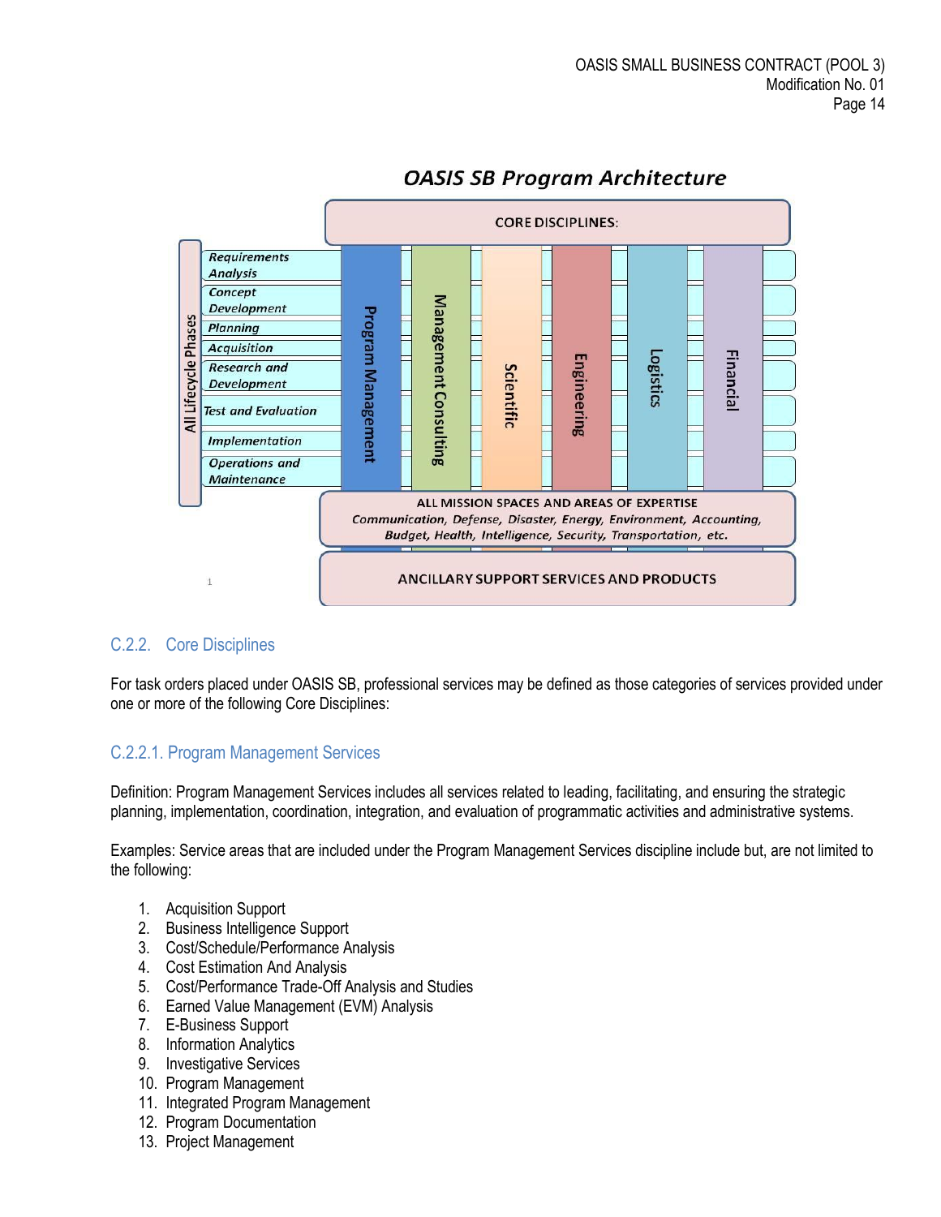## OASIS SB Program Architecture

CORE DISCIPLINES:

All Lifecycle Phases:

- *Requirements Analysis*
- *Concept Development*
- *Planning*
- *Acquisition*
- *Research and Development*
- *Test and Evaluation*
- *Implementation*
- *Operations and Maintenance*

Program Management | Management Consulting | Scientific | Engineering | Logistics | Financial

ALL MISSION SPACES AND AREAS OF EXPERTISE
*Communication, Defense, Disaster, Energy, Environment, Accounting, Budget, Health, Intelligence, Security, Transportation, etc.*

ANCILLARY SUPPORT SERVICES AND PRODUCTS

### C.2.2. Core Disciplines

For task orders placed under OASIS SB, professional services may be defined as those categories of services provided under one or more of the following Core Disciplines:

#### C.2.2.1. Program Management Services

Definition: Program Management Services includes all services related to leading, facilitating, and ensuring the strategic planning, implementation, coordination, integration, and evaluation of programmatic activities and administrative systems.

Examples: Service areas that are included under the Program Management Services discipline include but, are not limited to the following:

1. Acquisition Support
2. Business Intelligence Support
3. Cost/Schedule/Performance Analysis
4. Cost Estimation And Analysis
5. Cost/Performance Trade-Off Analysis and Studies
6. Earned Value Management (EVM) Analysis
7. E-Business Support
8. Information Analytics
9. Investigative Services
10. Program Management
11. Integrated Program Management
12. Program Documentation
13. Project Management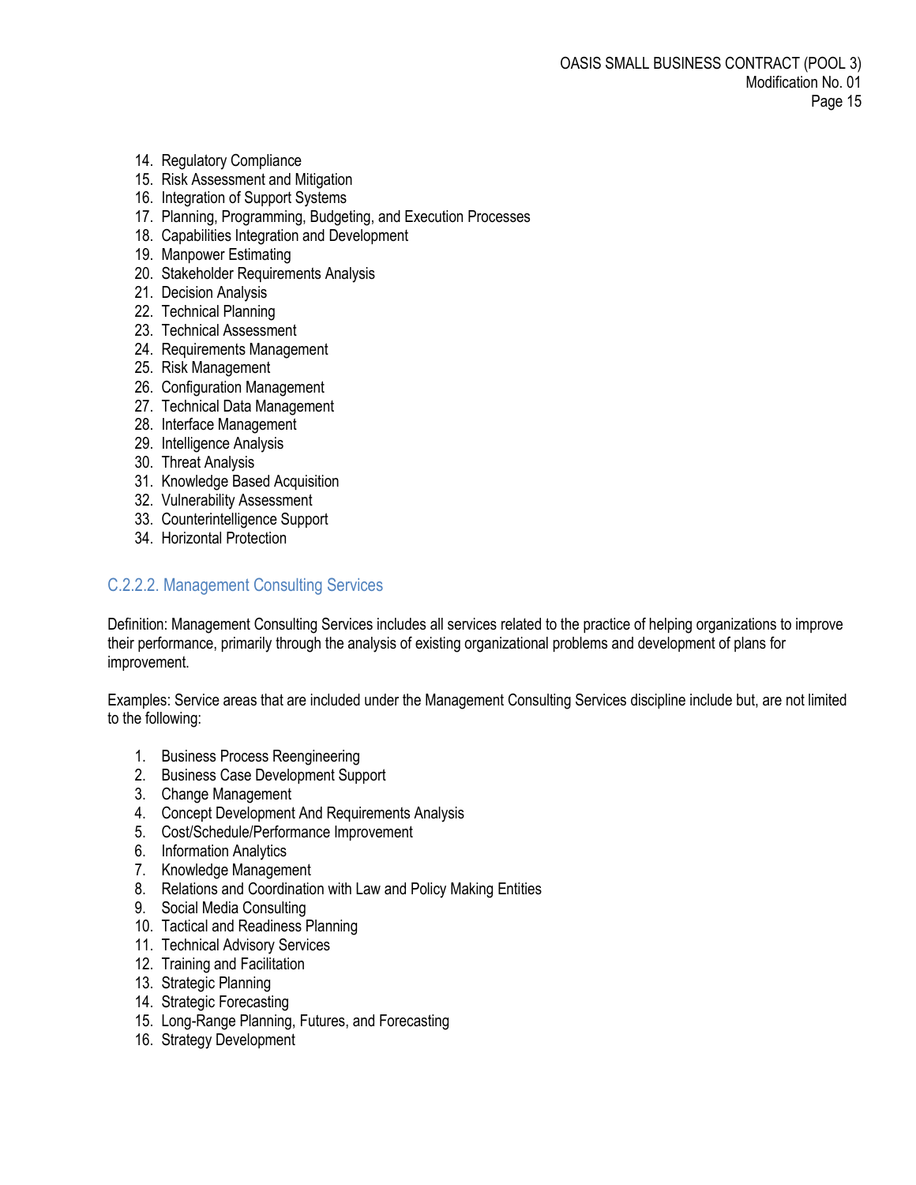14. Regulatory Compliance
15. Risk Assessment and Mitigation
16. Integration of Support Systems
17. Planning, Programming, Budgeting, and Execution Processes
18. Capabilities Integration and Development
19. Manpower Estimating
20. Stakeholder Requirements Analysis
21. Decision Analysis
22. Technical Planning
23. Technical Assessment
24. Requirements Management
25. Risk Management
26. Configuration Management
27. Technical Data Management
28. Interface Management
29. Intelligence Analysis
30. Threat Analysis
31. Knowledge Based Acquisition
32. Vulnerability Assessment
33. Counterintelligence Support
34. Horizontal Protection

### C.2.2.2. Management Consulting Services

Definition: Management Consulting Services includes all services related to the practice of helping organizations to improve their performance, primarily through the analysis of existing organizational problems and development of plans for improvement.

Examples: Service areas that are included under the Management Consulting Services discipline include but, are not limited to the following:

1. Business Process Reengineering
2. Business Case Development Support
3. Change Management
4. Concept Development And Requirements Analysis
5. Cost/Schedule/Performance Improvement
6. Information Analytics
7. Knowledge Management
8. Relations and Coordination with Law and Policy Making Entities
9. Social Media Consulting
10. Tactical and Readiness Planning
11. Technical Advisory Services
12. Training and Facilitation
13. Strategic Planning
14. Strategic Forecasting
15. Long-Range Planning, Futures, and Forecasting
16. Strategy Development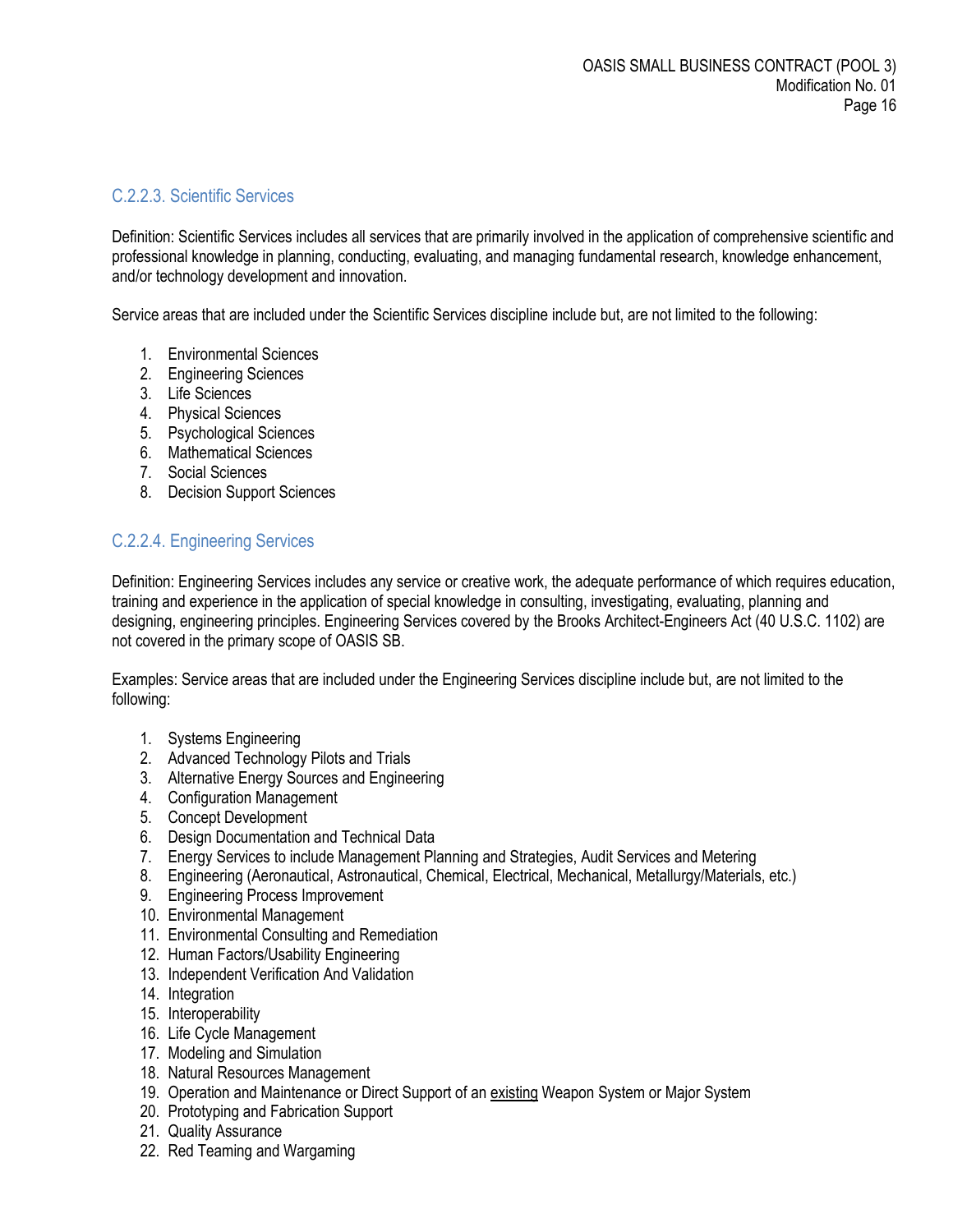### C.2.2.3. Scientific Services

Definition: Scientific Services includes all services that are primarily involved in the application of comprehensive scientific and professional knowledge in planning, conducting, evaluating, and managing fundamental research, knowledge enhancement, and/or technology development and innovation.

Service areas that are included under the Scientific Services discipline include but, are not limited to the following:

1. Environmental Sciences
2. Engineering Sciences
3. Life Sciences
4. Physical Sciences
5. Psychological Sciences
6. Mathematical Sciences
7. Social Sciences
8. Decision Support Sciences

### C.2.2.4. Engineering Services

Definition: Engineering Services includes any service or creative work, the adequate performance of which requires education, training and experience in the application of special knowledge in consulting, investigating, evaluating, planning and designing, engineering principles. Engineering Services covered by the Brooks Architect-Engineers Act (40 U.S.C. 1102) are not covered in the primary scope of OASIS SB.

Examples: Service areas that are included under the Engineering Services discipline include but, are not limited to the following:

1. Systems Engineering
2. Advanced Technology Pilots and Trials
3. Alternative Energy Sources and Engineering
4. Configuration Management
5. Concept Development
6. Design Documentation and Technical Data
7. Energy Services to include Management Planning and Strategies, Audit Services and Metering
8. Engineering (Aeronautical, Astronautical, Chemical, Electrical, Mechanical, Metallurgy/Materials, etc.)
9. Engineering Process Improvement
10. Environmental Management
11. Environmental Consulting and Remediation
12. Human Factors/Usability Engineering
13. Independent Verification And Validation
14. Integration
15. Interoperability
16. Life Cycle Management
17. Modeling and Simulation
18. Natural Resources Management
19. Operation and Maintenance or Direct Support of an <u>existing</u> Weapon System or Major System
20. Prototyping and Fabrication Support
21. Quality Assurance
22. Red Teaming and Wargaming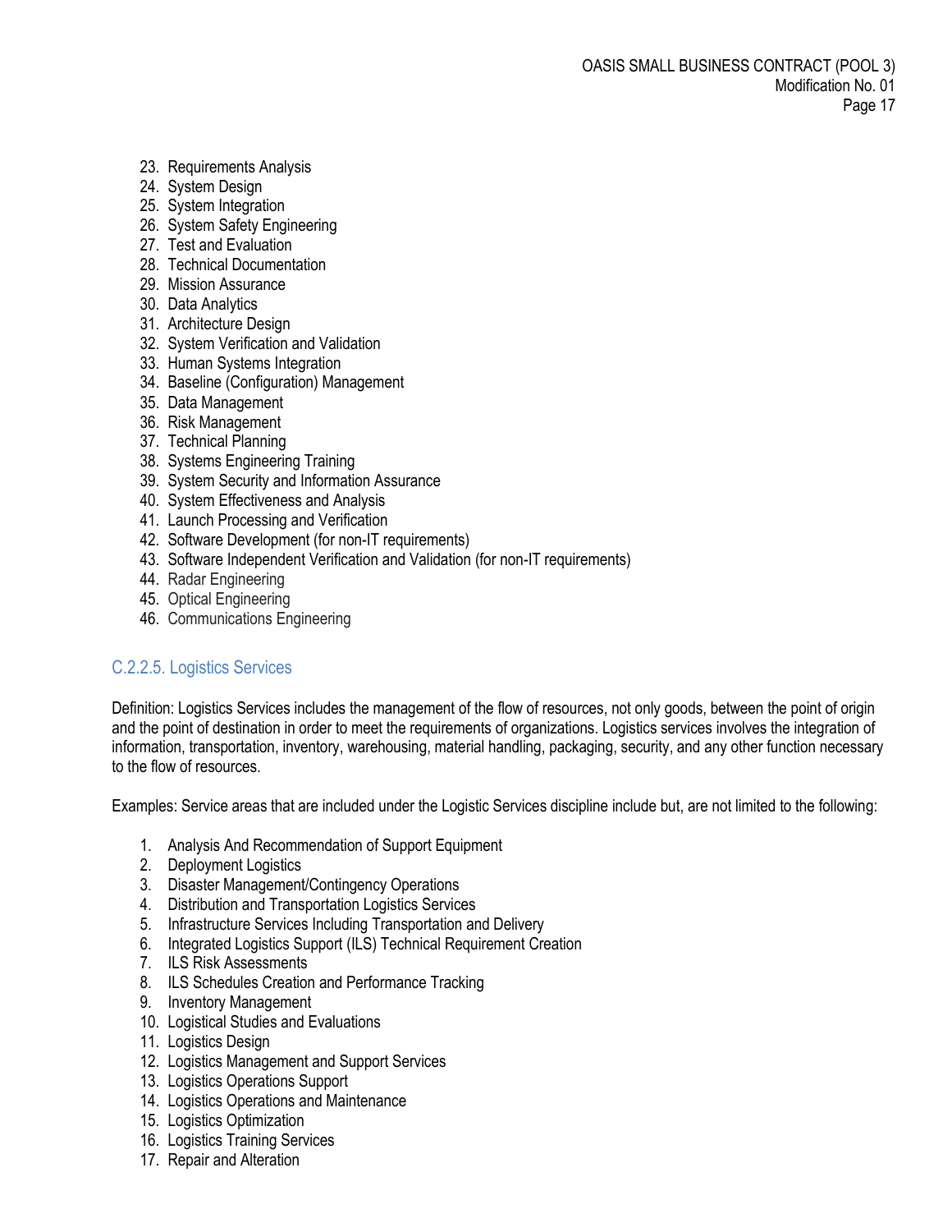23. Requirements Analysis
24. System Design
25. System Integration
26. System Safety Engineering
27. Test and Evaluation
28. Technical Documentation
29. Mission Assurance
30. Data Analytics
31. Architecture Design
32. System Verification and Validation
33. Human Systems Integration
34. Baseline (Configuration) Management
35. Data Management
36. Risk Management
37. Technical Planning
38. Systems Engineering Training
39. System Security and Information Assurance
40. System Effectiveness and Analysis
41. Launch Processing and Verification
42. Software Development (for non-IT requirements)
43. Software Independent Verification and Validation (for non-IT requirements)
44. Radar Engineering
45. Optical Engineering
46. Communications Engineering

### C.2.2.5. Logistics Services

Definition: Logistics Services includes the management of the flow of resources, not only goods, between the point of origin and the point of destination in order to meet the requirements of organizations. Logistics services involves the integration of information, transportation, inventory, warehousing, material handling, packaging, security, and any other function necessary to the flow of resources.

Examples: Service areas that are included under the Logistic Services discipline include but, are not limited to the following:

1. Analysis And Recommendation of Support Equipment
2. Deployment Logistics
3. Disaster Management/Contingency Operations
4. Distribution and Transportation Logistics Services
5. Infrastructure Services Including Transportation and Delivery
6. Integrated Logistics Support (ILS) Technical Requirement Creation
7. ILS Risk Assessments
8. ILS Schedules Creation and Performance Tracking
9. Inventory Management
10. Logistical Studies and Evaluations
11. Logistics Design
12. Logistics Management and Support Services
13. Logistics Operations Support
14. Logistics Operations and Maintenance
15. Logistics Optimization
16. Logistics Training Services
17. Repair and Alteration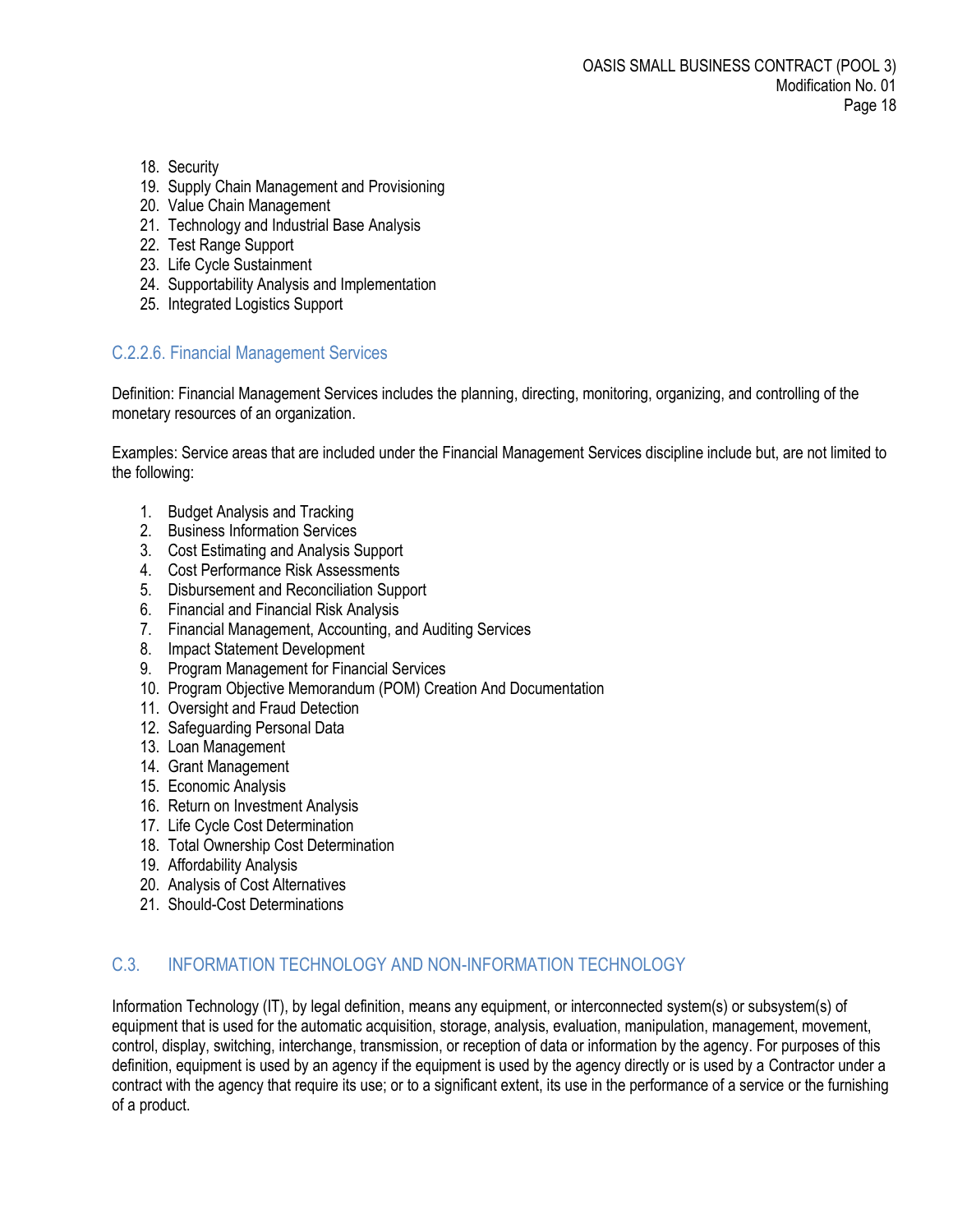18. Security
19. Supply Chain Management and Provisioning
20. Value Chain Management
21. Technology and Industrial Base Analysis
22. Test Range Support
23. Life Cycle Sustainment
24. Supportability Analysis and Implementation
25. Integrated Logistics Support

### C.2.2.6. Financial Management Services

Definition: Financial Management Services includes the planning, directing, monitoring, organizing, and controlling of the monetary resources of an organization.

Examples: Service areas that are included under the Financial Management Services discipline include but, are not limited to the following:

1. Budget Analysis and Tracking
2. Business Information Services
3. Cost Estimating and Analysis Support
4. Cost Performance Risk Assessments
5. Disbursement and Reconciliation Support
6. Financial and Financial Risk Analysis
7. Financial Management, Accounting, and Auditing Services
8. Impact Statement Development
9. Program Management for Financial Services
10. Program Objective Memorandum (POM) Creation And Documentation
11. Oversight and Fraud Detection
12. Safeguarding Personal Data
13. Loan Management
14. Grant Management
15. Economic Analysis
16. Return on Investment Analysis
17. Life Cycle Cost Determination
18. Total Ownership Cost Determination
19. Affordability Analysis
20. Analysis of Cost Alternatives
21. Should-Cost Determinations

## C.3. INFORMATION TECHNOLOGY AND NON-INFORMATION TECHNOLOGY

Information Technology (IT), by legal definition, means any equipment, or interconnected system(s) or subsystem(s) of equipment that is used for the automatic acquisition, storage, analysis, evaluation, manipulation, management, movement, control, display, switching, interchange, transmission, or reception of data or information by the agency. For purposes of this definition, equipment is used by an agency if the equipment is used by the agency directly or is used by a Contractor under a contract with the agency that require its use; or to a significant extent, its use in the performance of a service or the furnishing of a product.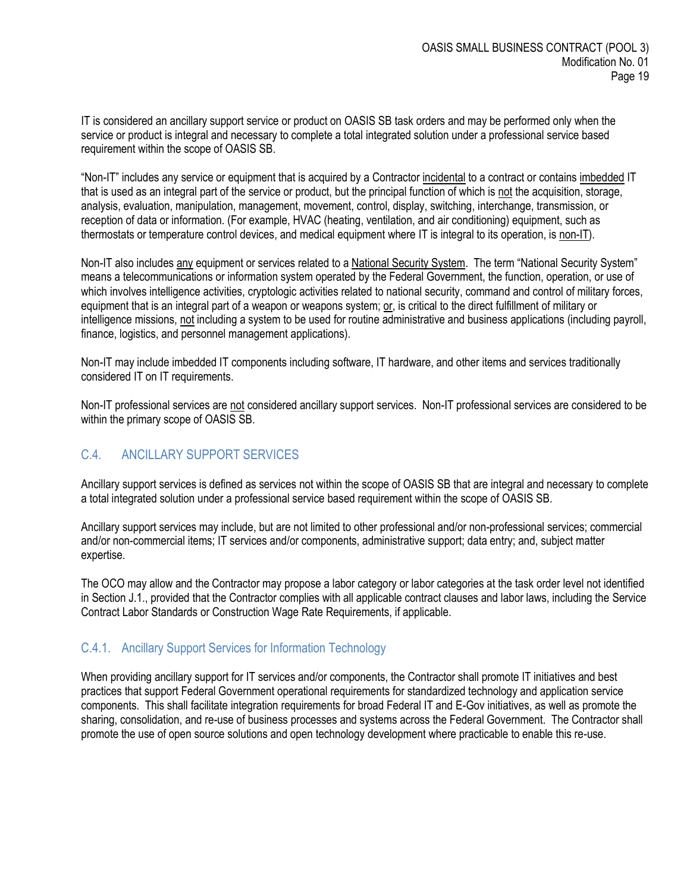IT is considered an ancillary support service or product on OASIS SB task orders and may be performed only when the service or product is integral and necessary to complete a total integrated solution under a professional service based requirement within the scope of OASIS SB.

"Non-IT" includes any service or equipment that is acquired by a Contractor incidental to a contract or contains imbedded IT that is used as an integral part of the service or product, but the principal function of which is not the acquisition, storage, analysis, evaluation, manipulation, management, movement, control, display, switching, interchange, transmission, or reception of data or information. (For example, HVAC (heating, ventilation, and air conditioning) equipment, such as thermostats or temperature control devices, and medical equipment where IT is integral to its operation, is non-IT).

Non-IT also includes any equipment or services related to a National Security System. The term "National Security System" means a telecommunications or information system operated by the Federal Government, the function, operation, or use of which involves intelligence activities, cryptologic activities related to national security, command and control of military forces, equipment that is an integral part of a weapon or weapons system; or, is critical to the direct fulfillment of military or intelligence missions, not including a system to be used for routine administrative and business applications (including payroll, finance, logistics, and personnel management applications).

Non-IT may include imbedded IT components including software, IT hardware, and other items and services traditionally considered IT on IT requirements.

Non-IT professional services are not considered ancillary support services. Non-IT professional services are considered to be within the primary scope of OASIS SB.

## C.4. ANCILLARY SUPPORT SERVICES

Ancillary support services is defined as services not within the scope of OASIS SB that are integral and necessary to complete a total integrated solution under a professional service based requirement within the scope of OASIS SB.

Ancillary support services may include, but are not limited to other professional and/or non-professional services; commercial and/or non-commercial items; IT services and/or components, administrative support; data entry; and, subject matter expertise.

The OCO may allow and the Contractor may propose a labor category or labor categories at the task order level not identified in Section J.1., provided that the Contractor complies with all applicable contract clauses and labor laws, including the Service Contract Labor Standards or Construction Wage Rate Requirements, if applicable.

### C.4.1. Ancillary Support Services for Information Technology

When providing ancillary support for IT services and/or components, the Contractor shall promote IT initiatives and best practices that support Federal Government operational requirements for standardized technology and application service components. This shall facilitate integration requirements for broad Federal IT and E-Gov initiatives, as well as promote the sharing, consolidation, and re-use of business processes and systems across the Federal Government. The Contractor shall promote the use of open source solutions and open technology development where practicable to enable this re-use.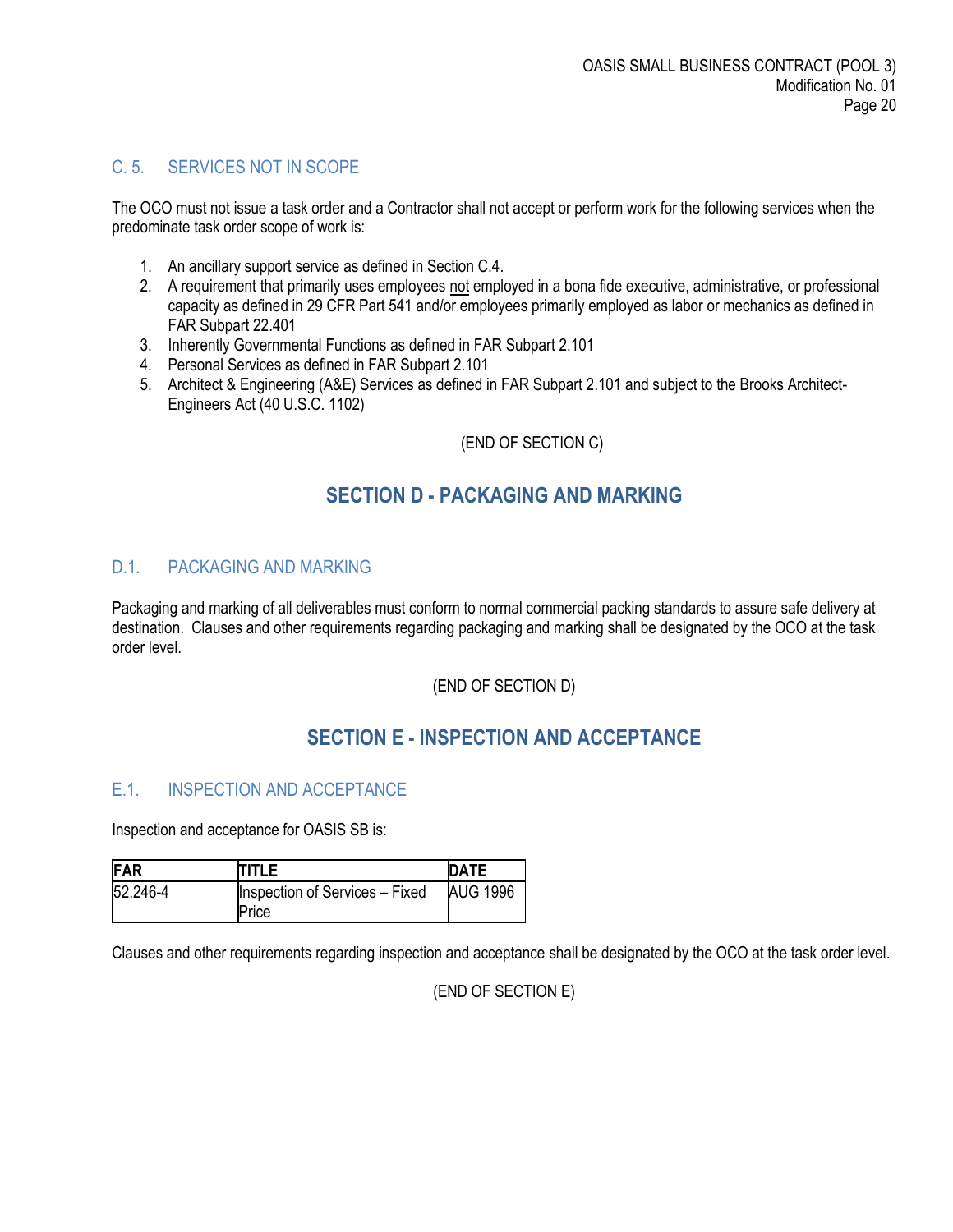### C. 5. SERVICES NOT IN SCOPE

The OCO must not issue a task order and a Contractor shall not accept or perform work for the following services when the predominate task order scope of work is:

1. An ancillary support service as defined in Section C.4.
2. A requirement that primarily uses employees not employed in a bona fide executive, administrative, or professional capacity as defined in 29 CFR Part 541 and/or employees primarily employed as labor or mechanics as defined in FAR Subpart 22.401
3. Inherently Governmental Functions as defined in FAR Subpart 2.101
4. Personal Services as defined in FAR Subpart 2.101
5. Architect & Engineering (A&E) Services as defined in FAR Subpart 2.101 and subject to the Brooks Architect-Engineers Act (40 U.S.C. 1102)

(END OF SECTION C)

## SECTION D - PACKAGING AND MARKING

### D.1. PACKAGING AND MARKING

Packaging and marking of all deliverables must conform to normal commercial packing standards to assure safe delivery at destination. Clauses and other requirements regarding packaging and marking shall be designated by the OCO at the task order level.

(END OF SECTION D)

## SECTION E - INSPECTION AND ACCEPTANCE

### E.1. INSPECTION AND ACCEPTANCE

Inspection and acceptance for OASIS SB is:

| FAR | TITLE | DATE |
|---|---|---|
| 52.246-4 | Inspection of Services – Fixed Price | AUG 1996 |

Clauses and other requirements regarding inspection and acceptance shall be designated by the OCO at the task order level.

(END OF SECTION E)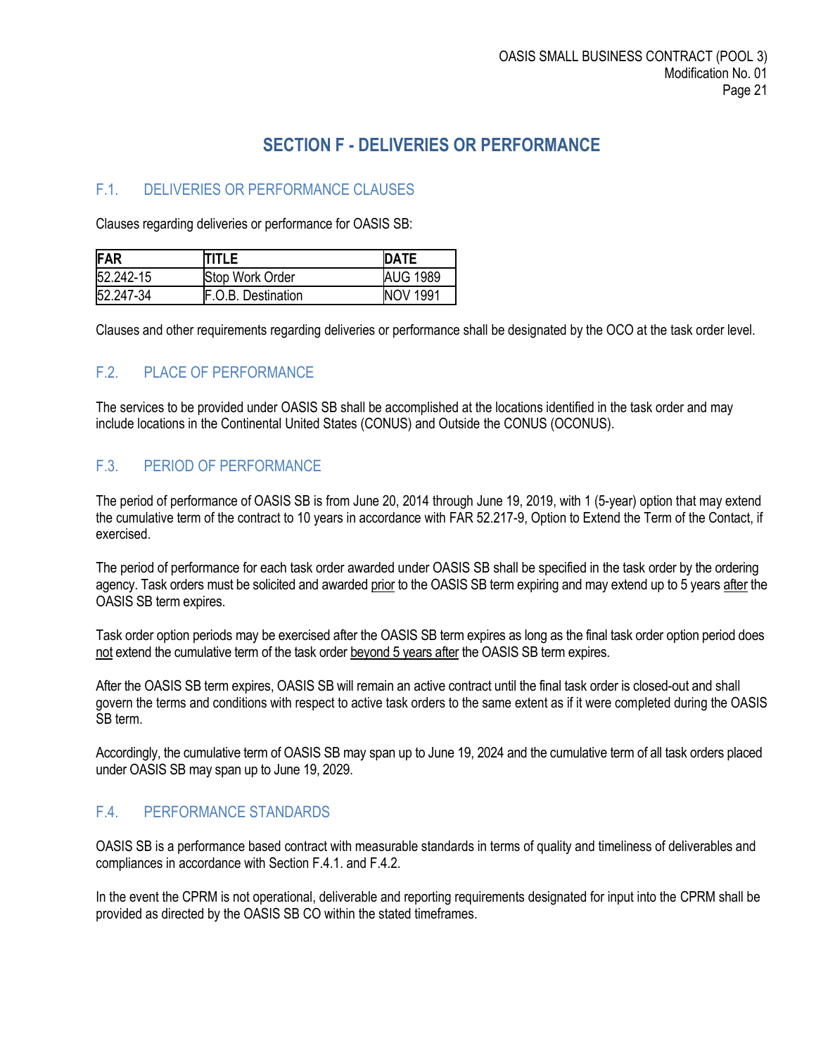# SECTION F - DELIVERIES OR PERFORMANCE

## F.1. DELIVERIES OR PERFORMANCE CLAUSES

Clauses regarding deliveries or performance for OASIS SB:

| FAR | TITLE | DATE |
|---|---|---|
| 52.242-15 | Stop Work Order | AUG 1989 |
| 52.247-34 | F.O.B. Destination | NOV 1991 |

Clauses and other requirements regarding deliveries or performance shall be designated by the OCO at the task order level.

## F.2. PLACE OF PERFORMANCE

The services to be provided under OASIS SB shall be accomplished at the locations identified in the task order and may include locations in the Continental United States (CONUS) and Outside the CONUS (OCONUS).

## F.3. PERIOD OF PERFORMANCE

The period of performance of OASIS SB is from June 20, 2014 through June 19, 2019, with 1 (5-year) option that may extend the cumulative term of the contract to 10 years in accordance with FAR 52.217-9, Option to Extend the Term of the Contact, if exercised.

The period of performance for each task order awarded under OASIS SB shall be specified in the task order by the ordering agency. Task orders must be solicited and awarded <u>prior</u> to the OASIS SB term expiring and may extend up to 5 years <u>after</u> the OASIS SB term expires.

Task order option periods may be exercised after the OASIS SB term expires as long as the final task order option period does <u>not</u> extend the cumulative term of the task order <u>beyond 5 years after</u> the OASIS SB term expires.

After the OASIS SB term expires, OASIS SB will remain an active contract until the final task order is closed-out and shall govern the terms and conditions with respect to active task orders to the same extent as if it were completed during the OASIS SB term.

Accordingly, the cumulative term of OASIS SB may span up to June 19, 2024 and the cumulative term of all task orders placed under OASIS SB may span up to June 19, 2029.

## F.4. PERFORMANCE STANDARDS

OASIS SB is a performance based contract with measurable standards in terms of quality and timeliness of deliverables and compliances in accordance with Section F.4.1. and F.4.2.

In the event the CPRM is not operational, deliverable and reporting requirements designated for input into the CPRM shall be provided as directed by the OASIS SB CO within the stated timeframes.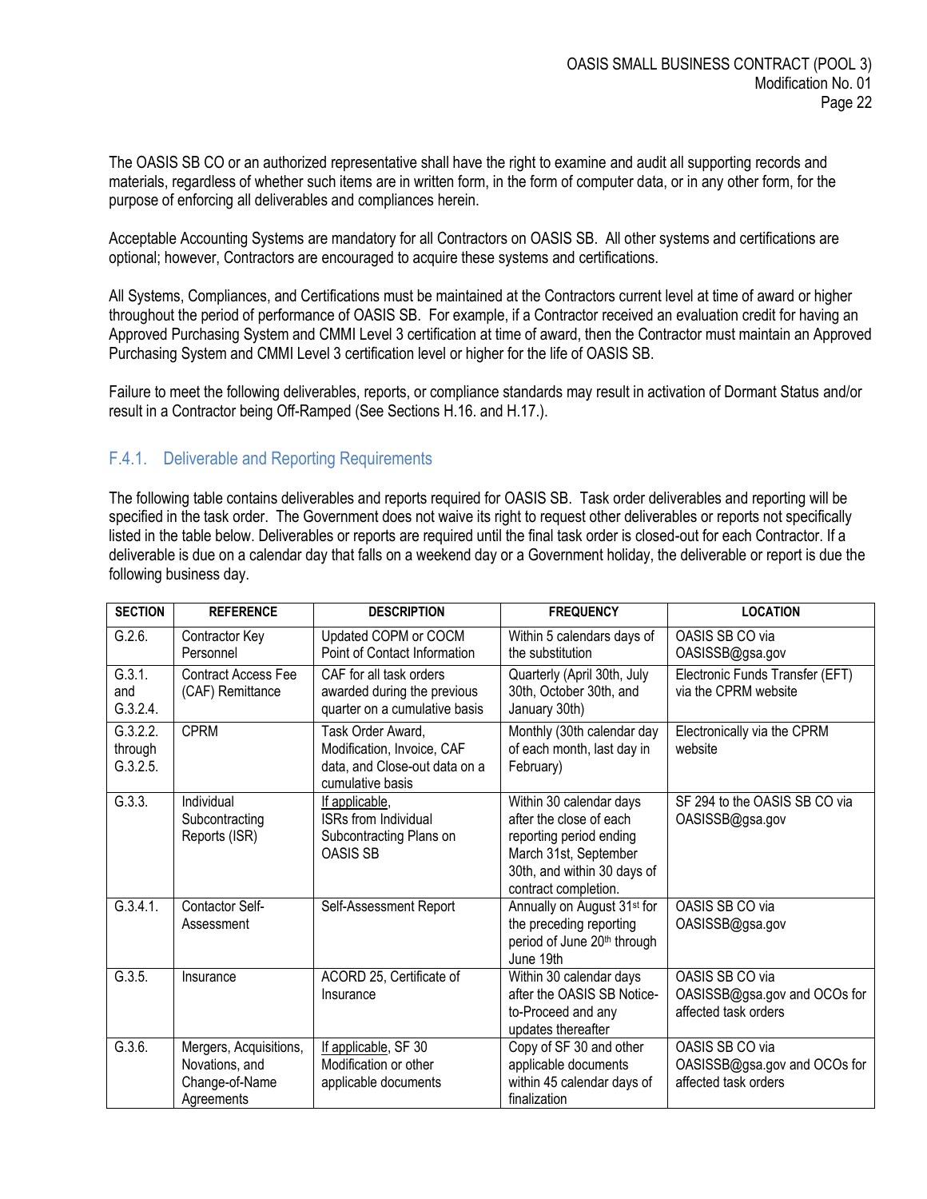The OASIS SB CO or an authorized representative shall have the right to examine and audit all supporting records and materials, regardless of whether such items are in written form, in the form of computer data, or in any other form, for the purpose of enforcing all deliverables and compliances herein.

Acceptable Accounting Systems are mandatory for all Contractors on OASIS SB. All other systems and certifications are optional; however, Contractors are encouraged to acquire these systems and certifications.

All Systems, Compliances, and Certifications must be maintained at the Contractors current level at time of award or higher throughout the period of performance of OASIS SB. For example, if a Contractor received an evaluation credit for having an Approved Purchasing System and CMMI Level 3 certification at time of award, then the Contractor must maintain an Approved Purchasing System and CMMI Level 3 certification level or higher for the life of OASIS SB.

Failure to meet the following deliverables, reports, or compliance standards may result in activation of Dormant Status and/or result in a Contractor being Off-Ramped (See Sections H.16. and H.17.).

### F.4.1. Deliverable and Reporting Requirements

The following table contains deliverables and reports required for OASIS SB. Task order deliverables and reporting will be specified in the task order. The Government does not waive its right to request other deliverables or reports not specifically listed in the table below. Deliverables or reports are required until the final task order is closed-out for each Contractor. If a deliverable is due on a calendar day that falls on a weekend day or a Government holiday, the deliverable or report is due the following business day.

| SECTION | REFERENCE | DESCRIPTION | FREQUENCY | LOCATION |
|---|---|---|---|---|
| G.2.6. | Contractor Key Personnel | Updated COPM or COCM Point of Contact Information | Within 5 calendars days of the substitution | OASIS SB CO via OASISSB@gsa.gov |
| G.3.1. and G.3.2.4. | Contract Access Fee (CAF) Remittance | CAF for all task orders awarded during the previous quarter on a cumulative basis | Quarterly (April 30th, July 30th, October 30th, and January 30th) | Electronic Funds Transfer (EFT) via the CPRM website |
| G.3.2.2. through G.3.2.5. | CPRM | Task Order Award, Modification, Invoice, CAF data, and Close-out data on a cumulative basis | Monthly (30th calendar day of each month, last day in February) | Electronically via the CPRM website |
| G.3.3. | Individual Subcontracting Reports (ISR) | If applicable, ISRs from Individual Subcontracting Plans on OASIS SB | Within 30 calendar days after the close of each reporting period ending March 31st, September 30th, and within 30 days of contract completion. | SF 294 to the OASIS SB CO via OASISSB@gsa.gov |
| G.3.4.1. | Contactor Self-Assessment | Self-Assessment Report | Annually on August 31st for the preceding reporting period of June 20th through June 19th | OASIS SB CO via OASISSB@gsa.gov |
| G.3.5. | Insurance | ACORD 25, Certificate of Insurance | Within 30 calendar days after the OASIS SB Notice-to-Proceed and any updates thereafter | OASIS SB CO via OASISSB@gsa.gov and OCOs for affected task orders |
| G.3.6. | Mergers, Acquisitions, Novations, and Change-of-Name Agreements | If applicable, SF 30 Modification or other applicable documents | Copy of SF 30 and other applicable documents within 45 calendar days of finalization | OASIS SB CO via OASISSB@gsa.gov and OCOs for affected task orders |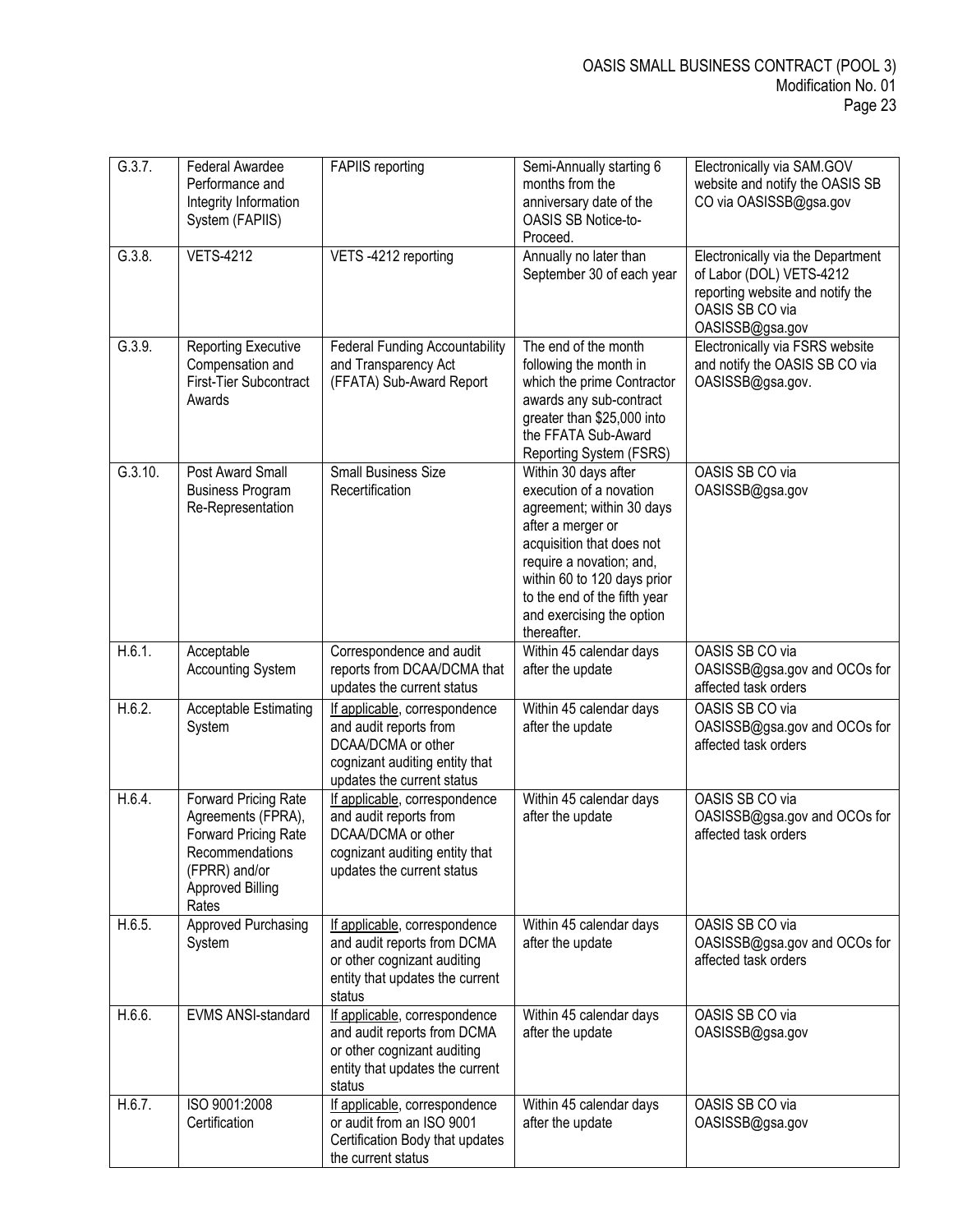| G.3.7. | Federal Awardee Performance and Integrity Information System (FAPIIS) | FAPIIS reporting | Semi-Annually starting 6 months from the anniversary date of the OASIS SB Notice-to-Proceed. | Electronically via SAM.GOV website and notify the OASIS SB CO via OASISSB@gsa.gov |
|---|---|---|---|---|
| G.3.8. | VETS-4212 | VETS -4212 reporting | Annually no later than September 30 of each year | Electronically via the Department of Labor (DOL) VETS-4212 reporting website and notify the OASIS SB CO via OASISSB@gsa.gov |
| G.3.9. | Reporting Executive Compensation and First-Tier Subcontract Awards | Federal Funding Accountability and Transparency Act (FFATA) Sub-Award Report | The end of the month following the month in which the prime Contractor awards any sub-contract greater than $25,000 into the FFATA Sub-Award Reporting System (FSRS) | Electronically via FSRS website and notify the OASIS SB CO via OASISSB@gsa.gov. |
| G.3.10. | Post Award Small Business Program Re-Representation | Small Business Size Recertification | Within 30 days after execution of a novation agreement; within 30 days after a merger or acquisition that does not require a novation; and, within 60 to 120 days prior to the end of the fifth year and exercising the option thereafter. | OASIS SB CO via OASISSB@gsa.gov |
| H.6.1. | Acceptable Accounting System | Correspondence and audit reports from DCAA/DCMA that updates the current status | Within 45 calendar days after the update | OASIS SB CO via OASISSB@gsa.gov and OCOs for affected task orders |
| H.6.2. | Acceptable Estimating System | If applicable, correspondence and audit reports from DCAA/DCMA or other cognizant auditing entity that updates the current status | Within 45 calendar days after the update | OASIS SB CO via OASISSB@gsa.gov and OCOs for affected task orders |
| H.6.4. | Forward Pricing Rate Agreements (FPRA), Forward Pricing Rate Recommendations (FPRR) and/or Approved Billing Rates | If applicable, correspondence and audit reports from DCAA/DCMA or other cognizant auditing entity that updates the current status | Within 45 calendar days after the update | OASIS SB CO via OASISSB@gsa.gov and OCOs for affected task orders |
| H.6.5. | Approved Purchasing System | If applicable, correspondence and audit reports from DCMA or other cognizant auditing entity that updates the current status | Within 45 calendar days after the update | OASIS SB CO via OASISSB@gsa.gov and OCOs for affected task orders |
| H.6.6. | EVMS ANSI-standard | If applicable, correspondence and audit reports from DCMA or other cognizant auditing entity that updates the current status | Within 45 calendar days after the update | OASIS SB CO via OASISSB@gsa.gov |
| H.6.7. | ISO 9001:2008 Certification | If applicable, correspondence or audit from an ISO 9001 Certification Body that updates the current status | Within 45 calendar days after the update | OASIS SB CO via OASISSB@gsa.gov |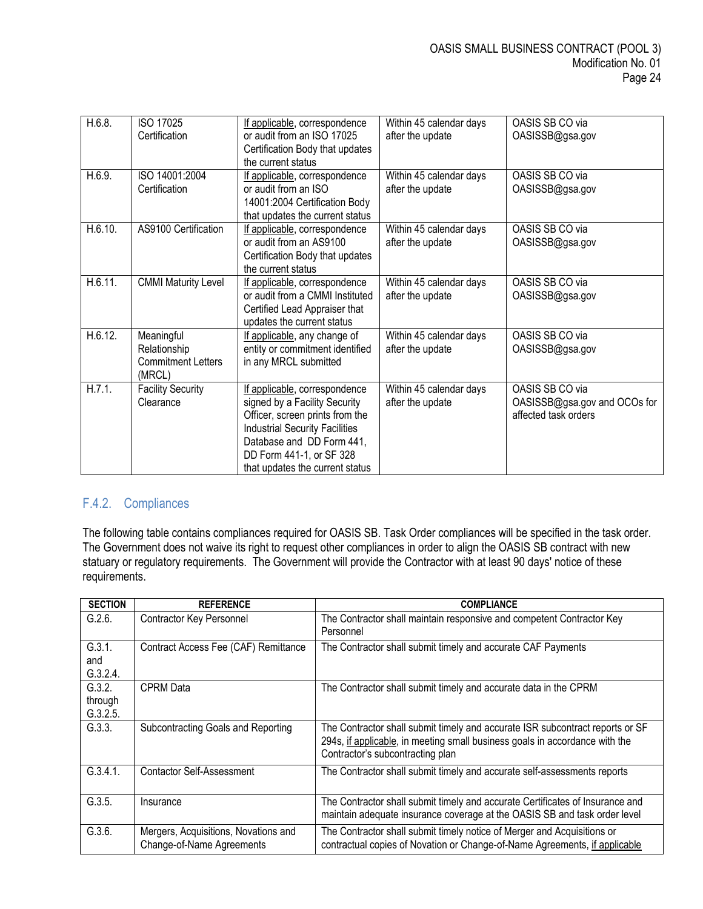| H.6.8. | ISO 17025 Certification | If applicable, correspondence or audit from an ISO 17025 Certification Body that updates the current status | Within 45 calendar days after the update | OASIS SB CO via OASISSB@gsa.gov |
|---|---|---|---|---|
| H.6.9. | ISO 14001:2004 Certification | If applicable, correspondence or audit from an ISO 14001:2004 Certification Body that updates the current status | Within 45 calendar days after the update | OASIS SB CO via OASISSB@gsa.gov |
| H.6.10. | AS9100 Certification | If applicable, correspondence or audit from an AS9100 Certification Body that updates the current status | Within 45 calendar days after the update | OASIS SB CO via OASISSB@gsa.gov |
| H.6.11. | CMMI Maturity Level | If applicable, correspondence or audit from a CMMI Instituted Certified Lead Appraiser that updates the current status | Within 45 calendar days after the update | OASIS SB CO via OASISSB@gsa.gov |
| H.6.12. | Meaningful Relationship Commitment Letters (MRCL) | If applicable, any change of entity or commitment identified in any MRCL submitted | Within 45 calendar days after the update | OASIS SB CO via OASISSB@gsa.gov |
| H.7.1. | Facility Security Clearance | If applicable, correspondence signed by a Facility Security Officer, screen prints from the Industrial Security Facilities Database and DD Form 441, DD Form 441-1, or SF 328 that updates the current status | Within 45 calendar days after the update | OASIS SB CO via OASISSB@gsa.gov and OCOs for affected task orders |

## F.4.2. Compliances

The following table contains compliances required for OASIS SB. Task Order compliances will be specified in the task order. The Government does not waive its right to request other compliances in order to align the OASIS SB contract with new statuary or regulatory requirements. The Government will provide the Contractor with at least 90 days' notice of these requirements.

| SECTION | REFERENCE | COMPLIANCE |
|---|---|---|
| G.2.6. | Contractor Key Personnel | The Contractor shall maintain responsive and competent Contractor Key Personnel |
| G.3.1. and G.3.2.4. | Contract Access Fee (CAF) Remittance | The Contractor shall submit timely and accurate CAF Payments |
| G.3.2. through G.3.2.5. | CPRM Data | The Contractor shall submit timely and accurate data in the CPRM |
| G.3.3. | Subcontracting Goals and Reporting | The Contractor shall submit timely and accurate ISR subcontract reports or SF 294s, if applicable, in meeting small business goals in accordance with the Contractor's subcontracting plan |
| G.3.4.1. | Contactor Self-Assessment | The Contractor shall submit timely and accurate self-assessments reports |
| G.3.5. | Insurance | The Contractor shall submit timely and accurate Certificates of Insurance and maintain adequate insurance coverage at the OASIS SB and task order level |
| G.3.6. | Mergers, Acquisitions, Novations and Change-of-Name Agreements | The Contractor shall submit timely notice of Merger and Acquisitions or contractual copies of Novation or Change-of-Name Agreements, if applicable |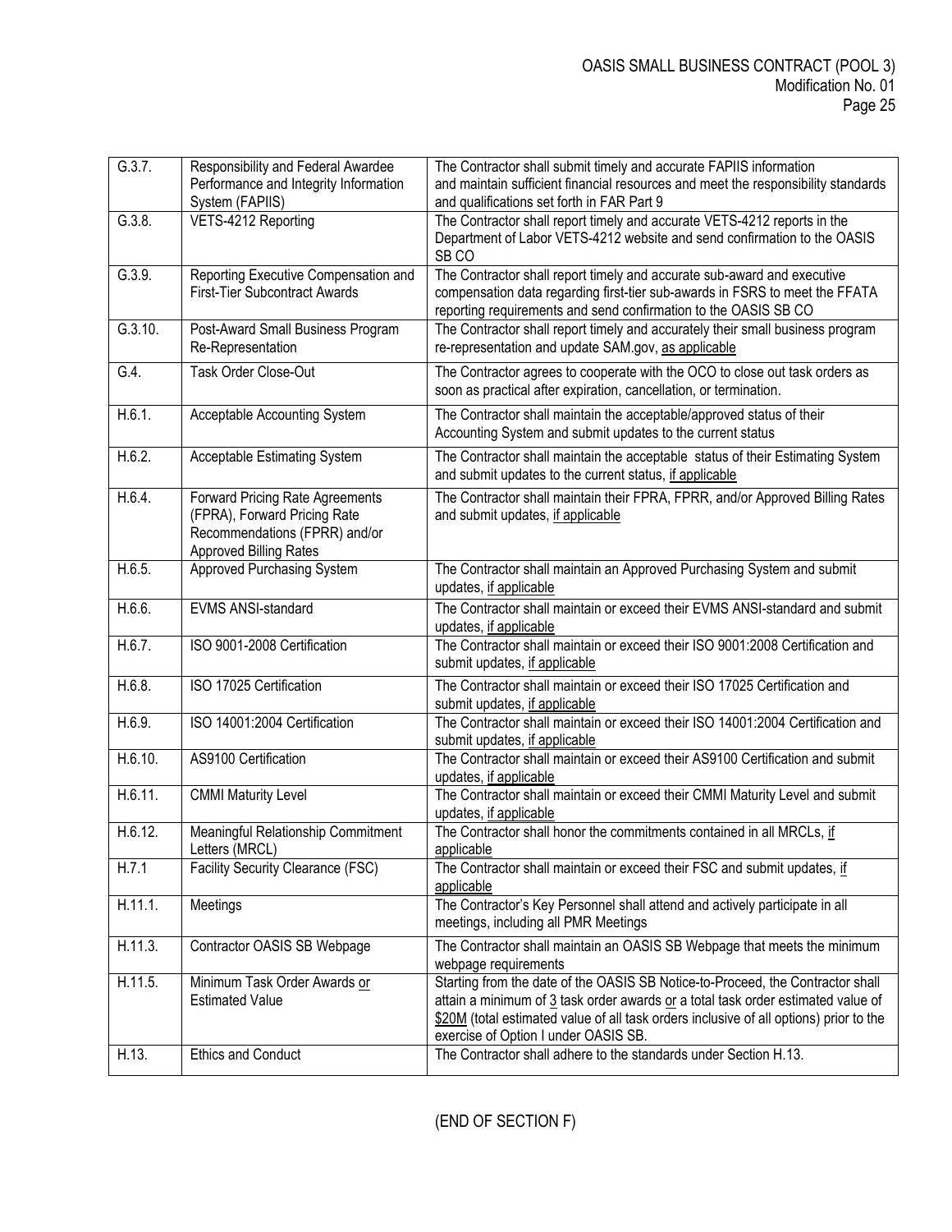| | | |
|---|---|---|
| G.3.7. | Responsibility and Federal Awardee Performance and Integrity Information System (FAPIIS) | The Contractor shall submit timely and accurate FAPIIS information and maintain sufficient financial resources and meet the responsibility standards and qualifications set forth in FAR Part 9 |
| G.3.8. | VETS-4212 Reporting | The Contractor shall report timely and accurate VETS-4212 reports in the Department of Labor VETS-4212 website and send confirmation to the OASIS SB CO |
| G.3.9. | Reporting Executive Compensation and First-Tier Subcontract Awards | The Contractor shall report timely and accurate sub-award and executive compensation data regarding first-tier sub-awards in FSRS to meet the FFATA reporting requirements and send confirmation to the OASIS SB CO |
| G.3.10. | Post-Award Small Business Program Re-Representation | The Contractor shall report timely and accurately their small business program re-representation and update SAM.gov, <u>as applicable</u> |
| G.4. | Task Order Close-Out | The Contractor agrees to cooperate with the OCO to close out task orders as soon as practical after expiration, cancellation, or termination. |
| H.6.1. | Acceptable Accounting System | The Contractor shall maintain the acceptable/approved status of their Accounting System and submit updates to the current status |
| H.6.2. | Acceptable Estimating System | The Contractor shall maintain the acceptable status of their Estimating System and submit updates to the current status, <u>if applicable</u> |
| H.6.4. | Forward Pricing Rate Agreements (FPRA), Forward Pricing Rate Recommendations (FPRR) and/or Approved Billing Rates | The Contractor shall maintain their FPRA, FPRR, and/or Approved Billing Rates and submit updates, <u>if applicable</u> |
| H.6.5. | Approved Purchasing System | The Contractor shall maintain an Approved Purchasing System and submit updates, <u>if applicable</u> |
| H.6.6. | EVMS ANSI-standard | The Contractor shall maintain or exceed their EVMS ANSI-standard and submit updates, <u>if applicable</u> |
| H.6.7. | ISO 9001-2008 Certification | The Contractor shall maintain or exceed their ISO 9001:2008 Certification and submit updates, <u>if applicable</u> |
| H.6.8. | ISO 17025 Certification | The Contractor shall maintain or exceed their ISO 17025 Certification and submit updates, <u>if applicable</u> |
| H.6.9. | ISO 14001:2004 Certification | The Contractor shall maintain or exceed their ISO 14001:2004 Certification and submit updates, <u>if applicable</u> |
| H.6.10. | AS9100 Certification | The Contractor shall maintain or exceed their AS9100 Certification and submit updates, <u>if applicable</u> |
| H.6.11. | CMMI Maturity Level | The Contractor shall maintain or exceed their CMMI Maturity Level and submit updates, <u>if applicable</u> |
| H.6.12. | Meaningful Relationship Commitment Letters (MRCL) | The Contractor shall honor the commitments contained in all MRCLs, <u>if applicable</u> |
| H.7.1 | Facility Security Clearance (FSC) | The Contractor shall maintain or exceed their FSC and submit updates, <u>if applicable</u> |
| H.11.1. | Meetings | The Contractor's Key Personnel shall attend and actively participate in all meetings, including all PMR Meetings |
| H.11.3. | Contractor OASIS SB Webpage | The Contractor shall maintain an OASIS SB Webpage that meets the minimum webpage requirements |
| H.11.5. | Minimum Task Order Awards <u>or</u> Estimated Value | Starting from the date of the OASIS SB Notice-to-Proceed, the Contractor shall attain a minimum of <u>3</u> task order awards <u>or</u> a total task order estimated value of <u>$20M</u> (total estimated value of all task orders inclusive of all options) prior to the exercise of Option I under OASIS SB. |
| H.13. | Ethics and Conduct | The Contractor shall adhere to the standards under Section H.13. |

(END OF SECTION F)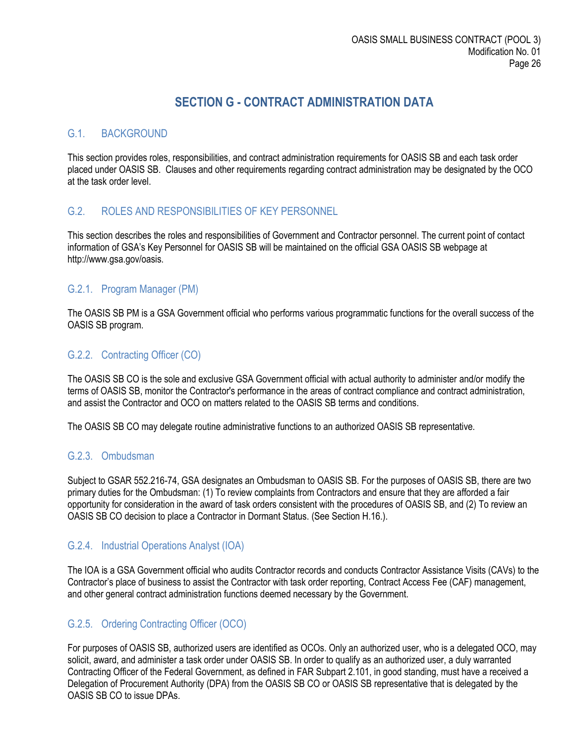# SECTION G - CONTRACT ADMINISTRATION DATA

## G.1. BACKGROUND

This section provides roles, responsibilities, and contract administration requirements for OASIS SB and each task order placed under OASIS SB. Clauses and other requirements regarding contract administration may be designated by the OCO at the task order level.

## G.2. ROLES AND RESPONSIBILITIES OF KEY PERSONNEL

This section describes the roles and responsibilities of Government and Contractor personnel. The current point of contact information of GSA's Key Personnel for OASIS SB will be maintained on the official GSA OASIS SB webpage at http://www.gsa.gov/oasis.

### G.2.1. Program Manager (PM)

The OASIS SB PM is a GSA Government official who performs various programmatic functions for the overall success of the OASIS SB program.

### G.2.2. Contracting Officer (CO)

The OASIS SB CO is the sole and exclusive GSA Government official with actual authority to administer and/or modify the terms of OASIS SB, monitor the Contractor's performance in the areas of contract compliance and contract administration, and assist the Contractor and OCO on matters related to the OASIS SB terms and conditions.

The OASIS SB CO may delegate routine administrative functions to an authorized OASIS SB representative.

### G.2.3. Ombudsman

Subject to GSAR 552.216-74, GSA designates an Ombudsman to OASIS SB. For the purposes of OASIS SB, there are two primary duties for the Ombudsman: (1) To review complaints from Contractors and ensure that they are afforded a fair opportunity for consideration in the award of task orders consistent with the procedures of OASIS SB, and (2) To review an OASIS SB CO decision to place a Contractor in Dormant Status. (See Section H.16.).

### G.2.4. Industrial Operations Analyst (IOA)

The IOA is a GSA Government official who audits Contractor records and conducts Contractor Assistance Visits (CAVs) to the Contractor's place of business to assist the Contractor with task order reporting, Contract Access Fee (CAF) management, and other general contract administration functions deemed necessary by the Government.

### G.2.5. Ordering Contracting Officer (OCO)

For purposes of OASIS SB, authorized users are identified as OCOs. Only an authorized user, who is a delegated OCO, may solicit, award, and administer a task order under OASIS SB. In order to qualify as an authorized user, a duly warranted Contracting Officer of the Federal Government, as defined in FAR Subpart 2.101, in good standing, must have a received a Delegation of Procurement Authority (DPA) from the OASIS SB CO or OASIS SB representative that is delegated by the OASIS SB CO to issue DPAs.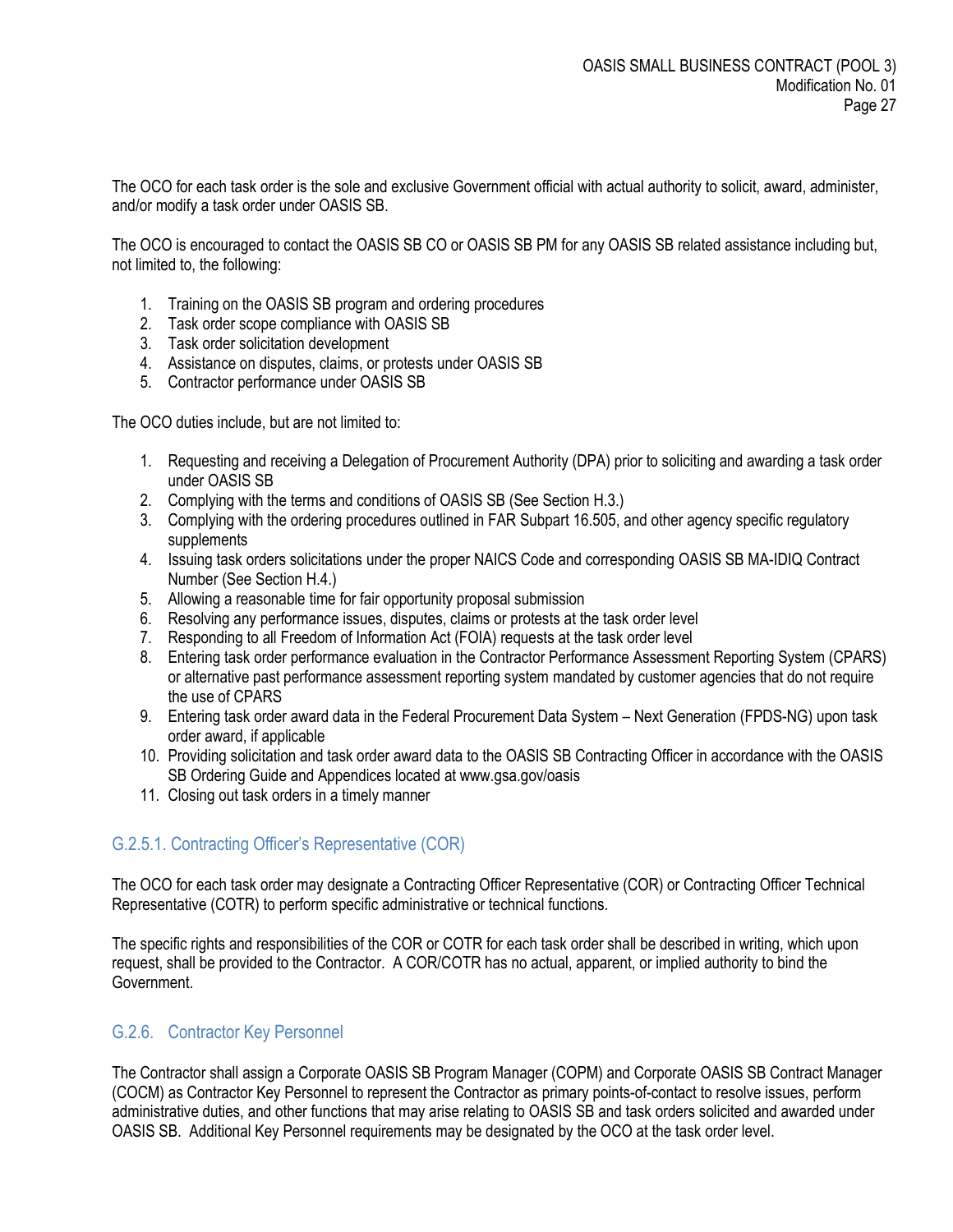The OCO for each task order is the sole and exclusive Government official with actual authority to solicit, award, administer, and/or modify a task order under OASIS SB.

The OCO is encouraged to contact the OASIS SB CO or OASIS SB PM for any OASIS SB related assistance including but, not limited to, the following:

1. Training on the OASIS SB program and ordering procedures
2. Task order scope compliance with OASIS SB
3. Task order solicitation development
4. Assistance on disputes, claims, or protests under OASIS SB
5. Contractor performance under OASIS SB

The OCO duties include, but are not limited to:

1. Requesting and receiving a Delegation of Procurement Authority (DPA) prior to soliciting and awarding a task order under OASIS SB
2. Complying with the terms and conditions of OASIS SB (See Section H.3.)
3. Complying with the ordering procedures outlined in FAR Subpart 16.505, and other agency specific regulatory supplements
4. Issuing task orders solicitations under the proper NAICS Code and corresponding OASIS SB MA-IDIQ Contract Number (See Section H.4.)
5. Allowing a reasonable time for fair opportunity proposal submission
6. Resolving any performance issues, disputes, claims or protests at the task order level
7. Responding to all Freedom of Information Act (FOIA) requests at the task order level
8. Entering task order performance evaluation in the Contractor Performance Assessment Reporting System (CPARS) or alternative past performance assessment reporting system mandated by customer agencies that do not require the use of CPARS
9. Entering task order award data in the Federal Procurement Data System – Next Generation (FPDS-NG) upon task order award, if applicable
10. Providing solicitation and task order award data to the OASIS SB Contracting Officer in accordance with the OASIS SB Ordering Guide and Appendices located at www.gsa.gov/oasis
11. Closing out task orders in a timely manner

### G.2.5.1. Contracting Officer's Representative (COR)

The OCO for each task order may designate a Contracting Officer Representative (COR) or Contracting Officer Technical Representative (COTR) to perform specific administrative or technical functions.

The specific rights and responsibilities of the COR or COTR for each task order shall be described in writing, which upon request, shall be provided to the Contractor. A COR/COTR has no actual, apparent, or implied authority to bind the Government.

### G.2.6. Contractor Key Personnel

The Contractor shall assign a Corporate OASIS SB Program Manager (COPM) and Corporate OASIS SB Contract Manager (COCM) as Contractor Key Personnel to represent the Contractor as primary points-of-contact to resolve issues, perform administrative duties, and other functions that may arise relating to OASIS SB and task orders solicited and awarded under OASIS SB. Additional Key Personnel requirements may be designated by the OCO at the task order level.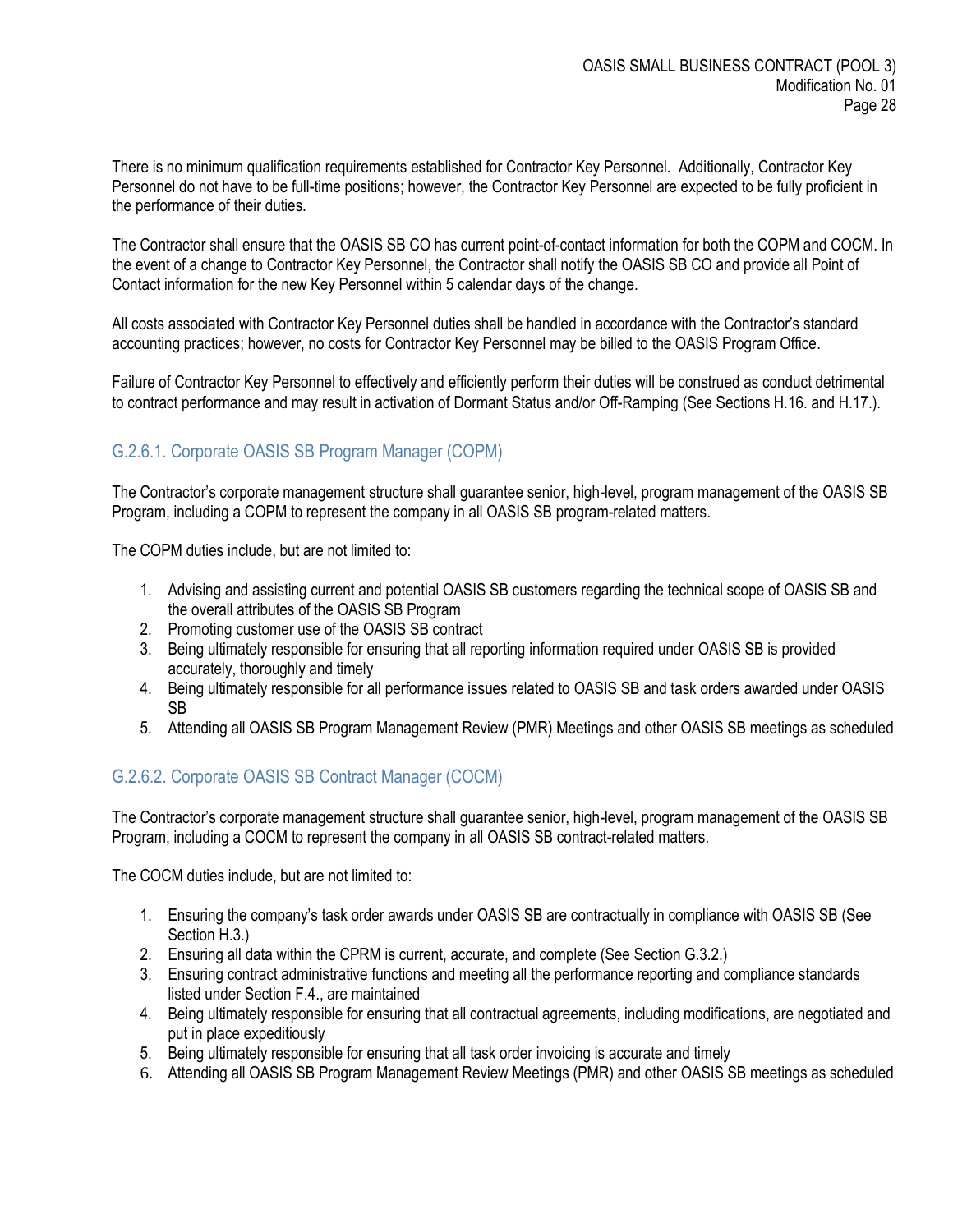There is no minimum qualification requirements established for Contractor Key Personnel. Additionally, Contractor Key Personnel do not have to be full-time positions; however, the Contractor Key Personnel are expected to be fully proficient in the performance of their duties.

The Contractor shall ensure that the OASIS SB CO has current point-of-contact information for both the COPM and COCM. In the event of a change to Contractor Key Personnel, the Contractor shall notify the OASIS SB CO and provide all Point of Contact information for the new Key Personnel within 5 calendar days of the change.

All costs associated with Contractor Key Personnel duties shall be handled in accordance with the Contractor's standard accounting practices; however, no costs for Contractor Key Personnel may be billed to the OASIS Program Office.

Failure of Contractor Key Personnel to effectively and efficiently perform their duties will be construed as conduct detrimental to contract performance and may result in activation of Dormant Status and/or Off-Ramping (See Sections H.16. and H.17.).

### G.2.6.1. Corporate OASIS SB Program Manager (COPM)

The Contractor's corporate management structure shall guarantee senior, high-level, program management of the OASIS SB Program, including a COPM to represent the company in all OASIS SB program-related matters.

The COPM duties include, but are not limited to:

1. Advising and assisting current and potential OASIS SB customers regarding the technical scope of OASIS SB and the overall attributes of the OASIS SB Program
2. Promoting customer use of the OASIS SB contract
3. Being ultimately responsible for ensuring that all reporting information required under OASIS SB is provided accurately, thoroughly and timely
4. Being ultimately responsible for all performance issues related to OASIS SB and task orders awarded under OASIS SB
5. Attending all OASIS SB Program Management Review (PMR) Meetings and other OASIS SB meetings as scheduled

### G.2.6.2. Corporate OASIS SB Contract Manager (COCM)

The Contractor's corporate management structure shall guarantee senior, high-level, program management of the OASIS SB Program, including a COCM to represent the company in all OASIS SB contract-related matters.

The COCM duties include, but are not limited to:

1. Ensuring the company's task order awards under OASIS SB are contractually in compliance with OASIS SB (See Section H.3.)
2. Ensuring all data within the CPRM is current, accurate, and complete (See Section G.3.2.)
3. Ensuring contract administrative functions and meeting all the performance reporting and compliance standards listed under Section F.4., are maintained
4. Being ultimately responsible for ensuring that all contractual agreements, including modifications, are negotiated and put in place expeditiously
5. Being ultimately responsible for ensuring that all task order invoicing is accurate and timely
6. Attending all OASIS SB Program Management Review Meetings (PMR) and other OASIS SB meetings as scheduled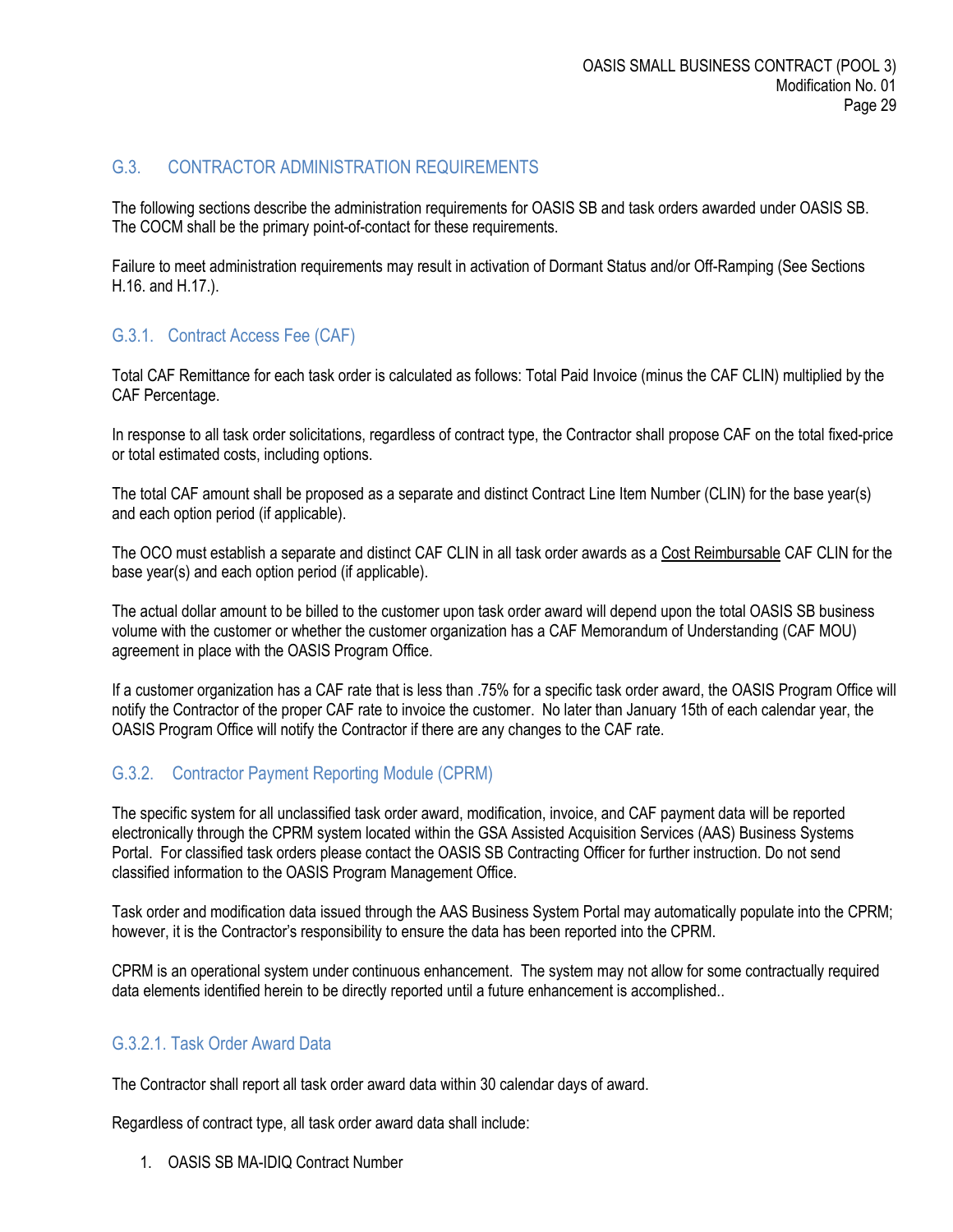## G.3. CONTRACTOR ADMINISTRATION REQUIREMENTS

The following sections describe the administration requirements for OASIS SB and task orders awarded under OASIS SB. The COCM shall be the primary point-of-contact for these requirements.

Failure to meet administration requirements may result in activation of Dormant Status and/or Off-Ramping (See Sections H.16. and H.17.).

### G.3.1. Contract Access Fee (CAF)

Total CAF Remittance for each task order is calculated as follows: Total Paid Invoice (minus the CAF CLIN) multiplied by the CAF Percentage.

In response to all task order solicitations, regardless of contract type, the Contractor shall propose CAF on the total fixed-price or total estimated costs, including options.

The total CAF amount shall be proposed as a separate and distinct Contract Line Item Number (CLIN) for the base year(s) and each option period (if applicable).

The OCO must establish a separate and distinct CAF CLIN in all task order awards as a Cost Reimbursable CAF CLIN for the base year(s) and each option period (if applicable).

The actual dollar amount to be billed to the customer upon task order award will depend upon the total OASIS SB business volume with the customer or whether the customer organization has a CAF Memorandum of Understanding (CAF MOU) agreement in place with the OASIS Program Office.

If a customer organization has a CAF rate that is less than .75% for a specific task order award, the OASIS Program Office will notify the Contractor of the proper CAF rate to invoice the customer. No later than January 15th of each calendar year, the OASIS Program Office will notify the Contractor if there are any changes to the CAF rate.

### G.3.2. Contractor Payment Reporting Module (CPRM)

The specific system for all unclassified task order award, modification, invoice, and CAF payment data will be reported electronically through the CPRM system located within the GSA Assisted Acquisition Services (AAS) Business Systems Portal. For classified task orders please contact the OASIS SB Contracting Officer for further instruction. Do not send classified information to the OASIS Program Management Office.

Task order and modification data issued through the AAS Business System Portal may automatically populate into the CPRM; however, it is the Contractor's responsibility to ensure the data has been reported into the CPRM.

CPRM is an operational system under continuous enhancement. The system may not allow for some contractually required data elements identified herein to be directly reported until a future enhancement is accomplished..

#### G.3.2.1. Task Order Award Data

The Contractor shall report all task order award data within 30 calendar days of award.

Regardless of contract type, all task order award data shall include:

1. OASIS SB MA-IDIQ Contract Number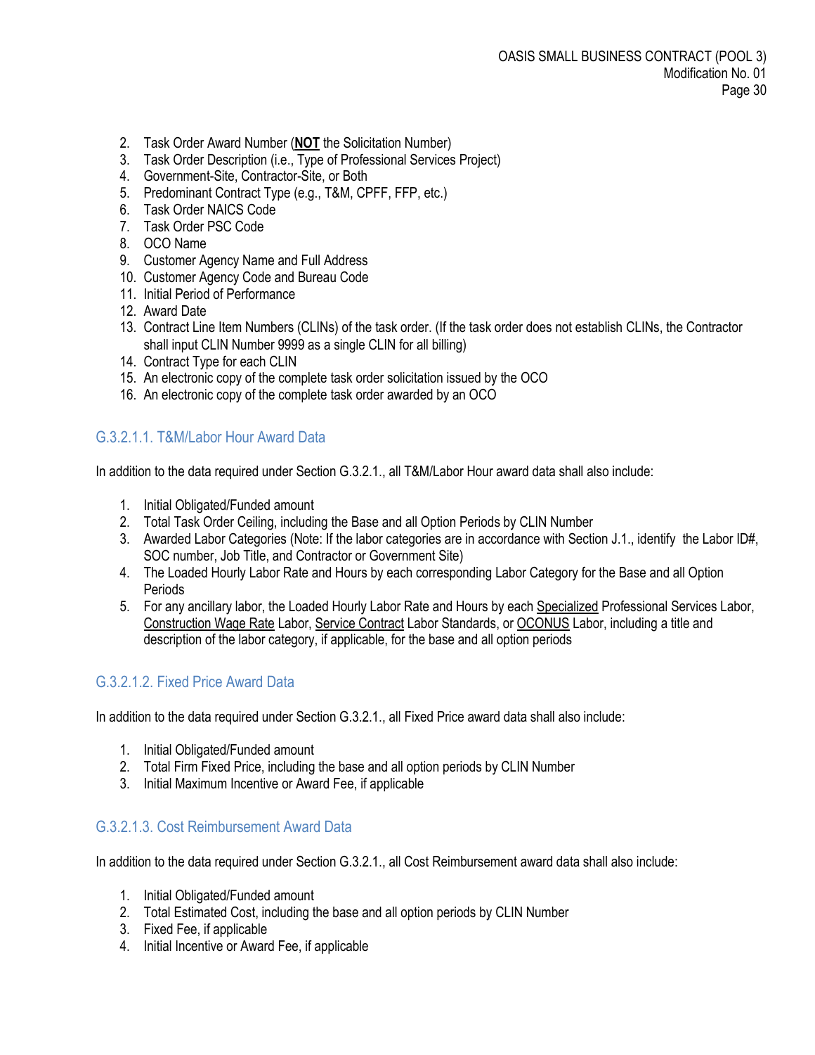2. Task Order Award Number (**<u>NOT</u>** the Solicitation Number)
3. Task Order Description (i.e., Type of Professional Services Project)
4. Government-Site, Contractor-Site, or Both
5. Predominant Contract Type (e.g., T&M, CPFF, FFP, etc.)
6. Task Order NAICS Code
7. Task Order PSC Code
8. OCO Name
9. Customer Agency Name and Full Address
10. Customer Agency Code and Bureau Code
11. Initial Period of Performance
12. Award Date
13. Contract Line Item Numbers (CLINs) of the task order. (If the task order does not establish CLINs, the Contractor shall input CLIN Number 9999 as a single CLIN for all billing)
14. Contract Type for each CLIN
15. An electronic copy of the complete task order solicitation issued by the OCO
16. An electronic copy of the complete task order awarded by an OCO

### G.3.2.1.1. T&M/Labor Hour Award Data

In addition to the data required under Section G.3.2.1., all T&M/Labor Hour award data shall also include:

1. Initial Obligated/Funded amount
2. Total Task Order Ceiling, including the Base and all Option Periods by CLIN Number
3. Awarded Labor Categories (Note: If the labor categories are in accordance with Section J.1., identify the Labor ID#, SOC number, Job Title, and Contractor or Government Site)
4. The Loaded Hourly Labor Rate and Hours by each corresponding Labor Category for the Base and all Option Periods
5. For any ancillary labor, the Loaded Hourly Labor Rate and Hours by each <u>Specialized</u> Professional Services Labor, <u>Construction Wage Rate</u> Labor, <u>Service Contract</u> Labor Standards, or <u>OCONUS</u> Labor, including a title and description of the labor category, if applicable, for the base and all option periods

### G.3.2.1.2. Fixed Price Award Data

In addition to the data required under Section G.3.2.1., all Fixed Price award data shall also include:

1. Initial Obligated/Funded amount
2. Total Firm Fixed Price, including the base and all option periods by CLIN Number
3. Initial Maximum Incentive or Award Fee, if applicable

### G.3.2.1.3. Cost Reimbursement Award Data

In addition to the data required under Section G.3.2.1., all Cost Reimbursement award data shall also include:

1. Initial Obligated/Funded amount
2. Total Estimated Cost, including the base and all option periods by CLIN Number
3. Fixed Fee, if applicable
4. Initial Incentive or Award Fee, if applicable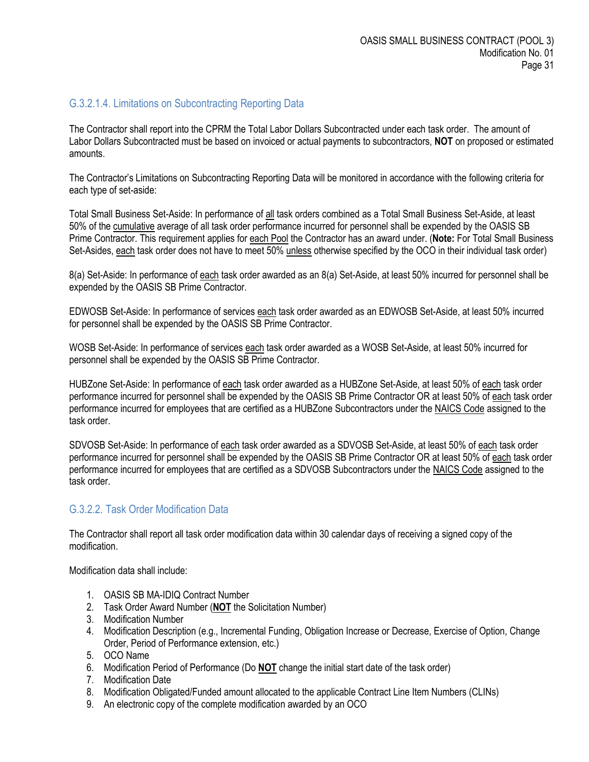### G.3.2.1.4. Limitations on Subcontracting Reporting Data

The Contractor shall report into the CPRM the Total Labor Dollars Subcontracted under each task order. The amount of Labor Dollars Subcontracted must be based on invoiced or actual payments to subcontractors, **NOT** on proposed or estimated amounts.

The Contractor's Limitations on Subcontracting Reporting Data will be monitored in accordance with the following criteria for each type of set-aside:

Total Small Business Set-Aside: In performance of all task orders combined as a Total Small Business Set-Aside, at least 50% of the cumulative average of all task order performance incurred for personnel shall be expended by the OASIS SB Prime Contractor. This requirement applies for each Pool the Contractor has an award under. (**Note:** For Total Small Business Set-Asides, each task order does not have to meet 50% unless otherwise specified by the OCO in their individual task order)

8(a) Set-Aside: In performance of each task order awarded as an 8(a) Set-Aside, at least 50% incurred for personnel shall be expended by the OASIS SB Prime Contractor.

EDWOSB Set-Aside: In performance of services each task order awarded as an EDWOSB Set-Aside, at least 50% incurred for personnel shall be expended by the OASIS SB Prime Contractor.

WOSB Set-Aside: In performance of services each task order awarded as a WOSB Set-Aside, at least 50% incurred for personnel shall be expended by the OASIS SB Prime Contractor.

HUBZone Set-Aside: In performance of each task order awarded as a HUBZone Set-Aside, at least 50% of each task order performance incurred for personnel shall be expended by the OASIS SB Prime Contractor OR at least 50% of each task order performance incurred for employees that are certified as a HUBZone Subcontractors under the NAICS Code assigned to the task order.

SDVOSB Set-Aside: In performance of each task order awarded as a SDVOSB Set-Aside, at least 50% of each task order performance incurred for personnel shall be expended by the OASIS SB Prime Contractor OR at least 50% of each task order performance incurred for employees that are certified as a SDVOSB Subcontractors under the NAICS Code assigned to the task order.

### G.3.2.2. Task Order Modification Data

The Contractor shall report all task order modification data within 30 calendar days of receiving a signed copy of the modification.

Modification data shall include:

1. OASIS SB MA-IDIQ Contract Number
2. Task Order Award Number (**NOT** the Solicitation Number)
3. Modification Number
4. Modification Description (e.g., Incremental Funding, Obligation Increase or Decrease, Exercise of Option, Change Order, Period of Performance extension, etc.)
5. OCO Name
6. Modification Period of Performance (Do **NOT** change the initial start date of the task order)
7. Modification Date
8. Modification Obligated/Funded amount allocated to the applicable Contract Line Item Numbers (CLINs)
9. An electronic copy of the complete modification awarded by an OCO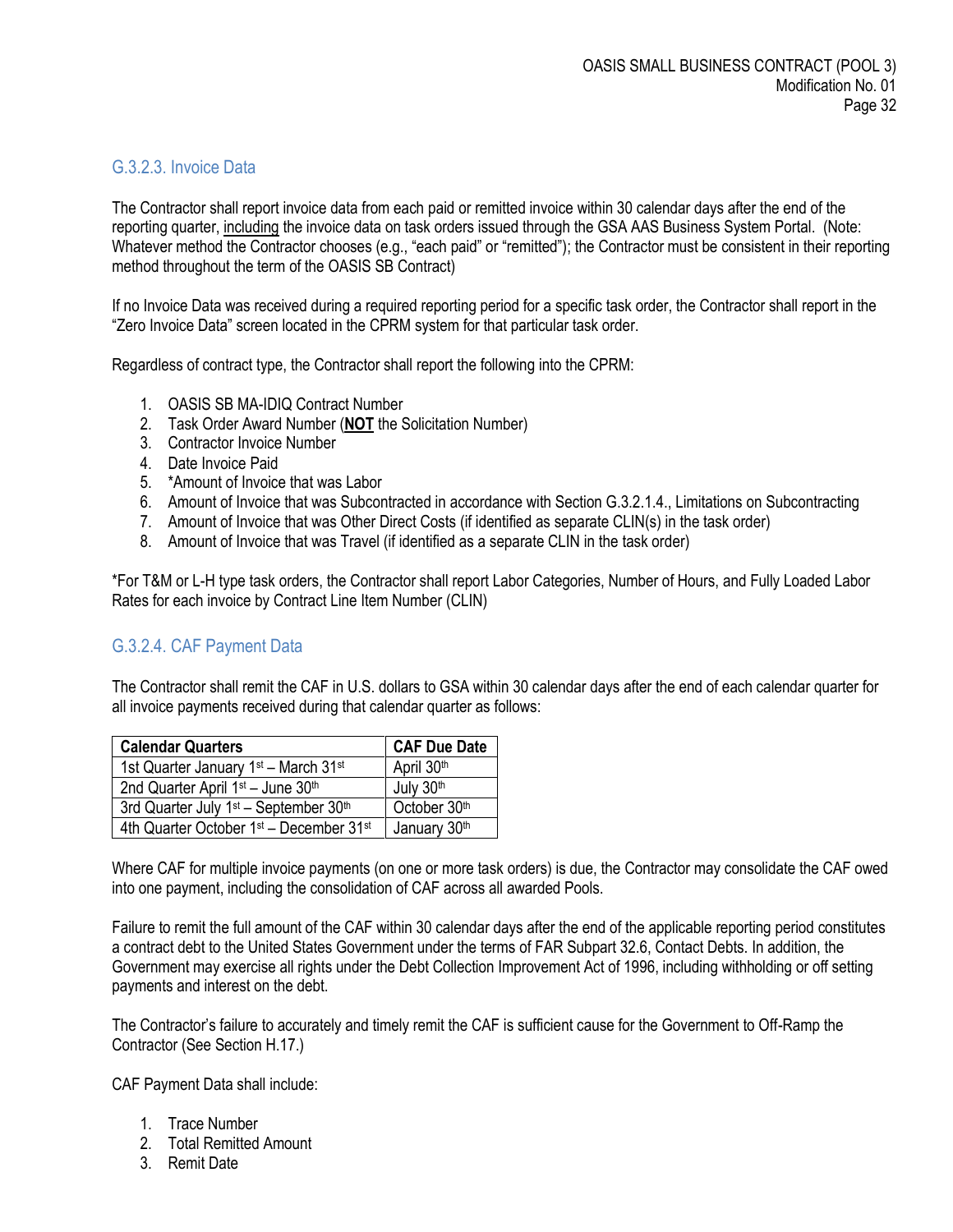### G.3.2.3. Invoice Data

The Contractor shall report invoice data from each paid or remitted invoice within 30 calendar days after the end of the reporting quarter, including the invoice data on task orders issued through the GSA AAS Business System Portal. (Note: Whatever method the Contractor chooses (e.g., "each paid" or "remitted"); the Contractor must be consistent in their reporting method throughout the term of the OASIS SB Contract)

If no Invoice Data was received during a required reporting period for a specific task order, the Contractor shall report in the "Zero Invoice Data" screen located in the CPRM system for that particular task order.

Regardless of contract type, the Contractor shall report the following into the CPRM:

1. OASIS SB MA-IDIQ Contract Number
2. Task Order Award Number (**NOT** the Solicitation Number)
3. Contractor Invoice Number
4. Date Invoice Paid
5. *Amount of Invoice that was Labor
6. Amount of Invoice that was Subcontracted in accordance with Section G.3.2.1.4., Limitations on Subcontracting
7. Amount of Invoice that was Other Direct Costs (if identified as separate CLIN(s) in the task order)
8. Amount of Invoice that was Travel (if identified as a separate CLIN in the task order)

*For T&M or L-H type task orders, the Contractor shall report Labor Categories, Number of Hours, and Fully Loaded Labor Rates for each invoice by Contract Line Item Number (CLIN)

### G.3.2.4. CAF Payment Data

The Contractor shall remit the CAF in U.S. dollars to GSA within 30 calendar days after the end of each calendar quarter for all invoice payments received during that calendar quarter as follows:

| Calendar Quarters | CAF Due Date |
|---|---|
| 1st Quarter January 1st – March 31st | April 30th |
| 2nd Quarter April 1st – June 30th | July 30th |
| 3rd Quarter July 1st – September 30th | October 30th |
| 4th Quarter October 1st – December 31st | January 30th |

Where CAF for multiple invoice payments (on one or more task orders) is due, the Contractor may consolidate the CAF owed into one payment, including the consolidation of CAF across all awarded Pools.

Failure to remit the full amount of the CAF within 30 calendar days after the end of the applicable reporting period constitutes a contract debt to the United States Government under the terms of FAR Subpart 32.6, Contact Debts. In addition, the Government may exercise all rights under the Debt Collection Improvement Act of 1996, including withholding or off setting payments and interest on the debt.

The Contractor's failure to accurately and timely remit the CAF is sufficient cause for the Government to Off-Ramp the Contractor (See Section H.17.)

CAF Payment Data shall include:

1. Trace Number
2. Total Remitted Amount
3. Remit Date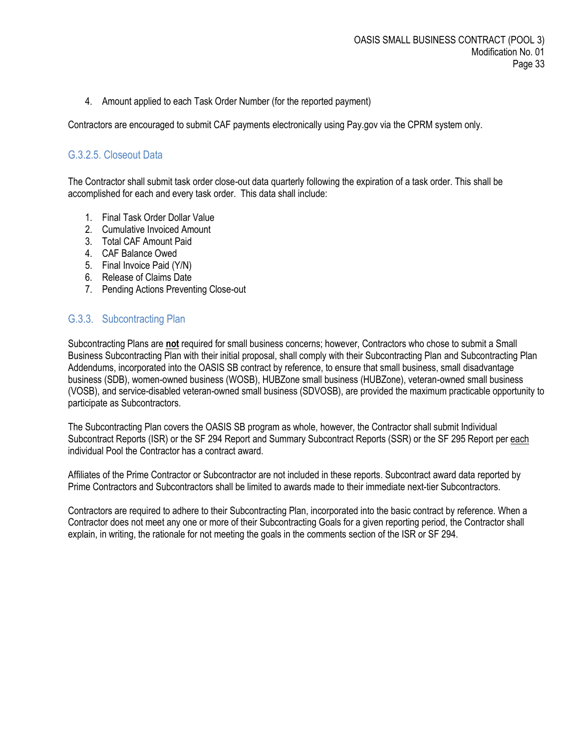4. Amount applied to each Task Order Number (for the reported payment)

Contractors are encouraged to submit CAF payments electronically using Pay.gov via the CPRM system only.

#### G.3.2.5. Closeout Data

The Contractor shall submit task order close-out data quarterly following the expiration of a task order. This shall be accomplished for each and every task order. This data shall include:

1. Final Task Order Dollar Value
2. Cumulative Invoiced Amount
3. Total CAF Amount Paid
4. CAF Balance Owed
5. Final Invoice Paid (Y/N)
6. Release of Claims Date
7. Pending Actions Preventing Close-out

### G.3.3. Subcontracting Plan

Subcontracting Plans are **not** required for small business concerns; however, Contractors who chose to submit a Small Business Subcontracting Plan with their initial proposal, shall comply with their Subcontracting Plan and Subcontracting Plan Addendums, incorporated into the OASIS SB contract by reference, to ensure that small business, small disadvantage business (SDB), women-owned business (WOSB), HUBZone small business (HUBZone), veteran-owned small business (VOSB), and service-disabled veteran-owned small business (SDVOSB), are provided the maximum practicable opportunity to participate as Subcontractors.

The Subcontracting Plan covers the OASIS SB program as whole, however, the Contractor shall submit Individual Subcontract Reports (ISR) or the SF 294 Report and Summary Subcontract Reports (SSR) or the SF 295 Report per each individual Pool the Contractor has a contract award.

Affiliates of the Prime Contractor or Subcontractor are not included in these reports. Subcontract award data reported by Prime Contractors and Subcontractors shall be limited to awards made to their immediate next-tier Subcontractors.

Contractors are required to adhere to their Subcontracting Plan, incorporated into the basic contract by reference. When a Contractor does not meet any one or more of their Subcontracting Goals for a given reporting period, the Contractor shall explain, in writing, the rationale for not meeting the goals in the comments section of the ISR or SF 294.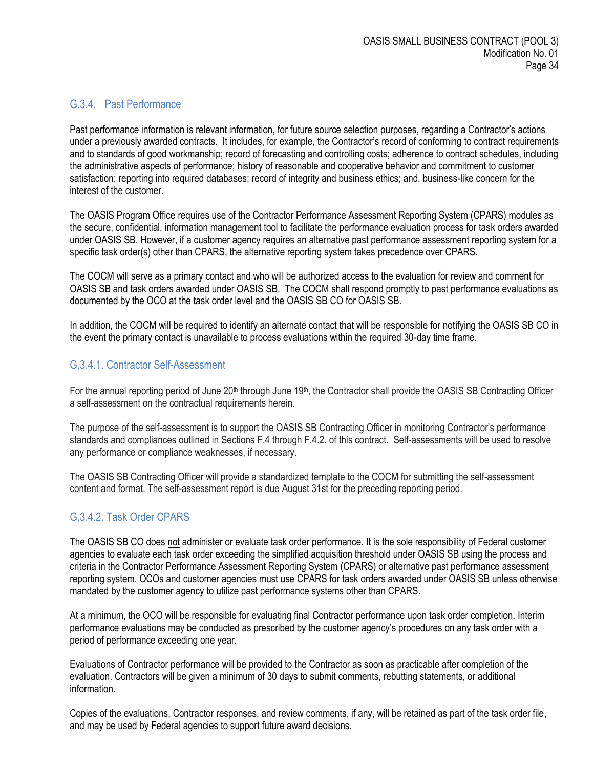### G.3.4. Past Performance

Past performance information is relevant information, for future source selection purposes, regarding a Contractor's actions under a previously awarded contracts. It includes, for example, the Contractor's record of conforming to contract requirements and to standards of good workmanship; record of forecasting and controlling costs; adherence to contract schedules, including the administrative aspects of performance; history of reasonable and cooperative behavior and commitment to customer satisfaction; reporting into required databases; record of integrity and business ethics; and, business-like concern for the interest of the customer.

The OASIS Program Office requires use of the Contractor Performance Assessment Reporting System (CPARS) modules as the secure, confidential, information management tool to facilitate the performance evaluation process for task orders awarded under OASIS SB. However, if a customer agency requires an alternative past performance assessment reporting system for a specific task order(s) other than CPARS, the alternative reporting system takes precedence over CPARS.

The COCM will serve as a primary contact and who will be authorized access to the evaluation for review and comment for OASIS SB and task orders awarded under OASIS SB. The COCM shall respond promptly to past performance evaluations as documented by the OCO at the task order level and the OASIS SB CO for OASIS SB.

In addition, the COCM will be required to identify an alternate contact that will be responsible for notifying the OASIS SB CO in the event the primary contact is unavailable to process evaluations within the required 30-day time frame.

#### G.3.4.1. Contractor Self-Assessment

For the annual reporting period of June 20th through June 19th, the Contractor shall provide the OASIS SB Contracting Officer a self-assessment on the contractual requirements herein.

The purpose of the self-assessment is to support the OASIS SB Contracting Officer in monitoring Contractor's performance standards and compliances outlined in Sections F.4 through F.4.2. of this contract. Self-assessments will be used to resolve any performance or compliance weaknesses, if necessary.

The OASIS SB Contracting Officer will provide a standardized template to the COCM for submitting the self-assessment content and format. The self-assessment report is due August 31st for the preceding reporting period.

#### G.3.4.2. Task Order CPARS

The OASIS SB CO does <u>not</u> administer or evaluate task order performance. It is the sole responsibility of Federal customer agencies to evaluate each task order exceeding the simplified acquisition threshold under OASIS SB using the process and criteria in the Contractor Performance Assessment Reporting System (CPARS) or alternative past performance assessment reporting system. OCOs and customer agencies must use CPARS for task orders awarded under OASIS SB unless otherwise mandated by the customer agency to utilize past performance systems other than CPARS.

At a minimum, the OCO will be responsible for evaluating final Contractor performance upon task order completion. Interim performance evaluations may be conducted as prescribed by the customer agency's procedures on any task order with a period of performance exceeding one year.

Evaluations of Contractor performance will be provided to the Contractor as soon as practicable after completion of the evaluation. Contractors will be given a minimum of 30 days to submit comments, rebutting statements, or additional information.

Copies of the evaluations, Contractor responses, and review comments, if any, will be retained as part of the task order file, and may be used by Federal agencies to support future award decisions.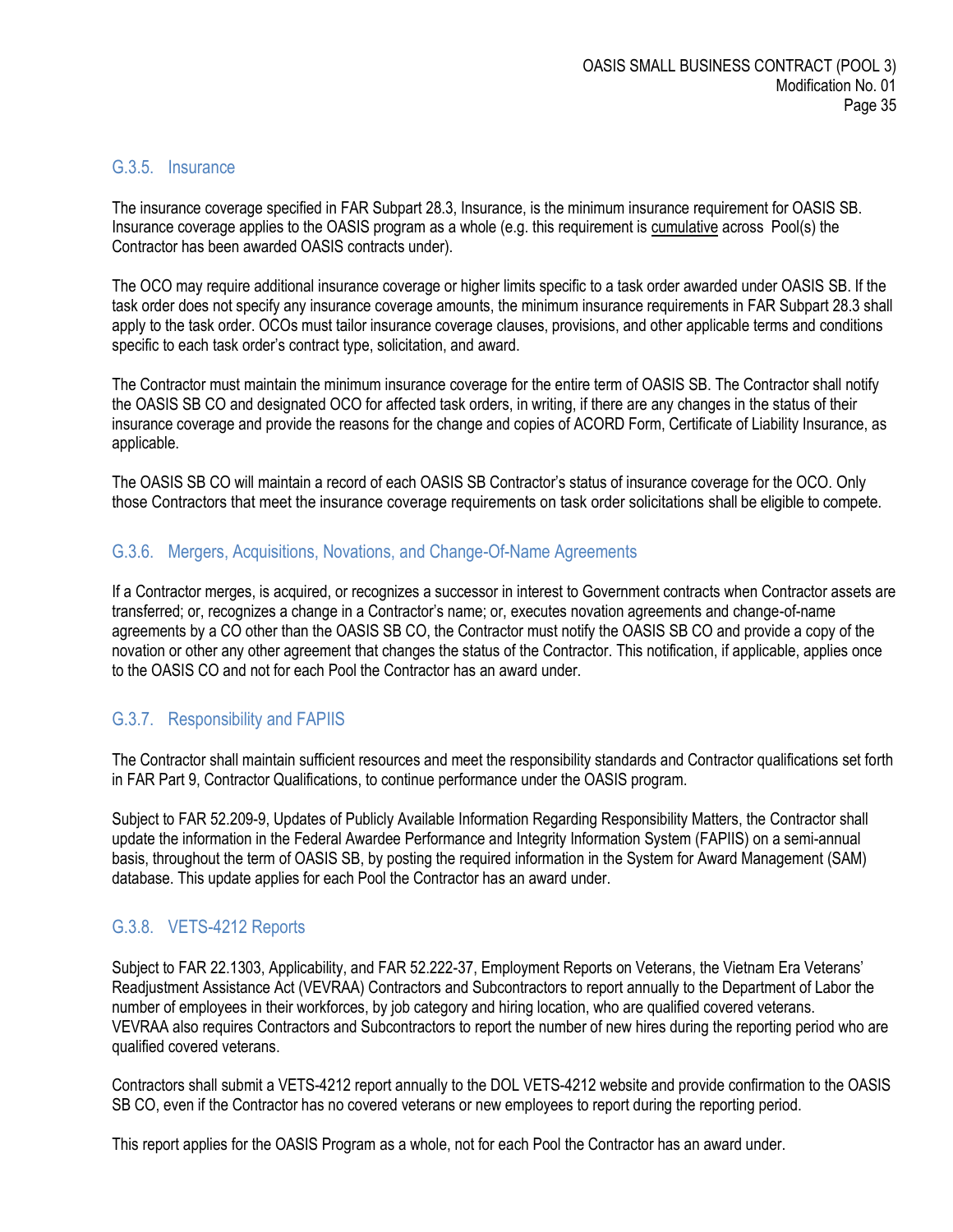### G.3.5. Insurance

The insurance coverage specified in FAR Subpart 28.3, Insurance, is the minimum insurance requirement for OASIS SB. Insurance coverage applies to the OASIS program as a whole (e.g. this requirement is cumulative across Pool(s) the Contractor has been awarded OASIS contracts under).

The OCO may require additional insurance coverage or higher limits specific to a task order awarded under OASIS SB. If the task order does not specify any insurance coverage amounts, the minimum insurance requirements in FAR Subpart 28.3 shall apply to the task order. OCOs must tailor insurance coverage clauses, provisions, and other applicable terms and conditions specific to each task order's contract type, solicitation, and award.

The Contractor must maintain the minimum insurance coverage for the entire term of OASIS SB. The Contractor shall notify the OASIS SB CO and designated OCO for affected task orders, in writing, if there are any changes in the status of their insurance coverage and provide the reasons for the change and copies of ACORD Form, Certificate of Liability Insurance, as applicable.

The OASIS SB CO will maintain a record of each OASIS SB Contractor's status of insurance coverage for the OCO. Only those Contractors that meet the insurance coverage requirements on task order solicitations shall be eligible to compete.

### G.3.6. Mergers, Acquisitions, Novations, and Change-Of-Name Agreements

If a Contractor merges, is acquired, or recognizes a successor in interest to Government contracts when Contractor assets are transferred; or, recognizes a change in a Contractor's name; or, executes novation agreements and change-of-name agreements by a CO other than the OASIS SB CO, the Contractor must notify the OASIS SB CO and provide a copy of the novation or other any other agreement that changes the status of the Contractor. This notification, if applicable, applies once to the OASIS CO and not for each Pool the Contractor has an award under.

### G.3.7. Responsibility and FAPIIS

The Contractor shall maintain sufficient resources and meet the responsibility standards and Contractor qualifications set forth in FAR Part 9, Contractor Qualifications, to continue performance under the OASIS program.

Subject to FAR 52.209-9, Updates of Publicly Available Information Regarding Responsibility Matters, the Contractor shall update the information in the Federal Awardee Performance and Integrity Information System (FAPIIS) on a semi-annual basis, throughout the term of OASIS SB, by posting the required information in the System for Award Management (SAM) database. This update applies for each Pool the Contractor has an award under.

### G.3.8. VETS-4212 Reports

Subject to FAR 22.1303, Applicability, and FAR 52.222-37, Employment Reports on Veterans, the Vietnam Era Veterans' Readjustment Assistance Act (VEVRAA) Contractors and Subcontractors to report annually to the Department of Labor the number of employees in their workforces, by job category and hiring location, who are qualified covered veterans. VEVRAA also requires Contractors and Subcontractors to report the number of new hires during the reporting period who are qualified covered veterans.

Contractors shall submit a VETS-4212 report annually to the DOL VETS-4212 website and provide confirmation to the OASIS SB CO, even if the Contractor has no covered veterans or new employees to report during the reporting period.

This report applies for the OASIS Program as a whole, not for each Pool the Contractor has an award under.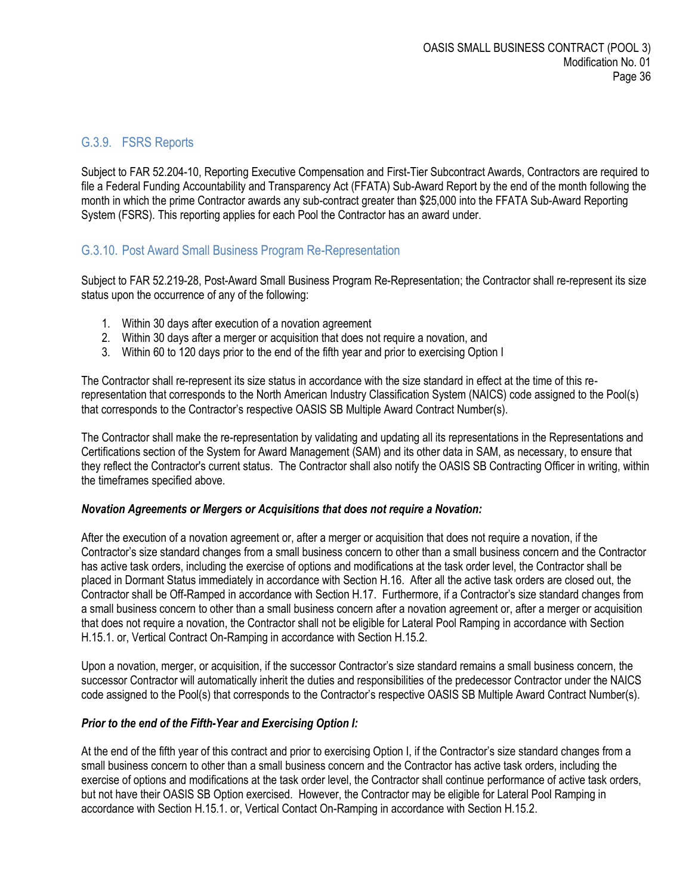### G.3.9. FSRS Reports

Subject to FAR 52.204-10, Reporting Executive Compensation and First-Tier Subcontract Awards, Contractors are required to file a Federal Funding Accountability and Transparency Act (FFATA) Sub-Award Report by the end of the month following the month in which the prime Contractor awards any sub-contract greater than $25,000 into the FFATA Sub-Award Reporting System (FSRS). This reporting applies for each Pool the Contractor has an award under.

### G.3.10. Post Award Small Business Program Re-Representation

Subject to FAR 52.219-28, Post-Award Small Business Program Re-Representation; the Contractor shall re-represent its size status upon the occurrence of any of the following:

1. Within 30 days after execution of a novation agreement
2. Within 30 days after a merger or acquisition that does not require a novation, and
3. Within 60 to 120 days prior to the end of the fifth year and prior to exercising Option I

The Contractor shall re-represent its size status in accordance with the size standard in effect at the time of this re-representation that corresponds to the North American Industry Classification System (NAICS) code assigned to the Pool(s) that corresponds to the Contractor's respective OASIS SB Multiple Award Contract Number(s).

The Contractor shall make the re-representation by validating and updating all its representations in the Representations and Certifications section of the System for Award Management (SAM) and its other data in SAM, as necessary, to ensure that they reflect the Contractor's current status. The Contractor shall also notify the OASIS SB Contracting Officer in writing, within the timeframes specified above.

***Novation Agreements or Mergers or Acquisitions that does not require a Novation:***

After the execution of a novation agreement or, after a merger or acquisition that does not require a novation, if the Contractor's size standard changes from a small business concern to other than a small business concern and the Contractor has active task orders, including the exercise of options and modifications at the task order level, the Contractor shall be placed in Dormant Status immediately in accordance with Section H.16. After all the active task orders are closed out, the Contractor shall be Off-Ramped in accordance with Section H.17. Furthermore, if a Contractor's size standard changes from a small business concern to other than a small business concern after a novation agreement or, after a merger or acquisition that does not require a novation, the Contractor shall not be eligible for Lateral Pool Ramping in accordance with Section H.15.1. or, Vertical Contract On-Ramping in accordance with Section H.15.2.

Upon a novation, merger, or acquisition, if the successor Contractor's size standard remains a small business concern, the successor Contractor will automatically inherit the duties and responsibilities of the predecessor Contractor under the NAICS code assigned to the Pool(s) that corresponds to the Contractor's respective OASIS SB Multiple Award Contract Number(s).

***Prior to the end of the Fifth-Year and Exercising Option I:***

At the end of the fifth year of this contract and prior to exercising Option I, if the Contractor's size standard changes from a small business concern to other than a small business concern and the Contractor has active task orders, including the exercise of options and modifications at the task order level, the Contractor shall continue performance of active task orders, but not have their OASIS SB Option exercised. However, the Contractor may be eligible for Lateral Pool Ramping in accordance with Section H.15.1. or, Vertical Contact On-Ramping in accordance with Section H.15.2.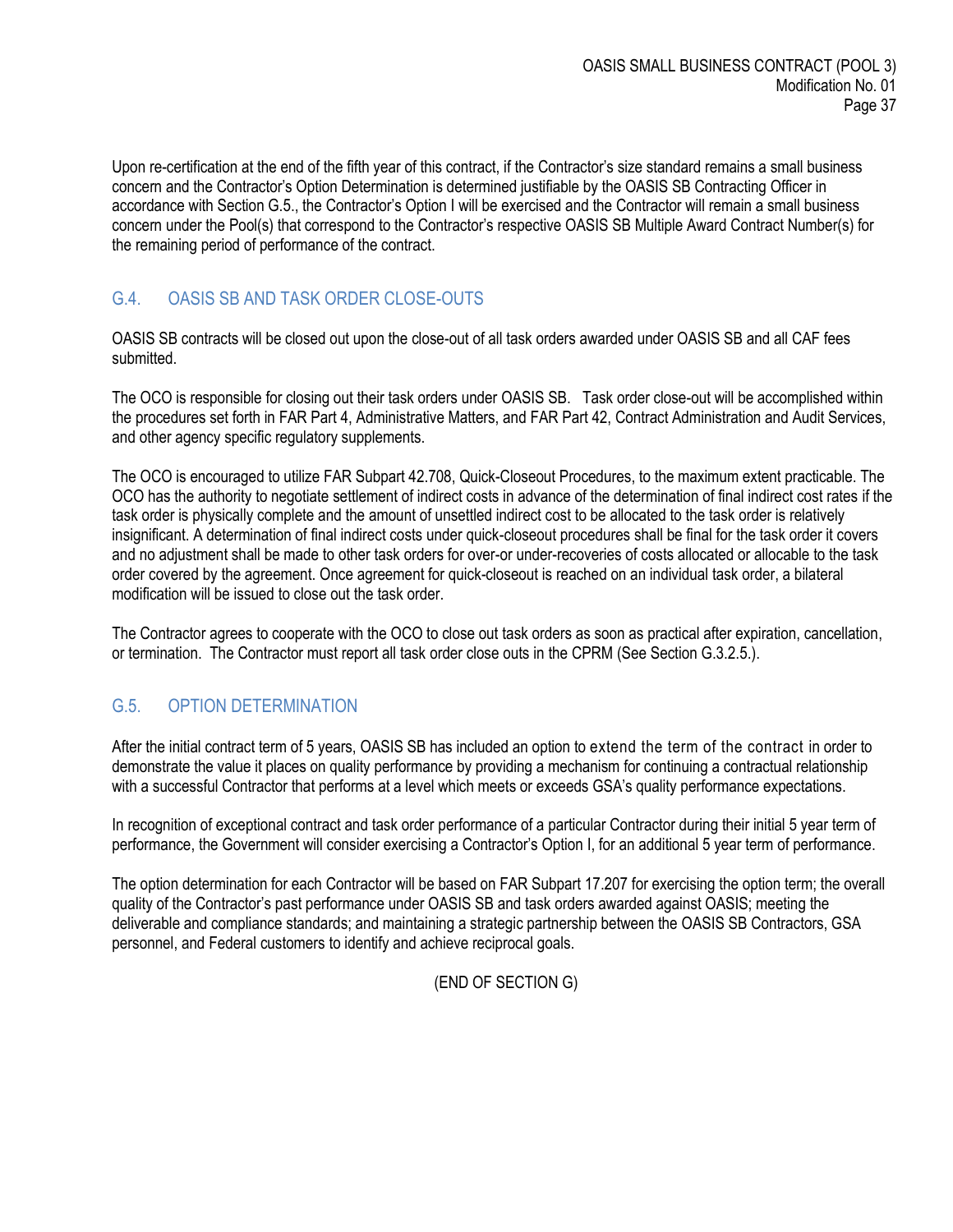Upon re-certification at the end of the fifth year of this contract, if the Contractor's size standard remains a small business concern and the Contractor's Option Determination is determined justifiable by the OASIS SB Contracting Officer in accordance with Section G.5., the Contractor's Option I will be exercised and the Contractor will remain a small business concern under the Pool(s) that correspond to the Contractor's respective OASIS SB Multiple Award Contract Number(s) for the remaining period of performance of the contract.

## G.4. OASIS SB AND TASK ORDER CLOSE-OUTS

OASIS SB contracts will be closed out upon the close-out of all task orders awarded under OASIS SB and all CAF fees submitted.

The OCO is responsible for closing out their task orders under OASIS SB. Task order close-out will be accomplished within the procedures set forth in FAR Part 4, Administrative Matters, and FAR Part 42, Contract Administration and Audit Services, and other agency specific regulatory supplements.

The OCO is encouraged to utilize FAR Subpart 42.708, Quick-Closeout Procedures, to the maximum extent practicable. The OCO has the authority to negotiate settlement of indirect costs in advance of the determination of final indirect cost rates if the task order is physically complete and the amount of unsettled indirect cost to be allocated to the task order is relatively insignificant. A determination of final indirect costs under quick-closeout procedures shall be final for the task order it covers and no adjustment shall be made to other task orders for over-or under-recoveries of costs allocated or allocable to the task order covered by the agreement. Once agreement for quick-closeout is reached on an individual task order, a bilateral modification will be issued to close out the task order.

The Contractor agrees to cooperate with the OCO to close out task orders as soon as practical after expiration, cancellation, or termination. The Contractor must report all task order close outs in the CPRM (See Section G.3.2.5.).

## G.5. OPTION DETERMINATION

After the initial contract term of 5 years, OASIS SB has included an option to extend the term of the contract in order to demonstrate the value it places on quality performance by providing a mechanism for continuing a contractual relationship with a successful Contractor that performs at a level which meets or exceeds GSA's quality performance expectations.

In recognition of exceptional contract and task order performance of a particular Contractor during their initial 5 year term of performance, the Government will consider exercising a Contractor's Option I, for an additional 5 year term of performance.

The option determination for each Contractor will be based on FAR Subpart 17.207 for exercising the option term; the overall quality of the Contractor's past performance under OASIS SB and task orders awarded against OASIS; meeting the deliverable and compliance standards; and maintaining a strategic partnership between the OASIS SB Contractors, GSA personnel, and Federal customers to identify and achieve reciprocal goals.

(END OF SECTION G)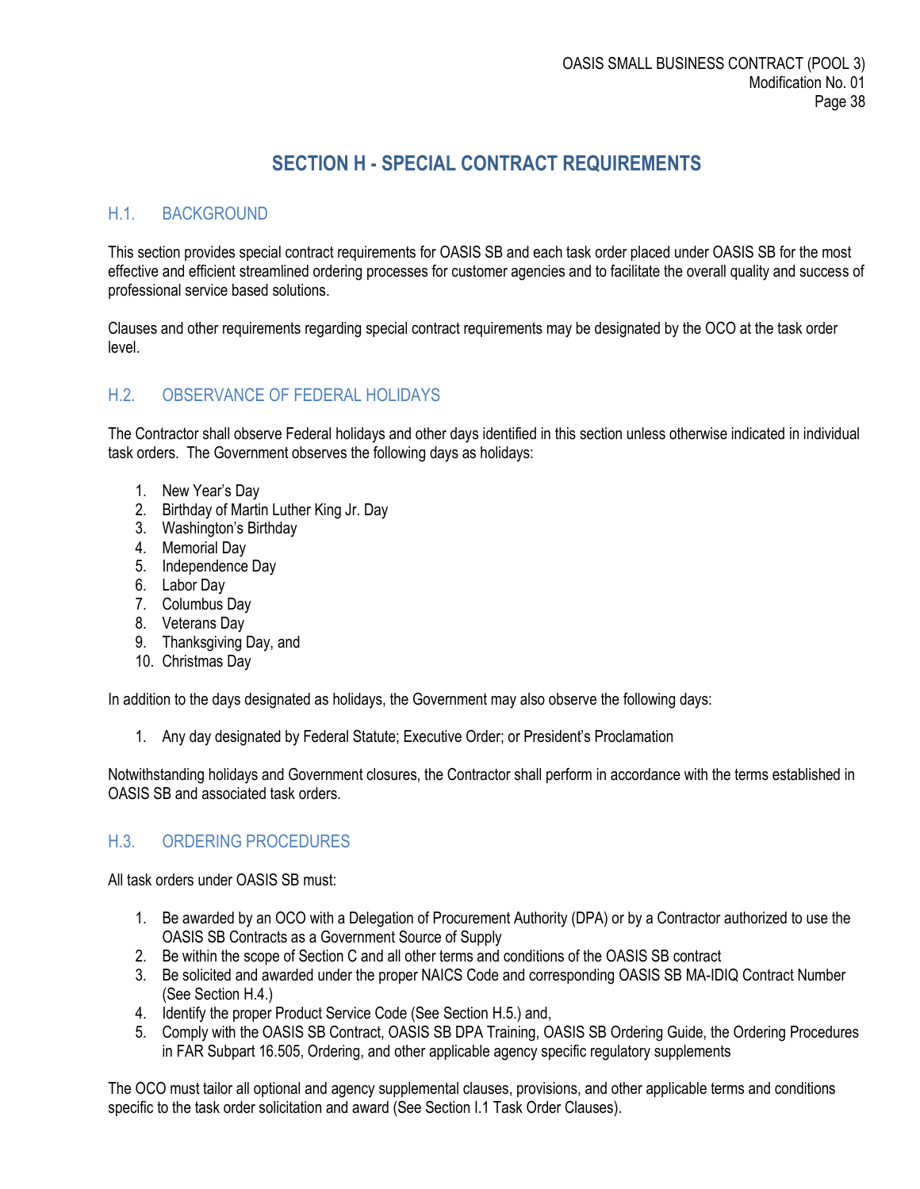# SECTION H - SPECIAL CONTRACT REQUIREMENTS

## H.1. BACKGROUND

This section provides special contract requirements for OASIS SB and each task order placed under OASIS SB for the most effective and efficient streamlined ordering processes for customer agencies and to facilitate the overall quality and success of professional service based solutions.

Clauses and other requirements regarding special contract requirements may be designated by the OCO at the task order level.

## H.2. OBSERVANCE OF FEDERAL HOLIDAYS

The Contractor shall observe Federal holidays and other days identified in this section unless otherwise indicated in individual task orders. The Government observes the following days as holidays:

1. New Year's Day
2. Birthday of Martin Luther King Jr. Day
3. Washington's Birthday
4. Memorial Day
5. Independence Day
6. Labor Day
7. Columbus Day
8. Veterans Day
9. Thanksgiving Day, and
10. Christmas Day

In addition to the days designated as holidays, the Government may also observe the following days:

1. Any day designated by Federal Statute; Executive Order; or President's Proclamation

Notwithstanding holidays and Government closures, the Contractor shall perform in accordance with the terms established in OASIS SB and associated task orders.

## H.3. ORDERING PROCEDURES

All task orders under OASIS SB must:

1. Be awarded by an OCO with a Delegation of Procurement Authority (DPA) or by a Contractor authorized to use the OASIS SB Contracts as a Government Source of Supply
2. Be within the scope of Section C and all other terms and conditions of the OASIS SB contract
3. Be solicited and awarded under the proper NAICS Code and corresponding OASIS SB MA-IDIQ Contract Number (See Section H.4.)
4. Identify the proper Product Service Code (See Section H.5.) and,
5. Comply with the OASIS SB Contract, OASIS SB DPA Training, OASIS SB Ordering Guide, the Ordering Procedures in FAR Subpart 16.505, Ordering, and other applicable agency specific regulatory supplements

The OCO must tailor all optional and agency supplemental clauses, provisions, and other applicable terms and conditions specific to the task order solicitation and award (See Section I.1 Task Order Clauses).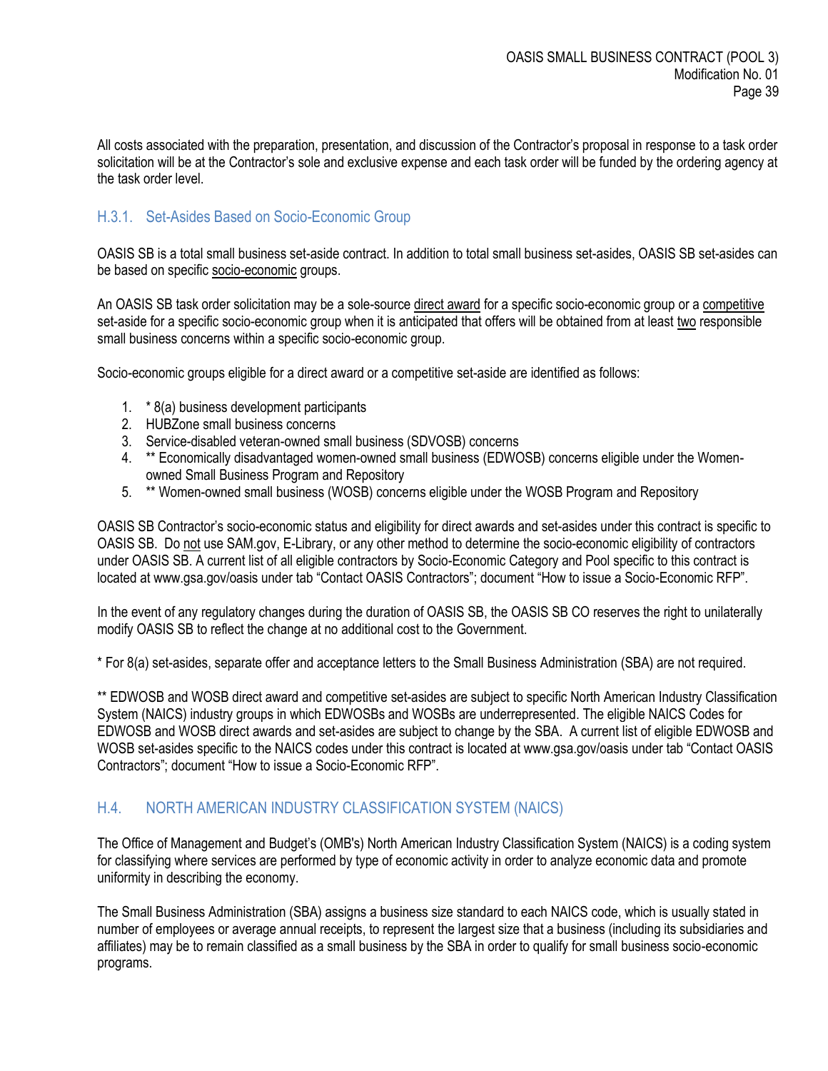All costs associated with the preparation, presentation, and discussion of the Contractor's proposal in response to a task order solicitation will be at the Contractor's sole and exclusive expense and each task order will be funded by the ordering agency at the task order level.

### H.3.1. Set-Asides Based on Socio-Economic Group

OASIS SB is a total small business set-aside contract. In addition to total small business set-asides, OASIS SB set-asides can be based on specific socio-economic groups.

An OASIS SB task order solicitation may be a sole-source direct award for a specific socio-economic group or a competitive set-aside for a specific socio-economic group when it is anticipated that offers will be obtained from at least two responsible small business concerns within a specific socio-economic group.

Socio-economic groups eligible for a direct award or a competitive set-aside are identified as follows:

1. * 8(a) business development participants
2. HUBZone small business concerns
3. Service-disabled veteran-owned small business (SDVOSB) concerns
4. ** Economically disadvantaged women-owned small business (EDWOSB) concerns eligible under the Women-owned Small Business Program and Repository
5. ** Women-owned small business (WOSB) concerns eligible under the WOSB Program and Repository

OASIS SB Contractor's socio-economic status and eligibility for direct awards and set-asides under this contract is specific to OASIS SB. Do not use SAM.gov, E-Library, or any other method to determine the socio-economic eligibility of contractors under OASIS SB. A current list of all eligible contractors by Socio-Economic Category and Pool specific to this contract is located at www.gsa.gov/oasis under tab "Contact OASIS Contractors"; document "How to issue a Socio-Economic RFP".

In the event of any regulatory changes during the duration of OASIS SB, the OASIS SB CO reserves the right to unilaterally modify OASIS SB to reflect the change at no additional cost to the Government.

* For 8(a) set-asides, separate offer and acceptance letters to the Small Business Administration (SBA) are not required.

** EDWOSB and WOSB direct award and competitive set-asides are subject to specific North American Industry Classification System (NAICS) industry groups in which EDWOSBs and WOSBs are underrepresented. The eligible NAICS Codes for EDWOSB and WOSB direct awards and set-asides are subject to change by the SBA. A current list of eligible EDWOSB and WOSB set-asides specific to the NAICS codes under this contract is located at www.gsa.gov/oasis under tab "Contact OASIS Contractors"; document "How to issue a Socio-Economic RFP".

## H.4. NORTH AMERICAN INDUSTRY CLASSIFICATION SYSTEM (NAICS)

The Office of Management and Budget's (OMB's) North American Industry Classification System (NAICS) is a coding system for classifying where services are performed by type of economic activity in order to analyze economic data and promote uniformity in describing the economy.

The Small Business Administration (SBA) assigns a business size standard to each NAICS code, which is usually stated in number of employees or average annual receipts, to represent the largest size that a business (including its subsidiaries and affiliates) may be to remain classified as a small business by the SBA in order to qualify for small business socio-economic programs.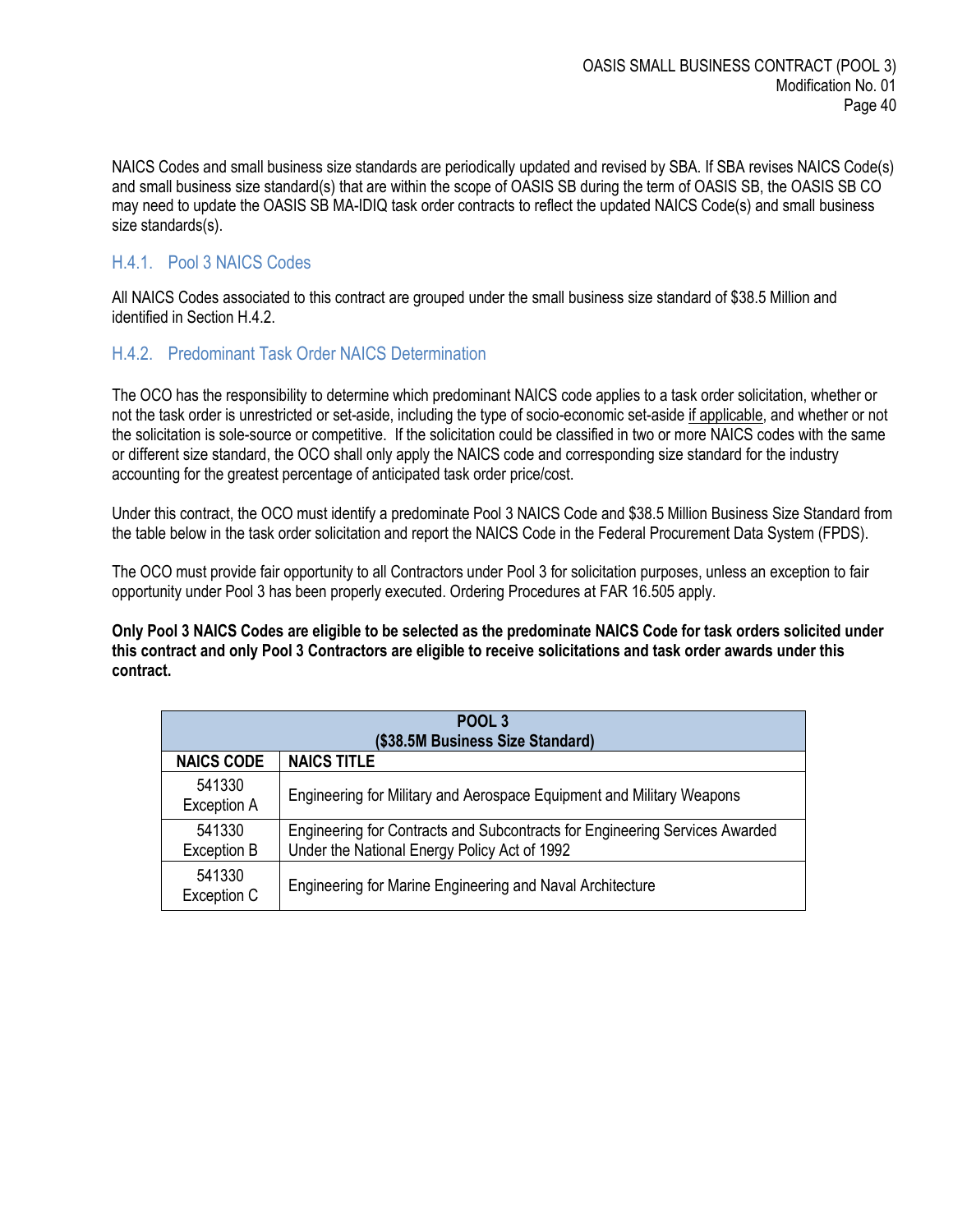NAICS Codes and small business size standards are periodically updated and revised by SBA. If SBA revises NAICS Code(s) and small business size standard(s) that are within the scope of OASIS SB during the term of OASIS SB, the OASIS SB CO may need to update the OASIS SB MA-IDIQ task order contracts to reflect the updated NAICS Code(s) and small business size standards(s).

### H.4.1. Pool 3 NAICS Codes

All NAICS Codes associated to this contract are grouped under the small business size standard of $38.5 Million and identified in Section H.4.2.

### H.4.2. Predominant Task Order NAICS Determination

The OCO has the responsibility to determine which predominant NAICS code applies to a task order solicitation, whether or not the task order is unrestricted or set-aside, including the type of socio-economic set-aside if applicable, and whether or not the solicitation is sole-source or competitive. If the solicitation could be classified in two or more NAICS codes with the same or different size standard, the OCO shall only apply the NAICS code and corresponding size standard for the industry accounting for the greatest percentage of anticipated task order price/cost.

Under this contract, the OCO must identify a predominate Pool 3 NAICS Code and $38.5 Million Business Size Standard from the table below in the task order solicitation and report the NAICS Code in the Federal Procurement Data System (FPDS).

The OCO must provide fair opportunity to all Contractors under Pool 3 for solicitation purposes, unless an exception to fair opportunity under Pool 3 has been properly executed. Ordering Procedures at FAR 16.505 apply.

**Only Pool 3 NAICS Codes are eligible to be selected as the predominate NAICS Code for task orders solicited under this contract and only Pool 3 Contractors are eligible to receive solicitations and task order awards under this contract.**

| POOL 3 ($38.5M Business Size Standard) | |
|---|---|
| **NAICS CODE** | **NAICS TITLE** |
| 541330 Exception A | Engineering for Military and Aerospace Equipment and Military Weapons |
| 541330 Exception B | Engineering for Contracts and Subcontracts for Engineering Services Awarded Under the National Energy Policy Act of 1992 |
| 541330 Exception C | Engineering for Marine Engineering and Naval Architecture |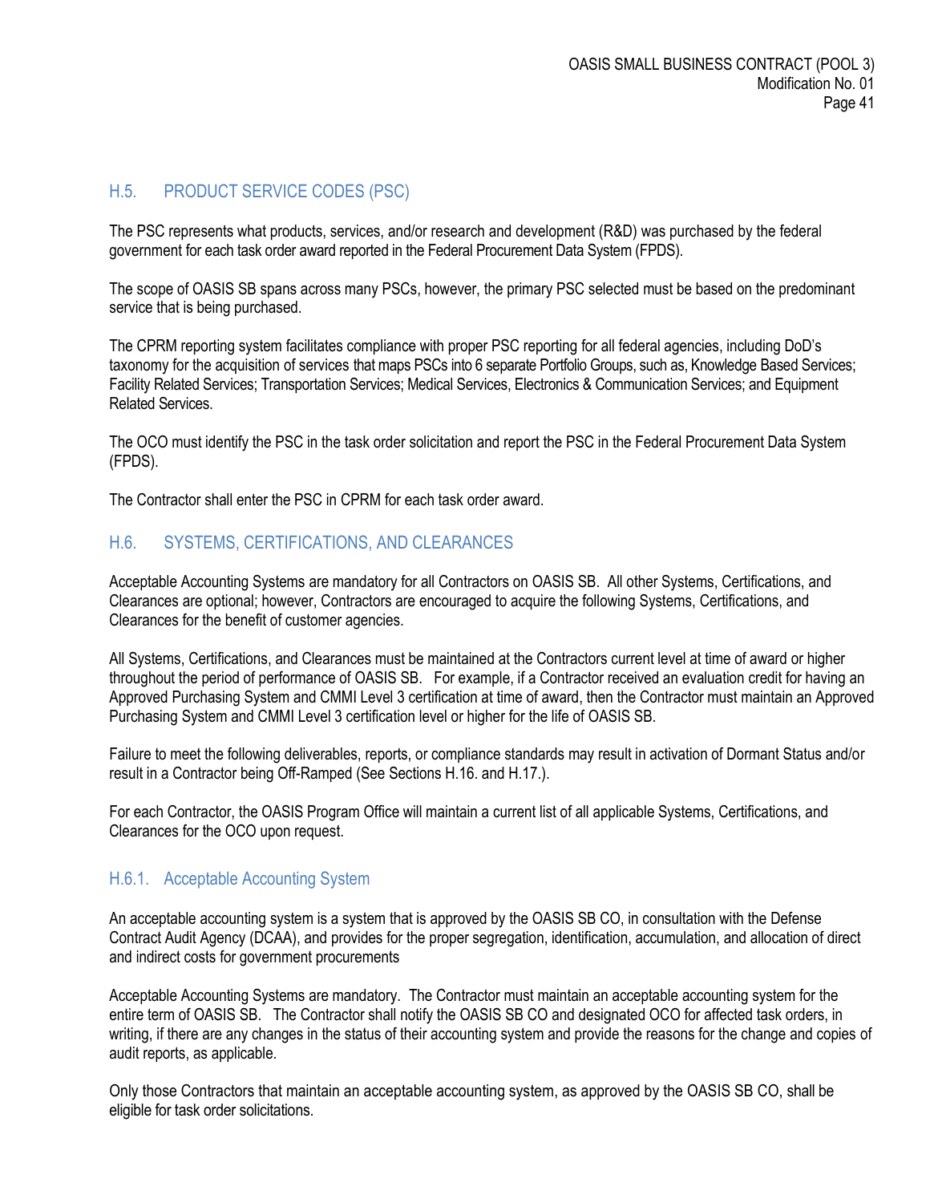## H.5. PRODUCT SERVICE CODES (PSC)

The PSC represents what products, services, and/or research and development (R&D) was purchased by the federal government for each task order award reported in the Federal Procurement Data System (FPDS).

The scope of OASIS SB spans across many PSCs, however, the primary PSC selected must be based on the predominant service that is being purchased.

The CPRM reporting system facilitates compliance with proper PSC reporting for all federal agencies, including DoD's taxonomy for the acquisition of services that maps PSCs into 6 separate Portfolio Groups, such as, Knowledge Based Services; Facility Related Services; Transportation Services; Medical Services, Electronics & Communication Services; and Equipment Related Services.

The OCO must identify the PSC in the task order solicitation and report the PSC in the Federal Procurement Data System (FPDS).

The Contractor shall enter the PSC in CPRM for each task order award.

## H.6. SYSTEMS, CERTIFICATIONS, AND CLEARANCES

Acceptable Accounting Systems are mandatory for all Contractors on OASIS SB. All other Systems, Certifications, and Clearances are optional; however, Contractors are encouraged to acquire the following Systems, Certifications, and Clearances for the benefit of customer agencies.

All Systems, Certifications, and Clearances must be maintained at the Contractors current level at time of award or higher throughout the period of performance of OASIS SB. For example, if a Contractor received an evaluation credit for having an Approved Purchasing System and CMMI Level 3 certification at time of award, then the Contractor must maintain an Approved Purchasing System and CMMI Level 3 certification level or higher for the life of OASIS SB.

Failure to meet the following deliverables, reports, or compliance standards may result in activation of Dormant Status and/or result in a Contractor being Off-Ramped (See Sections H.16. and H.17.).

For each Contractor, the OASIS Program Office will maintain a current list of all applicable Systems, Certifications, and Clearances for the OCO upon request.

### H.6.1. Acceptable Accounting System

An acceptable accounting system is a system that is approved by the OASIS SB CO, in consultation with the Defense Contract Audit Agency (DCAA), and provides for the proper segregation, identification, accumulation, and allocation of direct and indirect costs for government procurements

Acceptable Accounting Systems are mandatory. The Contractor must maintain an acceptable accounting system for the entire term of OASIS SB. The Contractor shall notify the OASIS SB CO and designated OCO for affected task orders, in writing, if there are any changes in the status of their accounting system and provide the reasons for the change and copies of audit reports, as applicable.

Only those Contractors that maintain an acceptable accounting system, as approved by the OASIS SB CO, shall be eligible for task order solicitations.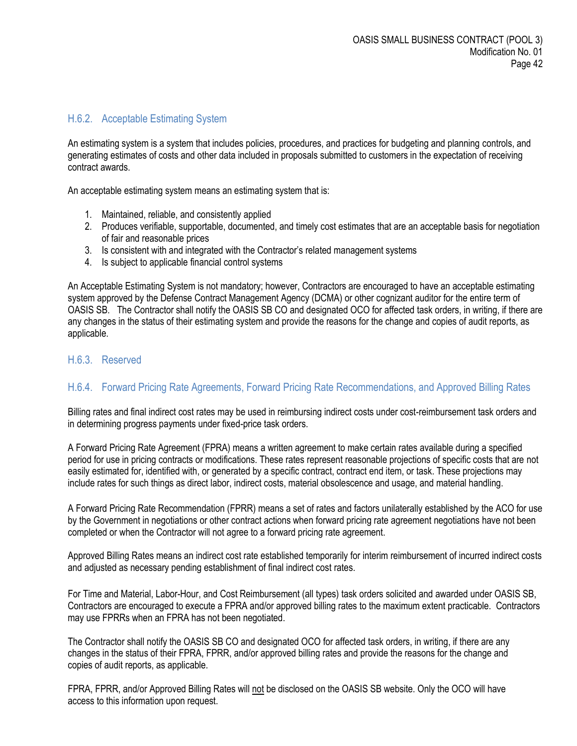### H.6.2. Acceptable Estimating System

An estimating system is a system that includes policies, procedures, and practices for budgeting and planning controls, and generating estimates of costs and other data included in proposals submitted to customers in the expectation of receiving contract awards.

An acceptable estimating system means an estimating system that is:

1. Maintained, reliable, and consistently applied
2. Produces verifiable, supportable, documented, and timely cost estimates that are an acceptable basis for negotiation of fair and reasonable prices
3. Is consistent with and integrated with the Contractor's related management systems
4. Is subject to applicable financial control systems

An Acceptable Estimating System is not mandatory; however, Contractors are encouraged to have an acceptable estimating system approved by the Defense Contract Management Agency (DCMA) or other cognizant auditor for the entire term of OASIS SB. The Contractor shall notify the OASIS SB CO and designated OCO for affected task orders, in writing, if there are any changes in the status of their estimating system and provide the reasons for the change and copies of audit reports, as applicable.

### H.6.3. Reserved

### H.6.4. Forward Pricing Rate Agreements, Forward Pricing Rate Recommendations, and Approved Billing Rates

Billing rates and final indirect cost rates may be used in reimbursing indirect costs under cost-reimbursement task orders and in determining progress payments under fixed-price task orders.

A Forward Pricing Rate Agreement (FPRA) means a written agreement to make certain rates available during a specified period for use in pricing contracts or modifications. These rates represent reasonable projections of specific costs that are not easily estimated for, identified with, or generated by a specific contract, contract end item, or task. These projections may include rates for such things as direct labor, indirect costs, material obsolescence and usage, and material handling.

A Forward Pricing Rate Recommendation (FPRR) means a set of rates and factors unilaterally established by the ACO for use by the Government in negotiations or other contract actions when forward pricing rate agreement negotiations have not been completed or when the Contractor will not agree to a forward pricing rate agreement.

Approved Billing Rates means an indirect cost rate established temporarily for interim reimbursement of incurred indirect costs and adjusted as necessary pending establishment of final indirect cost rates.

For Time and Material, Labor-Hour, and Cost Reimbursement (all types) task orders solicited and awarded under OASIS SB, Contractors are encouraged to execute a FPRA and/or approved billing rates to the maximum extent practicable. Contractors may use FPRRs when an FPRA has not been negotiated.

The Contractor shall notify the OASIS SB CO and designated OCO for affected task orders, in writing, if there are any changes in the status of their FPRA, FPRR, and/or approved billing rates and provide the reasons for the change and copies of audit reports, as applicable.

FPRA, FPRR, and/or Approved Billing Rates will not be disclosed on the OASIS SB website. Only the OCO will have access to this information upon request.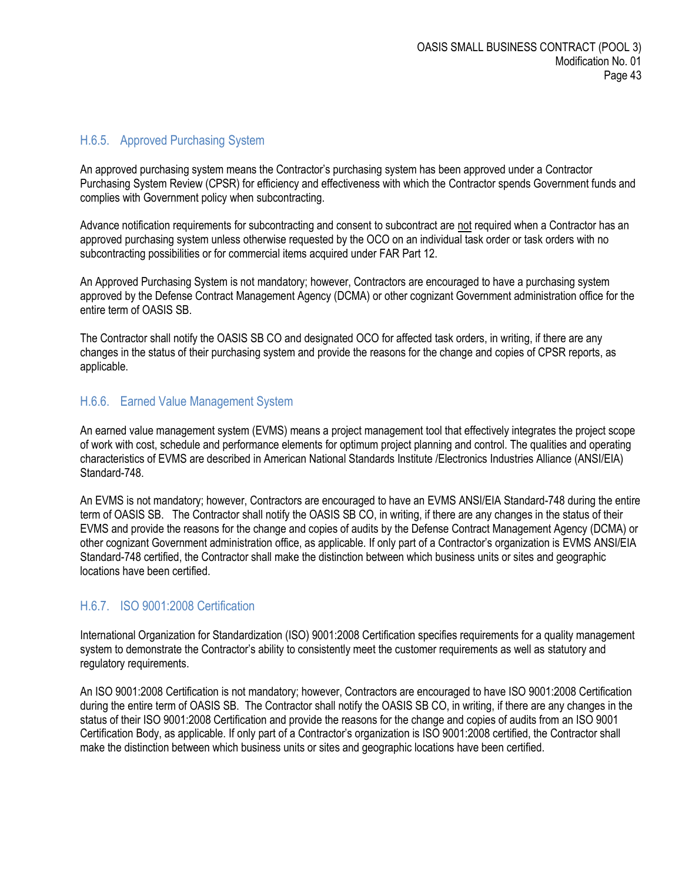### H.6.5. Approved Purchasing System

An approved purchasing system means the Contractor's purchasing system has been approved under a Contractor Purchasing System Review (CPSR) for efficiency and effectiveness with which the Contractor spends Government funds and complies with Government policy when subcontracting.

Advance notification requirements for subcontracting and consent to subcontract are <u>not</u> required when a Contractor has an approved purchasing system unless otherwise requested by the OCO on an individual task order or task orders with no subcontracting possibilities or for commercial items acquired under FAR Part 12.

An Approved Purchasing System is not mandatory; however, Contractors are encouraged to have a purchasing system approved by the Defense Contract Management Agency (DCMA) or other cognizant Government administration office for the entire term of OASIS SB.

The Contractor shall notify the OASIS SB CO and designated OCO for affected task orders, in writing, if there are any changes in the status of their purchasing system and provide the reasons for the change and copies of CPSR reports, as applicable.

### H.6.6. Earned Value Management System

An earned value management system (EVMS) means a project management tool that effectively integrates the project scope of work with cost, schedule and performance elements for optimum project planning and control. The qualities and operating characteristics of EVMS are described in American National Standards Institute /Electronics Industries Alliance (ANSI/EIA) Standard-748.

An EVMS is not mandatory; however, Contractors are encouraged to have an EVMS ANSI/EIA Standard-748 during the entire term of OASIS SB. The Contractor shall notify the OASIS SB CO, in writing, if there are any changes in the status of their EVMS and provide the reasons for the change and copies of audits by the Defense Contract Management Agency (DCMA) or other cognizant Government administration office, as applicable. If only part of a Contractor's organization is EVMS ANSI/EIA Standard-748 certified, the Contractor shall make the distinction between which business units or sites and geographic locations have been certified.

### H.6.7. ISO 9001:2008 Certification

International Organization for Standardization (ISO) 9001:2008 Certification specifies requirements for a quality management system to demonstrate the Contractor's ability to consistently meet the customer requirements as well as statutory and regulatory requirements.

An ISO 9001:2008 Certification is not mandatory; however, Contractors are encouraged to have ISO 9001:2008 Certification during the entire term of OASIS SB. The Contractor shall notify the OASIS SB CO, in writing, if there are any changes in the status of their ISO 9001:2008 Certification and provide the reasons for the change and copies of audits from an ISO 9001 Certification Body, as applicable. If only part of a Contractor's organization is ISO 9001:2008 certified, the Contractor shall make the distinction between which business units or sites and geographic locations have been certified.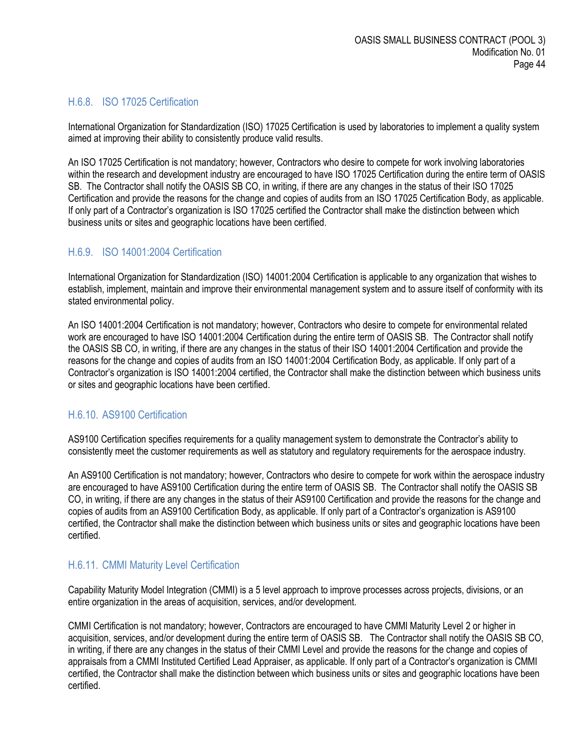### H.6.8. ISO 17025 Certification

International Organization for Standardization (ISO) 17025 Certification is used by laboratories to implement a quality system aimed at improving their ability to consistently produce valid results.

An ISO 17025 Certification is not mandatory; however, Contractors who desire to compete for work involving laboratories within the research and development industry are encouraged to have ISO 17025 Certification during the entire term of OASIS SB. The Contractor shall notify the OASIS SB CO, in writing, if there are any changes in the status of their ISO 17025 Certification and provide the reasons for the change and copies of audits from an ISO 17025 Certification Body, as applicable. If only part of a Contractor's organization is ISO 17025 certified the Contractor shall make the distinction between which business units or sites and geographic locations have been certified.

### H.6.9. ISO 14001:2004 Certification

International Organization for Standardization (ISO) 14001:2004 Certification is applicable to any organization that wishes to establish, implement, maintain and improve their environmental management system and to assure itself of conformity with its stated environmental policy.

An ISO 14001:2004 Certification is not mandatory; however, Contractors who desire to compete for environmental related work are encouraged to have ISO 14001:2004 Certification during the entire term of OASIS SB. The Contractor shall notify the OASIS SB CO, in writing, if there are any changes in the status of their ISO 14001:2004 Certification and provide the reasons for the change and copies of audits from an ISO 14001:2004 Certification Body, as applicable. If only part of a Contractor's organization is ISO 14001:2004 certified, the Contractor shall make the distinction between which business units or sites and geographic locations have been certified.

### H.6.10. AS9100 Certification

AS9100 Certification specifies requirements for a quality management system to demonstrate the Contractor's ability to consistently meet the customer requirements as well as statutory and regulatory requirements for the aerospace industry.

An AS9100 Certification is not mandatory; however, Contractors who desire to compete for work within the aerospace industry are encouraged to have AS9100 Certification during the entire term of OASIS SB. The Contractor shall notify the OASIS SB CO, in writing, if there are any changes in the status of their AS9100 Certification and provide the reasons for the change and copies of audits from an AS9100 Certification Body, as applicable. If only part of a Contractor's organization is AS9100 certified, the Contractor shall make the distinction between which business units or sites and geographic locations have been certified.

### H.6.11. CMMI Maturity Level Certification

Capability Maturity Model Integration (CMMI) is a 5 level approach to improve processes across projects, divisions, or an entire organization in the areas of acquisition, services, and/or development.

CMMI Certification is not mandatory; however, Contractors are encouraged to have CMMI Maturity Level 2 or higher in acquisition, services, and/or development during the entire term of OASIS SB. The Contractor shall notify the OASIS SB CO, in writing, if there are any changes in the status of their CMMI Level and provide the reasons for the change and copies of appraisals from a CMMI Instituted Certified Lead Appraiser, as applicable. If only part of a Contractor's organization is CMMI certified, the Contractor shall make the distinction between which business units or sites and geographic locations have been certified.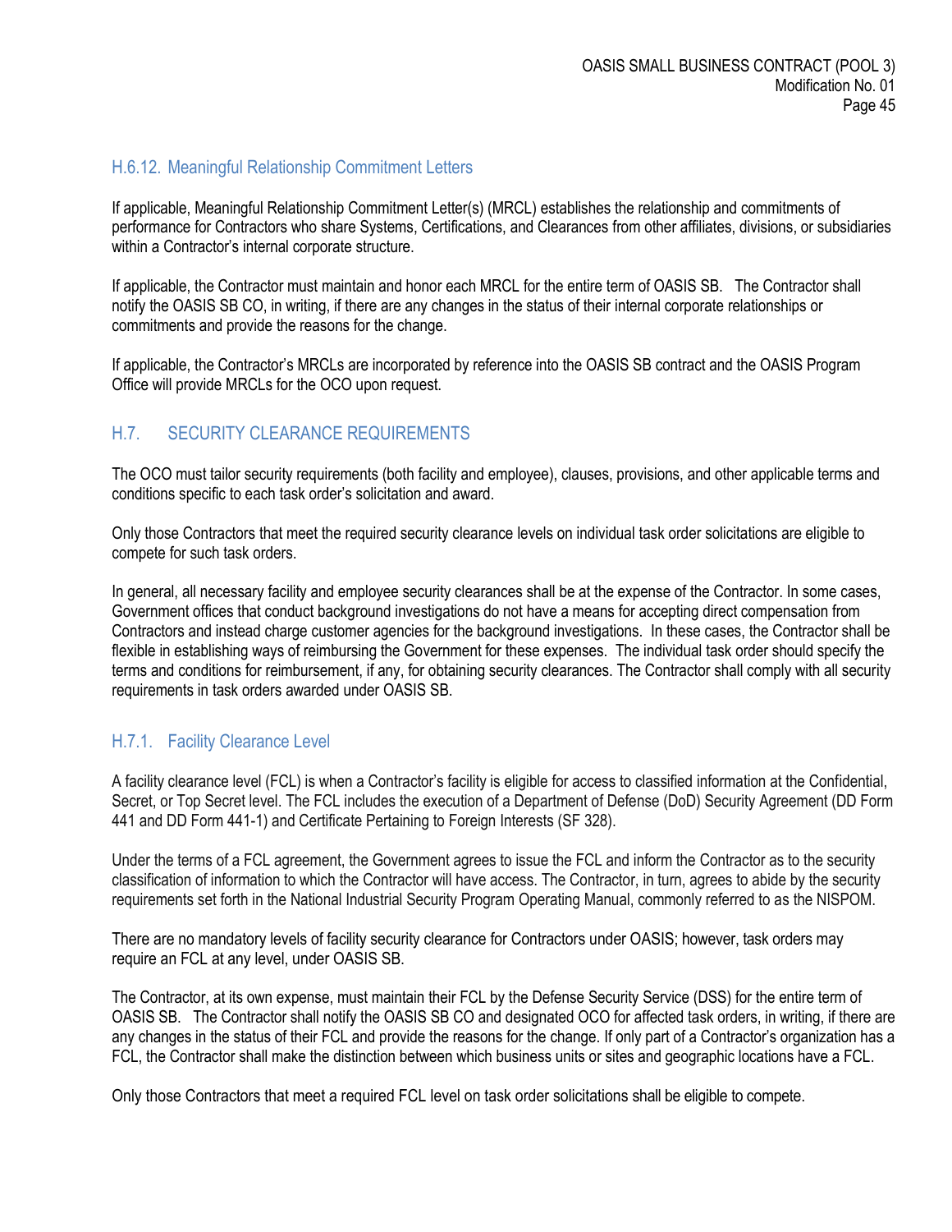### H.6.12. Meaningful Relationship Commitment Letters

If applicable, Meaningful Relationship Commitment Letter(s) (MRCL) establishes the relationship and commitments of performance for Contractors who share Systems, Certifications, and Clearances from other affiliates, divisions, or subsidiaries within a Contractor's internal corporate structure.

If applicable, the Contractor must maintain and honor each MRCL for the entire term of OASIS SB. The Contractor shall notify the OASIS SB CO, in writing, if there are any changes in the status of their internal corporate relationships or commitments and provide the reasons for the change.

If applicable, the Contractor's MRCLs are incorporated by reference into the OASIS SB contract and the OASIS Program Office will provide MRCLs for the OCO upon request.

## H.7. SECURITY CLEARANCE REQUIREMENTS

The OCO must tailor security requirements (both facility and employee), clauses, provisions, and other applicable terms and conditions specific to each task order's solicitation and award.

Only those Contractors that meet the required security clearance levels on individual task order solicitations are eligible to compete for such task orders.

In general, all necessary facility and employee security clearances shall be at the expense of the Contractor. In some cases, Government offices that conduct background investigations do not have a means for accepting direct compensation from Contractors and instead charge customer agencies for the background investigations. In these cases, the Contractor shall be flexible in establishing ways of reimbursing the Government for these expenses. The individual task order should specify the terms and conditions for reimbursement, if any, for obtaining security clearances. The Contractor shall comply with all security requirements in task orders awarded under OASIS SB.

### H.7.1. Facility Clearance Level

A facility clearance level (FCL) is when a Contractor's facility is eligible for access to classified information at the Confidential, Secret, or Top Secret level. The FCL includes the execution of a Department of Defense (DoD) Security Agreement (DD Form 441 and DD Form 441-1) and Certificate Pertaining to Foreign Interests (SF 328).

Under the terms of a FCL agreement, the Government agrees to issue the FCL and inform the Contractor as to the security classification of information to which the Contractor will have access. The Contractor, in turn, agrees to abide by the security requirements set forth in the National Industrial Security Program Operating Manual, commonly referred to as the NISPOM.

There are no mandatory levels of facility security clearance for Contractors under OASIS; however, task orders may require an FCL at any level, under OASIS SB.

The Contractor, at its own expense, must maintain their FCL by the Defense Security Service (DSS) for the entire term of OASIS SB. The Contractor shall notify the OASIS SB CO and designated OCO for affected task orders, in writing, if there are any changes in the status of their FCL and provide the reasons for the change. If only part of a Contractor's organization has a FCL, the Contractor shall make the distinction between which business units or sites and geographic locations have a FCL.

Only those Contractors that meet a required FCL level on task order solicitations shall be eligible to compete.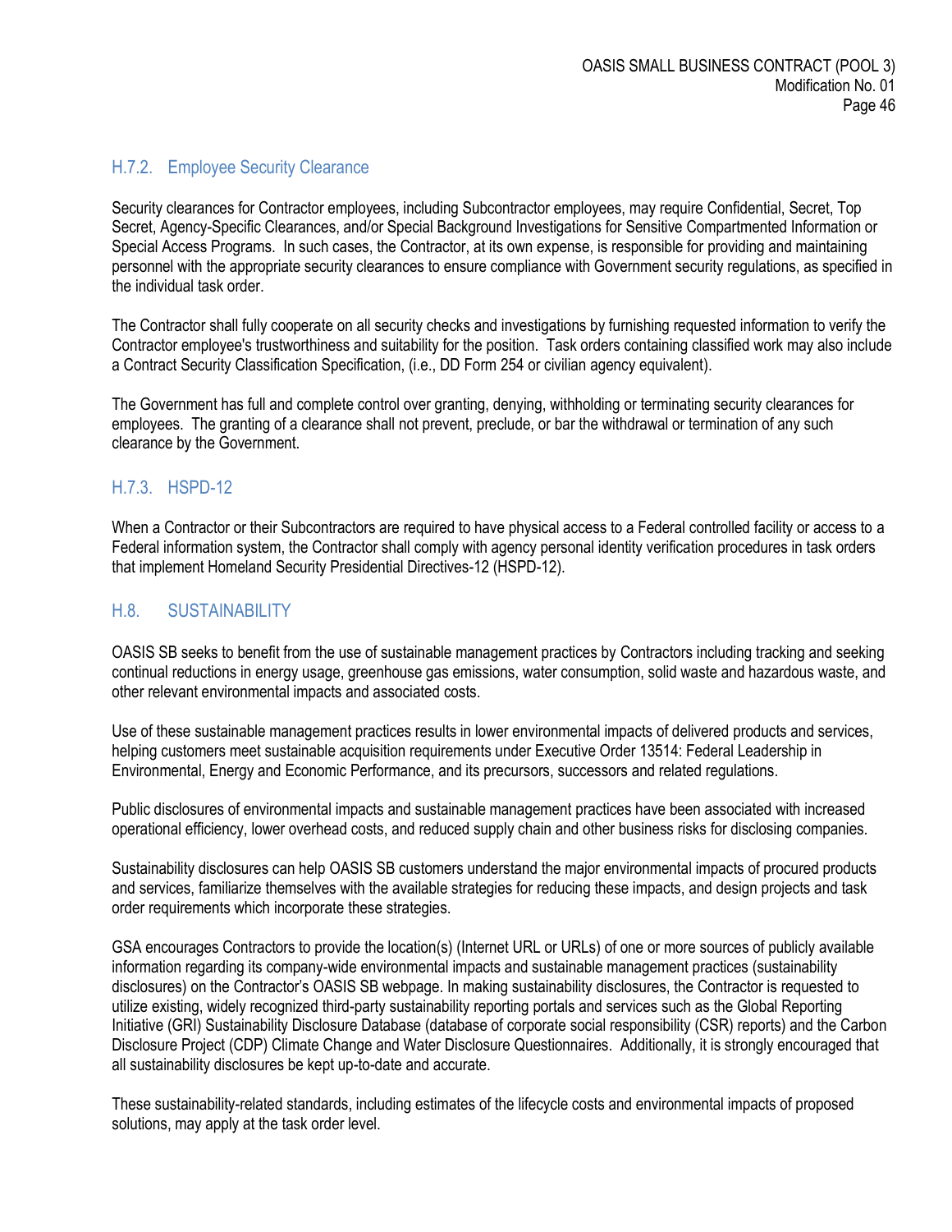### H.7.2. Employee Security Clearance

Security clearances for Contractor employees, including Subcontractor employees, may require Confidential, Secret, Top Secret, Agency-Specific Clearances, and/or Special Background Investigations for Sensitive Compartmented Information or Special Access Programs. In such cases, the Contractor, at its own expense, is responsible for providing and maintaining personnel with the appropriate security clearances to ensure compliance with Government security regulations, as specified in the individual task order.

The Contractor shall fully cooperate on all security checks and investigations by furnishing requested information to verify the Contractor employee's trustworthiness and suitability for the position. Task orders containing classified work may also include a Contract Security Classification Specification, (i.e., DD Form 254 or civilian agency equivalent).

The Government has full and complete control over granting, denying, withholding or terminating security clearances for employees. The granting of a clearance shall not prevent, preclude, or bar the withdrawal or termination of any such clearance by the Government.

### H.7.3. HSPD-12

When a Contractor or their Subcontractors are required to have physical access to a Federal controlled facility or access to a Federal information system, the Contractor shall comply with agency personal identity verification procedures in task orders that implement Homeland Security Presidential Directives-12 (HSPD-12).

## H.8. SUSTAINABILITY

OASIS SB seeks to benefit from the use of sustainable management practices by Contractors including tracking and seeking continual reductions in energy usage, greenhouse gas emissions, water consumption, solid waste and hazardous waste, and other relevant environmental impacts and associated costs.

Use of these sustainable management practices results in lower environmental impacts of delivered products and services, helping customers meet sustainable acquisition requirements under Executive Order 13514: Federal Leadership in Environmental, Energy and Economic Performance, and its precursors, successors and related regulations.

Public disclosures of environmental impacts and sustainable management practices have been associated with increased operational efficiency, lower overhead costs, and reduced supply chain and other business risks for disclosing companies.

Sustainability disclosures can help OASIS SB customers understand the major environmental impacts of procured products and services, familiarize themselves with the available strategies for reducing these impacts, and design projects and task order requirements which incorporate these strategies.

GSA encourages Contractors to provide the location(s) (Internet URL or URLs) of one or more sources of publicly available information regarding its company-wide environmental impacts and sustainable management practices (sustainability disclosures) on the Contractor's OASIS SB webpage. In making sustainability disclosures, the Contractor is requested to utilize existing, widely recognized third-party sustainability reporting portals and services such as the Global Reporting Initiative (GRI) Sustainability Disclosure Database (database of corporate social responsibility (CSR) reports) and the Carbon Disclosure Project (CDP) Climate Change and Water Disclosure Questionnaires. Additionally, it is strongly encouraged that all sustainability disclosures be kept up-to-date and accurate.

These sustainability-related standards, including estimates of the lifecycle costs and environmental impacts of proposed solutions, may apply at the task order level.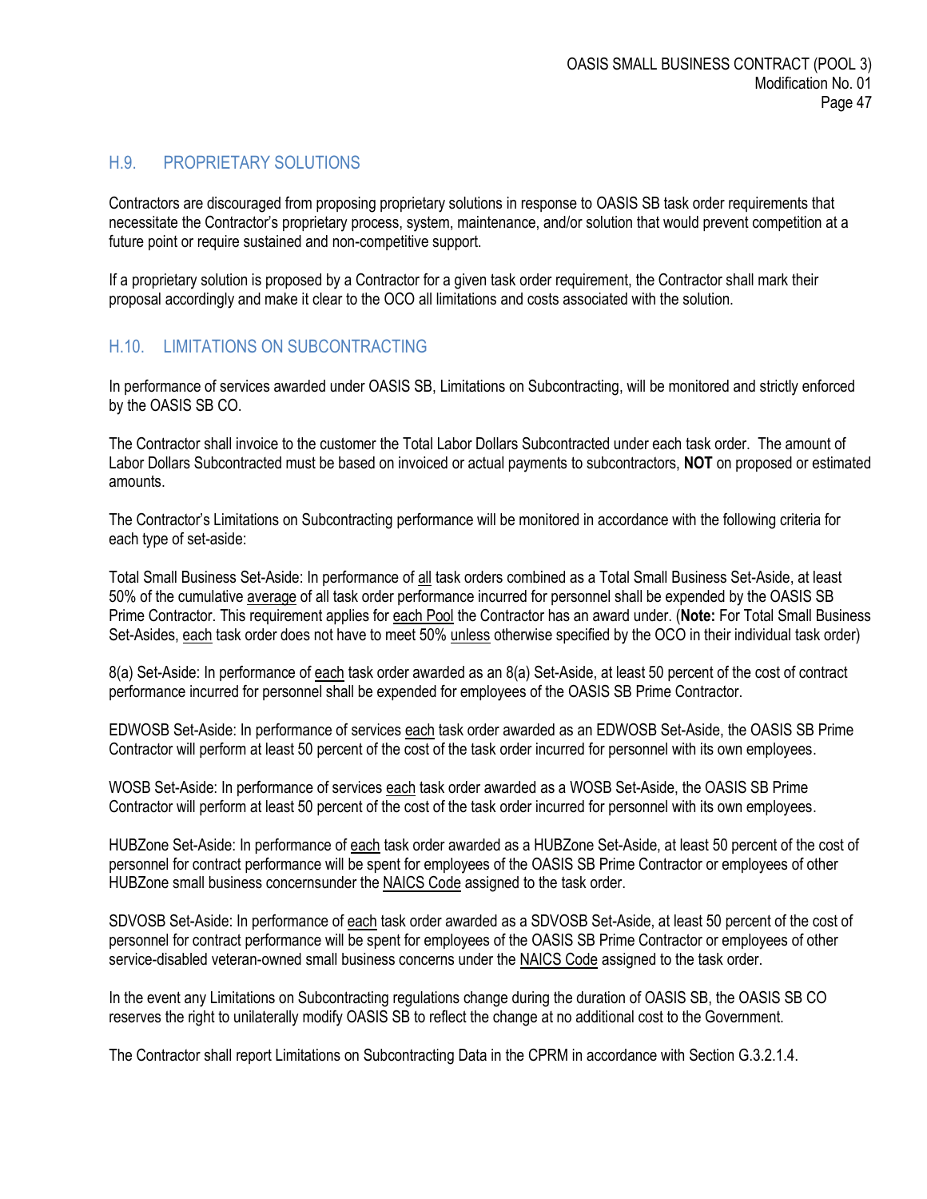## H.9. PROPRIETARY SOLUTIONS

Contractors are discouraged from proposing proprietary solutions in response to OASIS SB task order requirements that necessitate the Contractor's proprietary process, system, maintenance, and/or solution that would prevent competition at a future point or require sustained and non-competitive support.

If a proprietary solution is proposed by a Contractor for a given task order requirement, the Contractor shall mark their proposal accordingly and make it clear to the OCO all limitations and costs associated with the solution.

## H.10. LIMITATIONS ON SUBCONTRACTING

In performance of services awarded under OASIS SB, Limitations on Subcontracting, will be monitored and strictly enforced by the OASIS SB CO.

The Contractor shall invoice to the customer the Total Labor Dollars Subcontracted under each task order. The amount of Labor Dollars Subcontracted must be based on invoiced or actual payments to subcontractors, **NOT** on proposed or estimated amounts.

The Contractor's Limitations on Subcontracting performance will be monitored in accordance with the following criteria for each type of set-aside:

Total Small Business Set-Aside: In performance of <u>all</u> task orders combined as a Total Small Business Set-Aside, at least 50% of the cumulative <u>average</u> of all task order performance incurred for personnel shall be expended by the OASIS SB Prime Contractor. This requirement applies for <u>each Pool</u> the Contractor has an award under. (**Note:** For Total Small Business Set-Asides, <u>each</u> task order does not have to meet 50% <u>unless</u> otherwise specified by the OCO in their individual task order)

8(a) Set-Aside: In performance of <u>each</u> task order awarded as an 8(a) Set-Aside, at least 50 percent of the cost of contract performance incurred for personnel shall be expended for employees of the OASIS SB Prime Contractor.

EDWOSB Set-Aside: In performance of services <u>each</u> task order awarded as an EDWOSB Set-Aside, the OASIS SB Prime Contractor will perform at least 50 percent of the cost of the task order incurred for personnel with its own employees.

WOSB Set-Aside: In performance of services <u>each</u> task order awarded as a WOSB Set-Aside, the OASIS SB Prime Contractor will perform at least 50 percent of the cost of the task order incurred for personnel with its own employees.

HUBZone Set-Aside: In performance of <u>each</u> task order awarded as a HUBZone Set-Aside, at least 50 percent of the cost of personnel for contract performance will be spent for employees of the OASIS SB Prime Contractor or employees of other HUBZone small business concernsunder the <u>NAICS Code</u> assigned to the task order.

SDVOSB Set-Aside: In performance of <u>each</u> task order awarded as a SDVOSB Set-Aside, at least 50 percent of the cost of personnel for contract performance will be spent for employees of the OASIS SB Prime Contractor or employees of other service-disabled veteran-owned small business concerns under the <u>NAICS Code</u> assigned to the task order.

In the event any Limitations on Subcontracting regulations change during the duration of OASIS SB, the OASIS SB CO reserves the right to unilaterally modify OASIS SB to reflect the change at no additional cost to the Government.

The Contractor shall report Limitations on Subcontracting Data in the CPRM in accordance with Section G.3.2.1.4.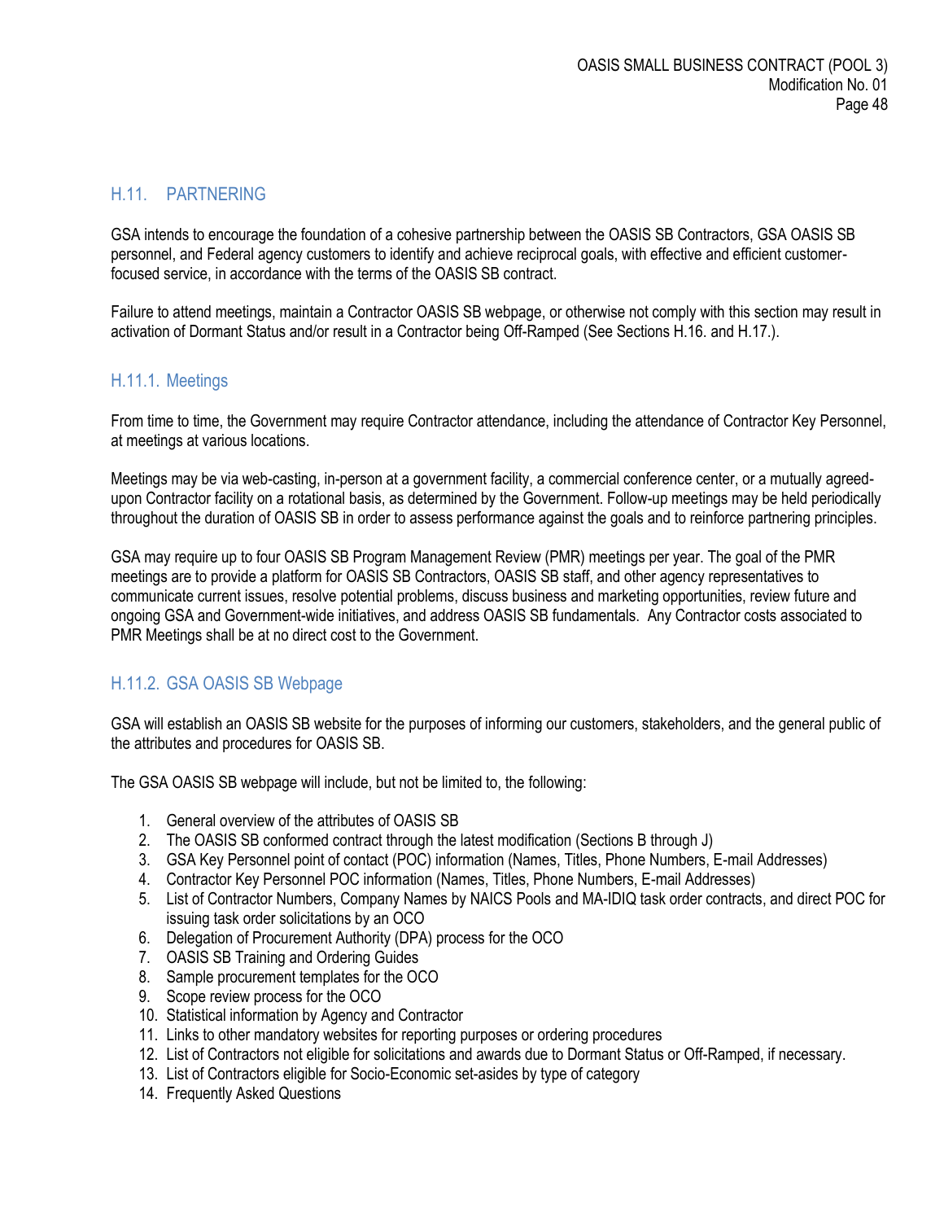## H.11. PARTNERING

GSA intends to encourage the foundation of a cohesive partnership between the OASIS SB Contractors, GSA OASIS SB personnel, and Federal agency customers to identify and achieve reciprocal goals, with effective and efficient customer-focused service, in accordance with the terms of the OASIS SB contract.

Failure to attend meetings, maintain a Contractor OASIS SB webpage, or otherwise not comply with this section may result in activation of Dormant Status and/or result in a Contractor being Off-Ramped (See Sections H.16. and H.17.).

### H.11.1. Meetings

From time to time, the Government may require Contractor attendance, including the attendance of Contractor Key Personnel, at meetings at various locations.

Meetings may be via web-casting, in-person at a government facility, a commercial conference center, or a mutually agreed-upon Contractor facility on a rotational basis, as determined by the Government. Follow-up meetings may be held periodically throughout the duration of OASIS SB in order to assess performance against the goals and to reinforce partnering principles.

GSA may require up to four OASIS SB Program Management Review (PMR) meetings per year. The goal of the PMR meetings are to provide a platform for OASIS SB Contractors, OASIS SB staff, and other agency representatives to communicate current issues, resolve potential problems, discuss business and marketing opportunities, review future and ongoing GSA and Government-wide initiatives, and address OASIS SB fundamentals. Any Contractor costs associated to PMR Meetings shall be at no direct cost to the Government.

### H.11.2. GSA OASIS SB Webpage

GSA will establish an OASIS SB website for the purposes of informing our customers, stakeholders, and the general public of the attributes and procedures for OASIS SB.

The GSA OASIS SB webpage will include, but not be limited to, the following:

1. General overview of the attributes of OASIS SB
2. The OASIS SB conformed contract through the latest modification (Sections B through J)
3. GSA Key Personnel point of contact (POC) information (Names, Titles, Phone Numbers, E-mail Addresses)
4. Contractor Key Personnel POC information (Names, Titles, Phone Numbers, E-mail Addresses)
5. List of Contractor Numbers, Company Names by NAICS Pools and MA-IDIQ task order contracts, and direct POC for issuing task order solicitations by an OCO
6. Delegation of Procurement Authority (DPA) process for the OCO
7. OASIS SB Training and Ordering Guides
8. Sample procurement templates for the OCO
9. Scope review process for the OCO
10. Statistical information by Agency and Contractor
11. Links to other mandatory websites for reporting purposes or ordering procedures
12. List of Contractors not eligible for solicitations and awards due to Dormant Status or Off-Ramped, if necessary.
13. List of Contractors eligible for Socio-Economic set-asides by type of category
14. Frequently Asked Questions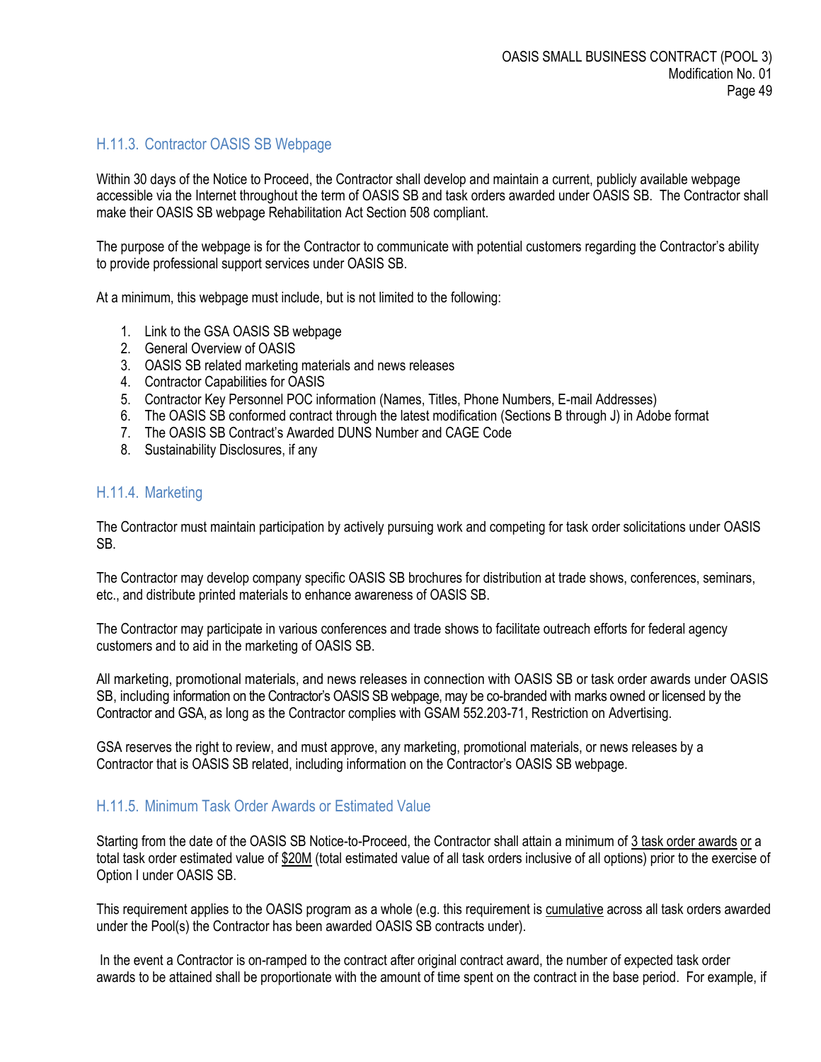### H.11.3. Contractor OASIS SB Webpage

Within 30 days of the Notice to Proceed, the Contractor shall develop and maintain a current, publicly available webpage accessible via the Internet throughout the term of OASIS SB and task orders awarded under OASIS SB. The Contractor shall make their OASIS SB webpage Rehabilitation Act Section 508 compliant.

The purpose of the webpage is for the Contractor to communicate with potential customers regarding the Contractor's ability to provide professional support services under OASIS SB.

At a minimum, this webpage must include, but is not limited to the following:

1. Link to the GSA OASIS SB webpage
2. General Overview of OASIS
3. OASIS SB related marketing materials and news releases
4. Contractor Capabilities for OASIS
5. Contractor Key Personnel POC information (Names, Titles, Phone Numbers, E-mail Addresses)
6. The OASIS SB conformed contract through the latest modification (Sections B through J) in Adobe format
7. The OASIS SB Contract's Awarded DUNS Number and CAGE Code
8. Sustainability Disclosures, if any

### H.11.4. Marketing

The Contractor must maintain participation by actively pursuing work and competing for task order solicitations under OASIS SB.

The Contractor may develop company specific OASIS SB brochures for distribution at trade shows, conferences, seminars, etc., and distribute printed materials to enhance awareness of OASIS SB.

The Contractor may participate in various conferences and trade shows to facilitate outreach efforts for federal agency customers and to aid in the marketing of OASIS SB.

All marketing, promotional materials, and news releases in connection with OASIS SB or task order awards under OASIS SB, including information on the Contractor's OASIS SB webpage, may be co-branded with marks owned or licensed by the Contractor and GSA, as long as the Contractor complies with GSAM 552.203-71, Restriction on Advertising.

GSA reserves the right to review, and must approve, any marketing, promotional materials, or news releases by a Contractor that is OASIS SB related, including information on the Contractor's OASIS SB webpage.

### H.11.5. Minimum Task Order Awards or Estimated Value

Starting from the date of the OASIS SB Notice-to-Proceed, the Contractor shall attain a minimum of 3 task order awards or a total task order estimated value of $20M (total estimated value of all task orders inclusive of all options) prior to the exercise of Option I under OASIS SB.

This requirement applies to the OASIS program as a whole (e.g. this requirement is cumulative across all task orders awarded under the Pool(s) the Contractor has been awarded OASIS SB contracts under).

In the event a Contractor is on-ramped to the contract after original contract award, the number of expected task order awards to be attained shall be proportionate with the amount of time spent on the contract in the base period. For example, if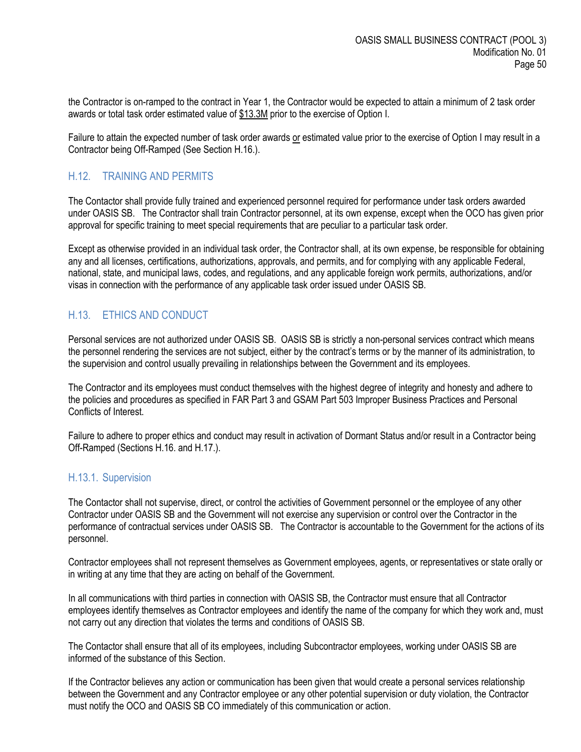the Contractor is on-ramped to the contract in Year 1, the Contractor would be expected to attain a minimum of 2 task order awards or total task order estimated value of <u>$13.3M</u> prior to the exercise of Option I.

Failure to attain the expected number of task order awards <u>or</u> estimated value prior to the exercise of Option I may result in a Contractor being Off-Ramped (See Section H.16.).

## H.12. TRAINING AND PERMITS

The Contactor shall provide fully trained and experienced personnel required for performance under task orders awarded under OASIS SB. The Contractor shall train Contractor personnel, at its own expense, except when the OCO has given prior approval for specific training to meet special requirements that are peculiar to a particular task order.

Except as otherwise provided in an individual task order, the Contractor shall, at its own expense, be responsible for obtaining any and all licenses, certifications, authorizations, approvals, and permits, and for complying with any applicable Federal, national, state, and municipal laws, codes, and regulations, and any applicable foreign work permits, authorizations, and/or visas in connection with the performance of any applicable task order issued under OASIS SB.

## H.13. ETHICS AND CONDUCT

Personal services are not authorized under OASIS SB. OASIS SB is strictly a non-personal services contract which means the personnel rendering the services are not subject, either by the contract's terms or by the manner of its administration, to the supervision and control usually prevailing in relationships between the Government and its employees.

The Contractor and its employees must conduct themselves with the highest degree of integrity and honesty and adhere to the policies and procedures as specified in FAR Part 3 and GSAM Part 503 Improper Business Practices and Personal Conflicts of Interest.

Failure to adhere to proper ethics and conduct may result in activation of Dormant Status and/or result in a Contractor being Off-Ramped (Sections H.16. and H.17.).

### H.13.1. Supervision

The Contactor shall not supervise, direct, or control the activities of Government personnel or the employee of any other Contractor under OASIS SB and the Government will not exercise any supervision or control over the Contractor in the performance of contractual services under OASIS SB. The Contractor is accountable to the Government for the actions of its personnel.

Contractor employees shall not represent themselves as Government employees, agents, or representatives or state orally or in writing at any time that they are acting on behalf of the Government.

In all communications with third parties in connection with OASIS SB, the Contractor must ensure that all Contractor employees identify themselves as Contractor employees and identify the name of the company for which they work and, must not carry out any direction that violates the terms and conditions of OASIS SB.

The Contactor shall ensure that all of its employees, including Subcontractor employees, working under OASIS SB are informed of the substance of this Section.

If the Contractor believes any action or communication has been given that would create a personal services relationship between the Government and any Contractor employee or any other potential supervision or duty violation, the Contractor must notify the OCO and OASIS SB CO immediately of this communication or action.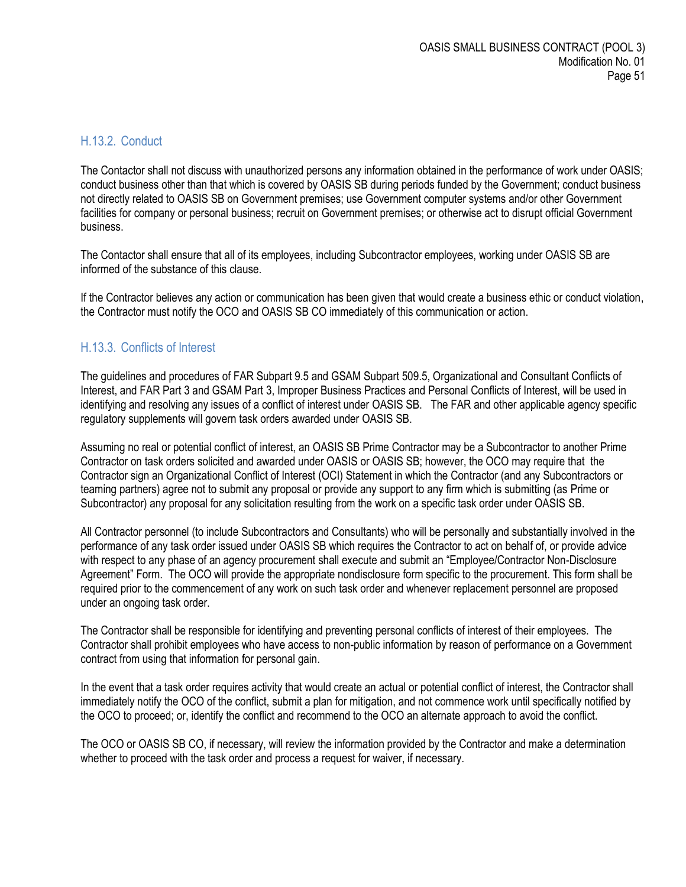### H.13.2. Conduct

The Contactor shall not discuss with unauthorized persons any information obtained in the performance of work under OASIS; conduct business other than that which is covered by OASIS SB during periods funded by the Government; conduct business not directly related to OASIS SB on Government premises; use Government computer systems and/or other Government facilities for company or personal business; recruit on Government premises; or otherwise act to disrupt official Government business.

The Contactor shall ensure that all of its employees, including Subcontractor employees, working under OASIS SB are informed of the substance of this clause.

If the Contractor believes any action or communication has been given that would create a business ethic or conduct violation, the Contractor must notify the OCO and OASIS SB CO immediately of this communication or action.

### H.13.3. Conflicts of Interest

The guidelines and procedures of FAR Subpart 9.5 and GSAM Subpart 509.5, Organizational and Consultant Conflicts of Interest, and FAR Part 3 and GSAM Part 3, Improper Business Practices and Personal Conflicts of Interest, will be used in identifying and resolving any issues of a conflict of interest under OASIS SB. The FAR and other applicable agency specific regulatory supplements will govern task orders awarded under OASIS SB.

Assuming no real or potential conflict of interest, an OASIS SB Prime Contractor may be a Subcontractor to another Prime Contractor on task orders solicited and awarded under OASIS or OASIS SB; however, the OCO may require that the Contractor sign an Organizational Conflict of Interest (OCI) Statement in which the Contractor (and any Subcontractors or teaming partners) agree not to submit any proposal or provide any support to any firm which is submitting (as Prime or Subcontractor) any proposal for any solicitation resulting from the work on a specific task order under OASIS SB.

All Contractor personnel (to include Subcontractors and Consultants) who will be personally and substantially involved in the performance of any task order issued under OASIS SB which requires the Contractor to act on behalf of, or provide advice with respect to any phase of an agency procurement shall execute and submit an "Employee/Contractor Non-Disclosure Agreement" Form. The OCO will provide the appropriate nondisclosure form specific to the procurement. This form shall be required prior to the commencement of any work on such task order and whenever replacement personnel are proposed under an ongoing task order.

The Contractor shall be responsible for identifying and preventing personal conflicts of interest of their employees. The Contractor shall prohibit employees who have access to non-public information by reason of performance on a Government contract from using that information for personal gain.

In the event that a task order requires activity that would create an actual or potential conflict of interest, the Contractor shall immediately notify the OCO of the conflict, submit a plan for mitigation, and not commence work until specifically notified by the OCO to proceed; or, identify the conflict and recommend to the OCO an alternate approach to avoid the conflict.

The OCO or OASIS SB CO, if necessary, will review the information provided by the Contractor and make a determination whether to proceed with the task order and process a request for waiver, if necessary.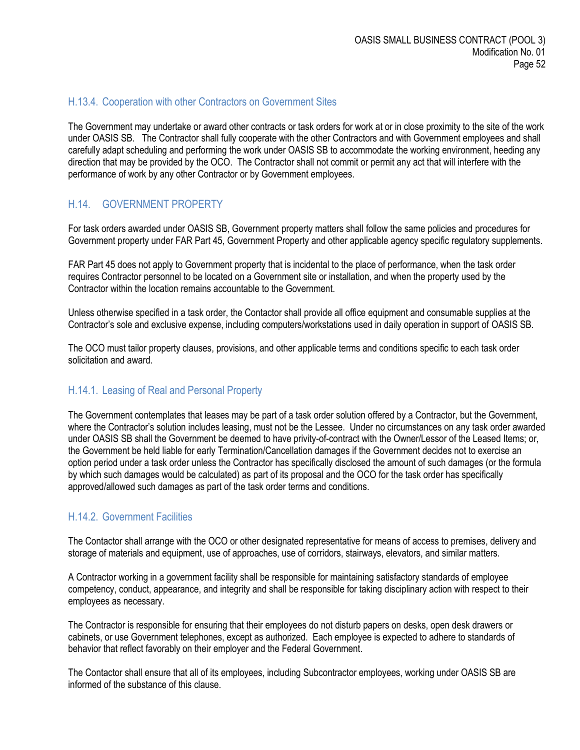### H.13.4. Cooperation with other Contractors on Government Sites

The Government may undertake or award other contracts or task orders for work at or in close proximity to the site of the work under OASIS SB. The Contractor shall fully cooperate with the other Contractors and with Government employees and shall carefully adapt scheduling and performing the work under OASIS SB to accommodate the working environment, heeding any direction that may be provided by the OCO. The Contractor shall not commit or permit any act that will interfere with the performance of work by any other Contractor or by Government employees.

## H.14. GOVERNMENT PROPERTY

For task orders awarded under OASIS SB, Government property matters shall follow the same policies and procedures for Government property under FAR Part 45, Government Property and other applicable agency specific regulatory supplements.

FAR Part 45 does not apply to Government property that is incidental to the place of performance, when the task order requires Contractor personnel to be located on a Government site or installation, and when the property used by the Contractor within the location remains accountable to the Government.

Unless otherwise specified in a task order, the Contactor shall provide all office equipment and consumable supplies at the Contractor's sole and exclusive expense, including computers/workstations used in daily operation in support of OASIS SB.

The OCO must tailor property clauses, provisions, and other applicable terms and conditions specific to each task order solicitation and award.

### H.14.1. Leasing of Real and Personal Property

The Government contemplates that leases may be part of a task order solution offered by a Contractor, but the Government, where the Contractor's solution includes leasing, must not be the Lessee. Under no circumstances on any task order awarded under OASIS SB shall the Government be deemed to have privity-of-contract with the Owner/Lessor of the Leased Items; or, the Government be held liable for early Termination/Cancellation damages if the Government decides not to exercise an option period under a task order unless the Contractor has specifically disclosed the amount of such damages (or the formula by which such damages would be calculated) as part of its proposal and the OCO for the task order has specifically approved/allowed such damages as part of the task order terms and conditions.

### H.14.2. Government Facilities

The Contactor shall arrange with the OCO or other designated representative for means of access to premises, delivery and storage of materials and equipment, use of approaches, use of corridors, stairways, elevators, and similar matters.

A Contractor working in a government facility shall be responsible for maintaining satisfactory standards of employee competency, conduct, appearance, and integrity and shall be responsible for taking disciplinary action with respect to their employees as necessary.

The Contractor is responsible for ensuring that their employees do not disturb papers on desks, open desk drawers or cabinets, or use Government telephones, except as authorized. Each employee is expected to adhere to standards of behavior that reflect favorably on their employer and the Federal Government.

The Contactor shall ensure that all of its employees, including Subcontractor employees, working under OASIS SB are informed of the substance of this clause.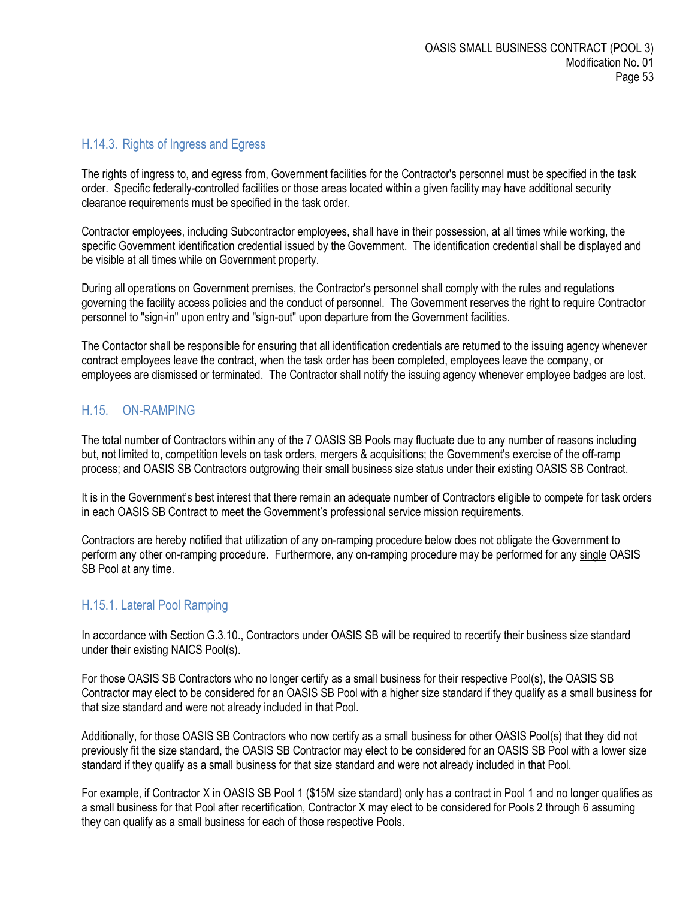### H.14.3. Rights of Ingress and Egress

The rights of ingress to, and egress from, Government facilities for the Contractor's personnel must be specified in the task order. Specific federally-controlled facilities or those areas located within a given facility may have additional security clearance requirements must be specified in the task order.

Contractor employees, including Subcontractor employees, shall have in their possession, at all times while working, the specific Government identification credential issued by the Government. The identification credential shall be displayed and be visible at all times while on Government property.

During all operations on Government premises, the Contractor's personnel shall comply with the rules and regulations governing the facility access policies and the conduct of personnel. The Government reserves the right to require Contractor personnel to "sign-in" upon entry and "sign-out" upon departure from the Government facilities.

The Contactor shall be responsible for ensuring that all identification credentials are returned to the issuing agency whenever contract employees leave the contract, when the task order has been completed, employees leave the company, or employees are dismissed or terminated. The Contractor shall notify the issuing agency whenever employee badges are lost.

## H.15. ON-RAMPING

The total number of Contractors within any of the 7 OASIS SB Pools may fluctuate due to any number of reasons including but, not limited to, competition levels on task orders, mergers & acquisitions; the Government's exercise of the off-ramp process; and OASIS SB Contractors outgrowing their small business size status under their existing OASIS SB Contract.

It is in the Government's best interest that there remain an adequate number of Contractors eligible to compete for task orders in each OASIS SB Contract to meet the Government's professional service mission requirements.

Contractors are hereby notified that utilization of any on-ramping procedure below does not obligate the Government to perform any other on-ramping procedure. Furthermore, any on-ramping procedure may be performed for any single OASIS SB Pool at any time.

### H.15.1. Lateral Pool Ramping

In accordance with Section G.3.10., Contractors under OASIS SB will be required to recertify their business size standard under their existing NAICS Pool(s).

For those OASIS SB Contractors who no longer certify as a small business for their respective Pool(s), the OASIS SB Contractor may elect to be considered for an OASIS SB Pool with a higher size standard if they qualify as a small business for that size standard and were not already included in that Pool.

Additionally, for those OASIS SB Contractors who now certify as a small business for other OASIS Pool(s) that they did not previously fit the size standard, the OASIS SB Contractor may elect to be considered for an OASIS SB Pool with a lower size standard if they qualify as a small business for that size standard and were not already included in that Pool.

For example, if Contractor X in OASIS SB Pool 1 ($15M size standard) only has a contract in Pool 1 and no longer qualifies as a small business for that Pool after recertification, Contractor X may elect to be considered for Pools 2 through 6 assuming they can qualify as a small business for each of those respective Pools.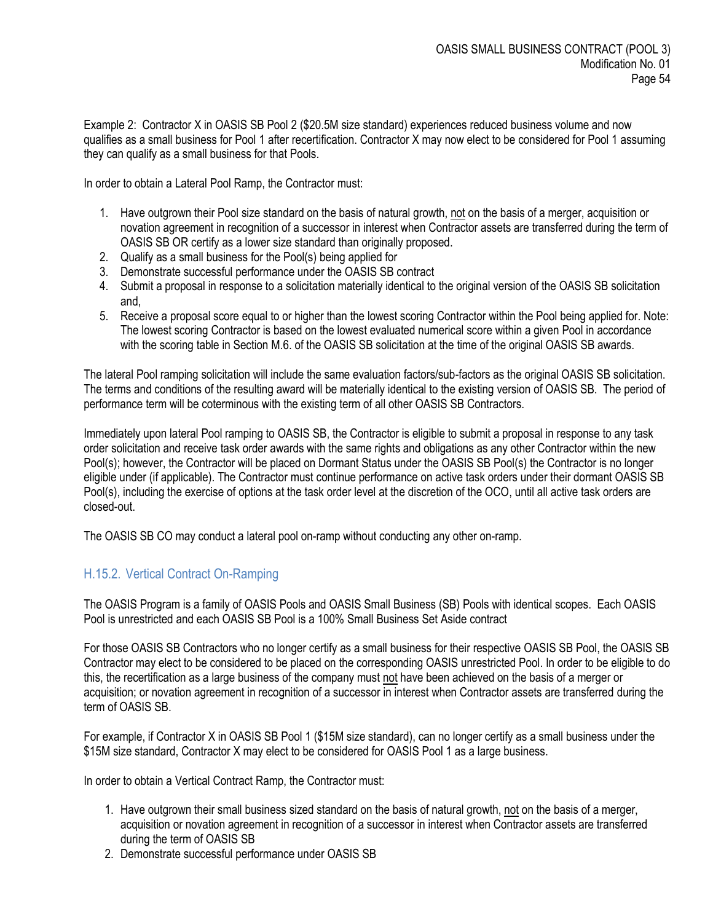Example 2: Contractor X in OASIS SB Pool 2 ($20.5M size standard) experiences reduced business volume and now qualifies as a small business for Pool 1 after recertification. Contractor X may now elect to be considered for Pool 1 assuming they can qualify as a small business for that Pools.

In order to obtain a Lateral Pool Ramp, the Contractor must:

1. Have outgrown their Pool size standard on the basis of natural growth, not on the basis of a merger, acquisition or novation agreement in recognition of a successor in interest when Contractor assets are transferred during the term of OASIS SB OR certify as a lower size standard than originally proposed.
2. Qualify as a small business for the Pool(s) being applied for
3. Demonstrate successful performance under the OASIS SB contract
4. Submit a proposal in response to a solicitation materially identical to the original version of the OASIS SB solicitation and,
5. Receive a proposal score equal to or higher than the lowest scoring Contractor within the Pool being applied for. Note: The lowest scoring Contractor is based on the lowest evaluated numerical score within a given Pool in accordance with the scoring table in Section M.6. of the OASIS SB solicitation at the time of the original OASIS SB awards.

The lateral Pool ramping solicitation will include the same evaluation factors/sub-factors as the original OASIS SB solicitation. The terms and conditions of the resulting award will be materially identical to the existing version of OASIS SB. The period of performance term will be coterminous with the existing term of all other OASIS SB Contractors.

Immediately upon lateral Pool ramping to OASIS SB, the Contractor is eligible to submit a proposal in response to any task order solicitation and receive task order awards with the same rights and obligations as any other Contractor within the new Pool(s); however, the Contractor will be placed on Dormant Status under the OASIS SB Pool(s) the Contractor is no longer eligible under (if applicable). The Contractor must continue performance on active task orders under their dormant OASIS SB Pool(s), including the exercise of options at the task order level at the discretion of the OCO, until all active task orders are closed-out.

The OASIS SB CO may conduct a lateral pool on-ramp without conducting any other on-ramp.

### H.15.2. Vertical Contract On-Ramping

The OASIS Program is a family of OASIS Pools and OASIS Small Business (SB) Pools with identical scopes. Each OASIS Pool is unrestricted and each OASIS SB Pool is a 100% Small Business Set Aside contract

For those OASIS SB Contractors who no longer certify as a small business for their respective OASIS SB Pool, the OASIS SB Contractor may elect to be considered to be placed on the corresponding OASIS unrestricted Pool. In order to be eligible to do this, the recertification as a large business of the company must not have been achieved on the basis of a merger or acquisition; or novation agreement in recognition of a successor in interest when Contractor assets are transferred during the term of OASIS SB.

For example, if Contractor X in OASIS SB Pool 1 ($15M size standard), can no longer certify as a small business under the $15M size standard, Contractor X may elect to be considered for OASIS Pool 1 as a large business.

In order to obtain a Vertical Contract Ramp, the Contractor must:

1. Have outgrown their small business sized standard on the basis of natural growth, not on the basis of a merger, acquisition or novation agreement in recognition of a successor in interest when Contractor assets are transferred during the term of OASIS SB
2. Demonstrate successful performance under OASIS SB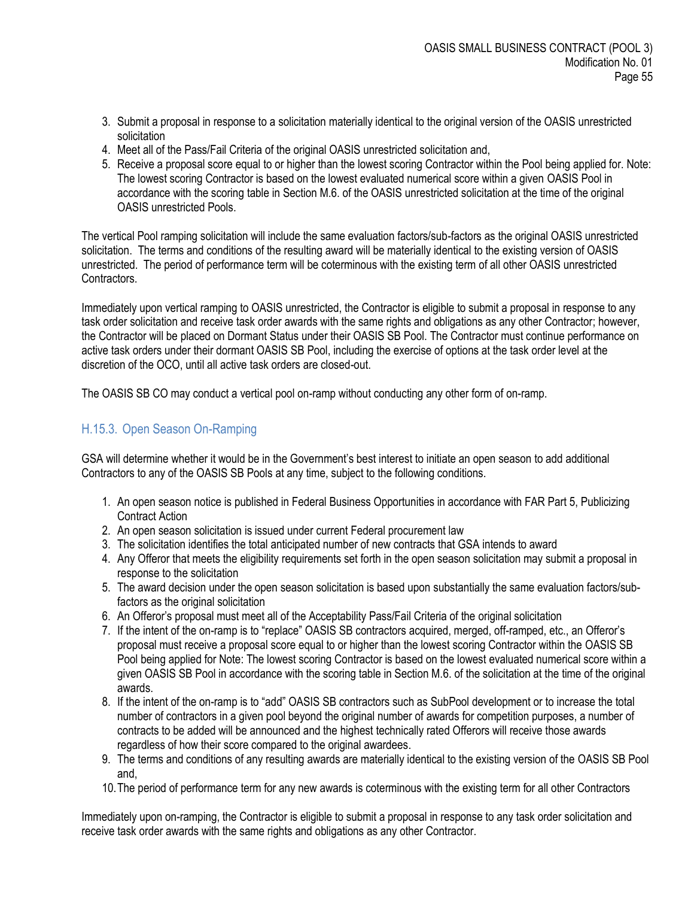3. Submit a proposal in response to a solicitation materially identical to the original version of the OASIS unrestricted solicitation
4. Meet all of the Pass/Fail Criteria of the original OASIS unrestricted solicitation and,
5. Receive a proposal score equal to or higher than the lowest scoring Contractor within the Pool being applied for. Note: The lowest scoring Contractor is based on the lowest evaluated numerical score within a given OASIS Pool in accordance with the scoring table in Section M.6. of the OASIS unrestricted solicitation at the time of the original OASIS unrestricted Pools.

The vertical Pool ramping solicitation will include the same evaluation factors/sub-factors as the original OASIS unrestricted solicitation. The terms and conditions of the resulting award will be materially identical to the existing version of OASIS unrestricted. The period of performance term will be coterminous with the existing term of all other OASIS unrestricted Contractors.

Immediately upon vertical ramping to OASIS unrestricted, the Contractor is eligible to submit a proposal in response to any task order solicitation and receive task order awards with the same rights and obligations as any other Contractor; however, the Contractor will be placed on Dormant Status under their OASIS SB Pool. The Contractor must continue performance on active task orders under their dormant OASIS SB Pool, including the exercise of options at the task order level at the discretion of the OCO, until all active task orders are closed-out.

The OASIS SB CO may conduct a vertical pool on-ramp without conducting any other form of on-ramp.

### H.15.3. Open Season On-Ramping

GSA will determine whether it would be in the Government's best interest to initiate an open season to add additional Contractors to any of the OASIS SB Pools at any time, subject to the following conditions.

1. An open season notice is published in Federal Business Opportunities in accordance with FAR Part 5, Publicizing Contract Action
2. An open season solicitation is issued under current Federal procurement law
3. The solicitation identifies the total anticipated number of new contracts that GSA intends to award
4. Any Offeror that meets the eligibility requirements set forth in the open season solicitation may submit a proposal in response to the solicitation
5. The award decision under the open season solicitation is based upon substantially the same evaluation factors/sub-factors as the original solicitation
6. An Offeror's proposal must meet all of the Acceptability Pass/Fail Criteria of the original solicitation
7. If the intent of the on-ramp is to "replace" OASIS SB contractors acquired, merged, off-ramped, etc., an Offeror's proposal must receive a proposal score equal to or higher than the lowest scoring Contractor within the OASIS SB Pool being applied for Note: The lowest scoring Contractor is based on the lowest evaluated numerical score within a given OASIS SB Pool in accordance with the scoring table in Section M.6. of the solicitation at the time of the original awards.
8. If the intent of the on-ramp is to "add" OASIS SB contractors such as SubPool development or to increase the total number of contractors in a given pool beyond the original number of awards for competition purposes, a number of contracts to be added will be announced and the highest technically rated Offerors will receive those awards regardless of how their score compared to the original awardees.
9. The terms and conditions of any resulting awards are materially identical to the existing version of the OASIS SB Pool and,
10. The period of performance term for any new awards is coterminous with the existing term for all other Contractors

Immediately upon on-ramping, the Contractor is eligible to submit a proposal in response to any task order solicitation and receive task order awards with the same rights and obligations as any other Contractor.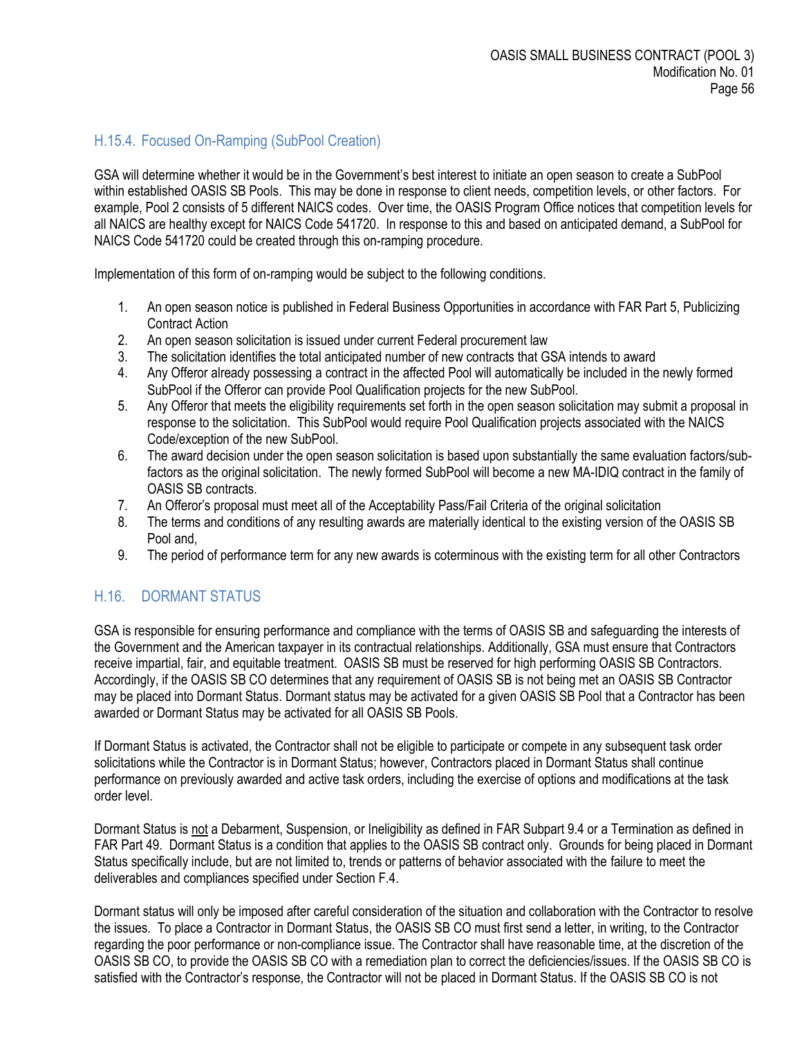### H.15.4. Focused On-Ramping (SubPool Creation)

GSA will determine whether it would be in the Government's best interest to initiate an open season to create a SubPool within established OASIS SB Pools. This may be done in response to client needs, competition levels, or other factors. For example, Pool 2 consists of 5 different NAICS codes. Over time, the OASIS Program Office notices that competition levels for all NAICS are healthy except for NAICS Code 541720. In response to this and based on anticipated demand, a SubPool for NAICS Code 541720 could be created through this on-ramping procedure.

Implementation of this form of on-ramping would be subject to the following conditions.

1. An open season notice is published in Federal Business Opportunities in accordance with FAR Part 5, Publicizing Contract Action
2. An open season solicitation is issued under current Federal procurement law
3. The solicitation identifies the total anticipated number of new contracts that GSA intends to award
4. Any Offeror already possessing a contract in the affected Pool will automatically be included in the newly formed SubPool if the Offeror can provide Pool Qualification projects for the new SubPool.
5. Any Offeror that meets the eligibility requirements set forth in the open season solicitation may submit a proposal in response to the solicitation. This SubPool would require Pool Qualification projects associated with the NAICS Code/exception of the new SubPool.
6. The award decision under the open season solicitation is based upon substantially the same evaluation factors/sub-factors as the original solicitation. The newly formed SubPool will become a new MA-IDIQ contract in the family of OASIS SB contracts.
7. An Offeror's proposal must meet all of the Acceptability Pass/Fail Criteria of the original solicitation
8. The terms and conditions of any resulting awards are materially identical to the existing version of the OASIS SB Pool and,
9. The period of performance term for any new awards is coterminous with the existing term for all other Contractors

## H.16. DORMANT STATUS

GSA is responsible for ensuring performance and compliance with the terms of OASIS SB and safeguarding the interests of the Government and the American taxpayer in its contractual relationships. Additionally, GSA must ensure that Contractors receive impartial, fair, and equitable treatment. OASIS SB must be reserved for high performing OASIS SB Contractors. Accordingly, if the OASIS SB CO determines that any requirement of OASIS SB is not being met an OASIS SB Contractor may be placed into Dormant Status. Dormant status may be activated for a given OASIS SB Pool that a Contractor has been awarded or Dormant Status may be activated for all OASIS SB Pools.

If Dormant Status is activated, the Contractor shall not be eligible to participate or compete in any subsequent task order solicitations while the Contractor is in Dormant Status; however, Contractors placed in Dormant Status shall continue performance on previously awarded and active task orders, including the exercise of options and modifications at the task order level.

Dormant Status is not a Debarment, Suspension, or Ineligibility as defined in FAR Subpart 9.4 or a Termination as defined in FAR Part 49. Dormant Status is a condition that applies to the OASIS SB contract only. Grounds for being placed in Dormant Status specifically include, but are not limited to, trends or patterns of behavior associated with the failure to meet the deliverables and compliances specified under Section F.4.

Dormant status will only be imposed after careful consideration of the situation and collaboration with the Contractor to resolve the issues. To place a Contractor in Dormant Status, the OASIS SB CO must first send a letter, in writing, to the Contractor regarding the poor performance or non-compliance issue. The Contractor shall have reasonable time, at the discretion of the OASIS SB CO, to provide the OASIS SB CO with a remediation plan to correct the deficiencies/issues. If the OASIS SB CO is satisfied with the Contractor's response, the Contractor will not be placed in Dormant Status. If the OASIS SB CO is not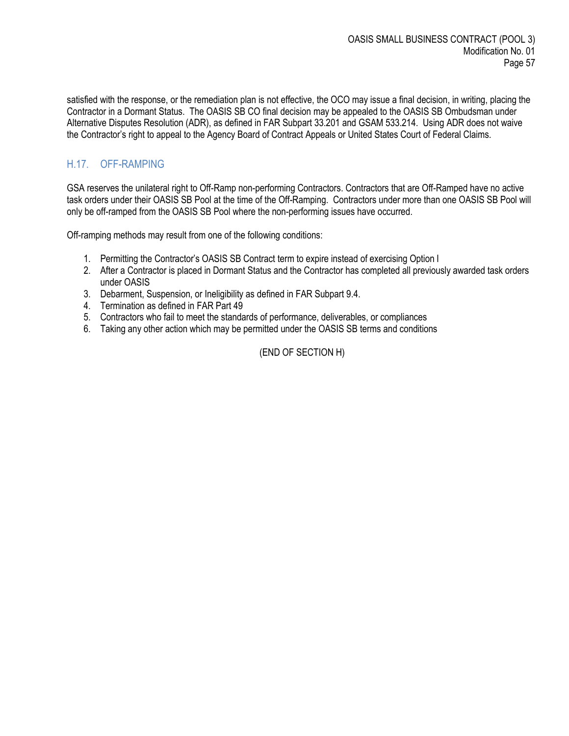satisfied with the response, or the remediation plan is not effective, the OCO may issue a final decision, in writing, placing the Contractor in a Dormant Status. The OASIS SB CO final decision may be appealed to the OASIS SB Ombudsman under Alternative Disputes Resolution (ADR), as defined in FAR Subpart 33.201 and GSAM 533.214. Using ADR does not waive the Contractor's right to appeal to the Agency Board of Contract Appeals or United States Court of Federal Claims.

## H.17. OFF-RAMPING

GSA reserves the unilateral right to Off-Ramp non-performing Contractors. Contractors that are Off-Ramped have no active task orders under their OASIS SB Pool at the time of the Off-Ramping. Contractors under more than one OASIS SB Pool will only be off-ramped from the OASIS SB Pool where the non-performing issues have occurred.

Off-ramping methods may result from one of the following conditions:

1. Permitting the Contractor's OASIS SB Contract term to expire instead of exercising Option I
2. After a Contractor is placed in Dormant Status and the Contractor has completed all previously awarded task orders under OASIS
3. Debarment, Suspension, or Ineligibility as defined in FAR Subpart 9.4.
4. Termination as defined in FAR Part 49
5. Contractors who fail to meet the standards of performance, deliverables, or compliances
6. Taking any other action which may be permitted under the OASIS SB terms and conditions

(END OF SECTION H)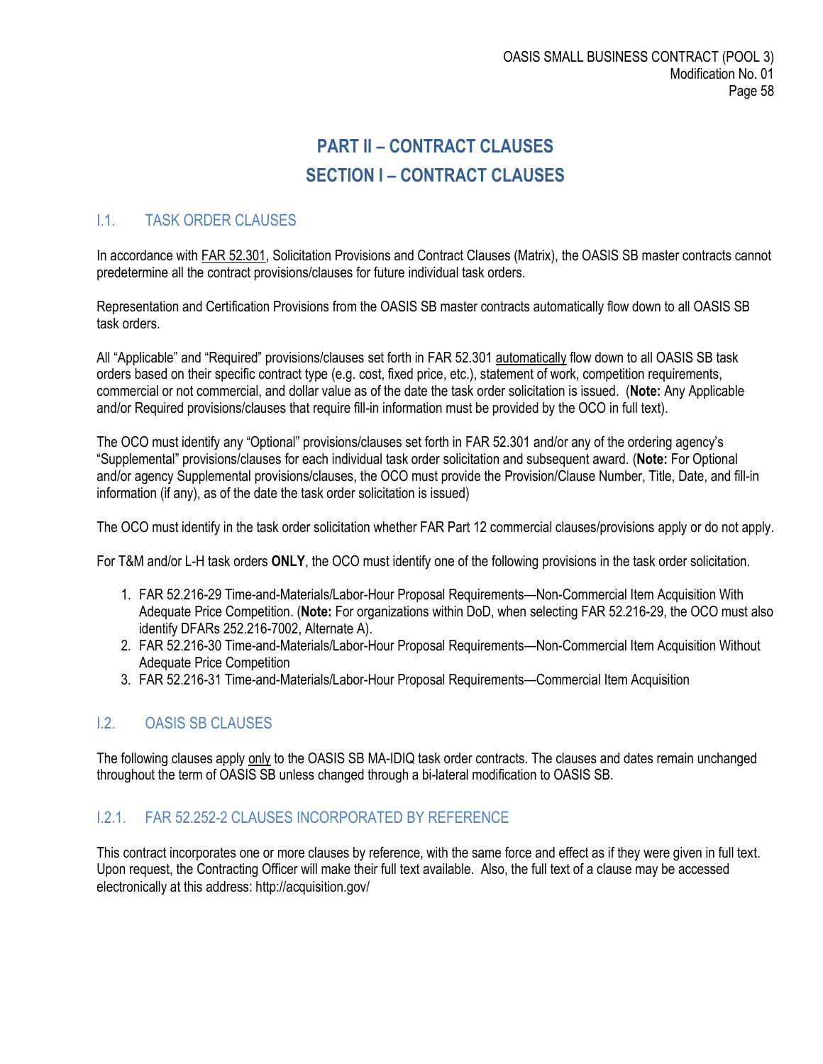# PART II – CONTRACT CLAUSES

# SECTION I – CONTRACT CLAUSES

## I.1. TASK ORDER CLAUSES

In accordance with FAR 52.301, Solicitation Provisions and Contract Clauses (Matrix), the OASIS SB master contracts cannot predetermine all the contract provisions/clauses for future individual task orders.

Representation and Certification Provisions from the OASIS SB master contracts automatically flow down to all OASIS SB task orders.

All "Applicable" and "Required" provisions/clauses set forth in FAR 52.301 automatically flow down to all OASIS SB task orders based on their specific contract type (e.g. cost, fixed price, etc.), statement of work, competition requirements, commercial or not commercial, and dollar value as of the date the task order solicitation is issued. (**Note:** Any Applicable and/or Required provisions/clauses that require fill-in information must be provided by the OCO in full text).

The OCO must identify any "Optional" provisions/clauses set forth in FAR 52.301 and/or any of the ordering agency's "Supplemental" provisions/clauses for each individual task order solicitation and subsequent award. (**Note:** For Optional and/or agency Supplemental provisions/clauses, the OCO must provide the Provision/Clause Number, Title, Date, and fill-in information (if any), as of the date the task order solicitation is issued)

The OCO must identify in the task order solicitation whether FAR Part 12 commercial clauses/provisions apply or do not apply.

For T&M and/or L-H task orders **ONLY**, the OCO must identify one of the following provisions in the task order solicitation.

1. FAR 52.216-29 Time-and-Materials/Labor-Hour Proposal Requirements—Non-Commercial Item Acquisition With Adequate Price Competition. (**Note:** For organizations within DoD, when selecting FAR 52.216-29, the OCO must also identify DFARs 252.216-7002, Alternate A).
2. FAR 52.216-30 Time-and-Materials/Labor-Hour Proposal Requirements—Non-Commercial Item Acquisition Without Adequate Price Competition
3. FAR 52.216-31 Time-and-Materials/Labor-Hour Proposal Requirements—Commercial Item Acquisition

## I.2. OASIS SB CLAUSES

The following clauses apply only to the OASIS SB MA-IDIQ task order contracts. The clauses and dates remain unchanged throughout the term of OASIS SB unless changed through a bi-lateral modification to OASIS SB.

### I.2.1. FAR 52.252-2 CLAUSES INCORPORATED BY REFERENCE

This contract incorporates one or more clauses by reference, with the same force and effect as if they were given in full text. Upon request, the Contracting Officer will make their full text available. Also, the full text of a clause may be accessed electronically at this address: http://acquisition.gov/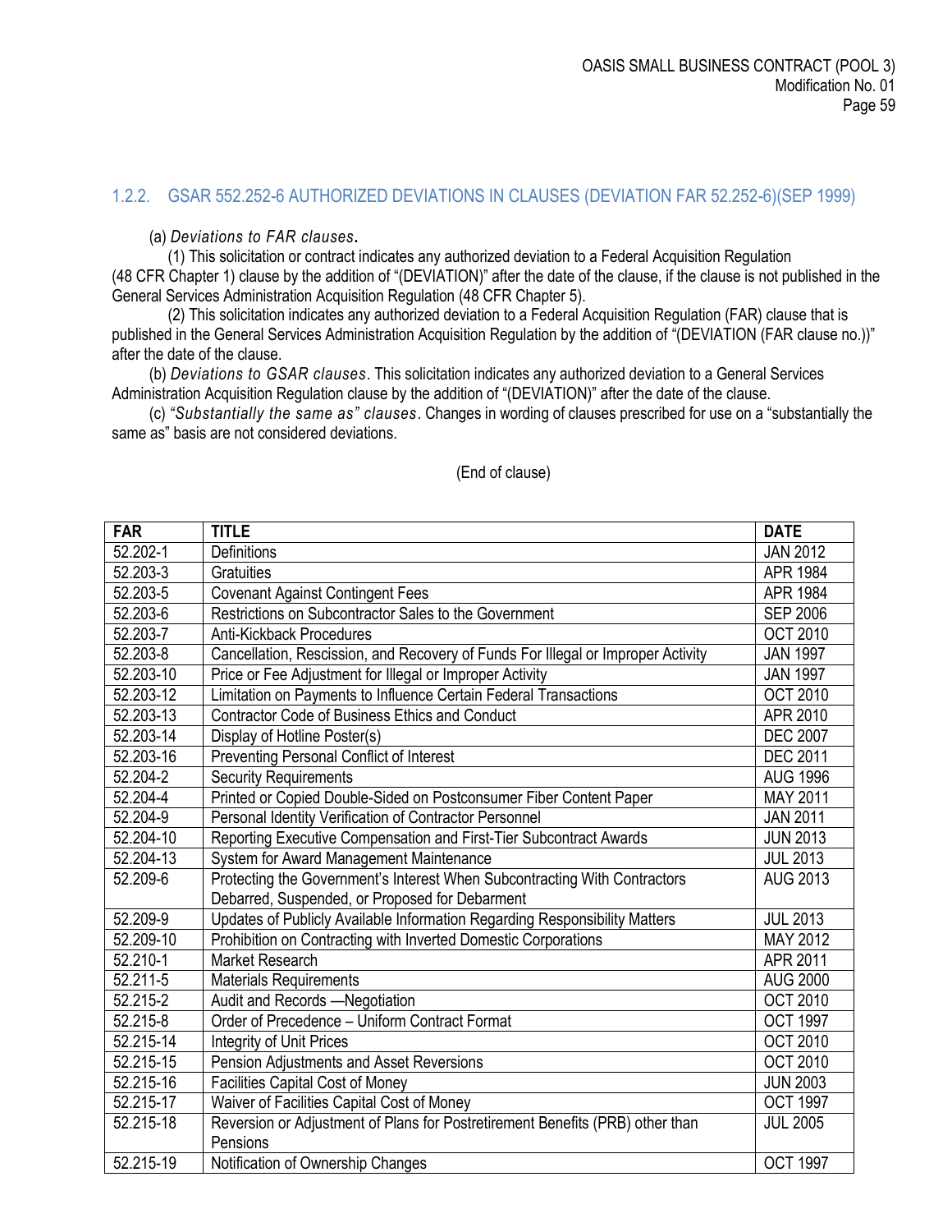### 1.2.2. GSAR 552.252-6 AUTHORIZED DEVIATIONS IN CLAUSES (DEVIATION FAR 52.252-6)(SEP 1999)

(a) *Deviations to FAR clauses***.**

(1) This solicitation or contract indicates any authorized deviation to a Federal Acquisition Regulation (48 CFR Chapter 1) clause by the addition of "(DEVIATION)" after the date of the clause, if the clause is not published in the General Services Administration Acquisition Regulation (48 CFR Chapter 5).

(2) This solicitation indicates any authorized deviation to a Federal Acquisition Regulation (FAR) clause that is published in the General Services Administration Acquisition Regulation by the addition of "(DEVIATION (FAR clause no.))" after the date of the clause.

(b) *Deviations to GSAR clauses*. This solicitation indicates any authorized deviation to a General Services Administration Acquisition Regulation clause by the addition of "(DEVIATION)" after the date of the clause.

(c) *"Substantially the same as" clauses*. Changes in wording of clauses prescribed for use on a "substantially the same as" basis are not considered deviations.

(End of clause)

| FAR | TITLE | DATE |
|---|---|---|
| 52.202-1 | Definitions | JAN 2012 |
| 52.203-3 | Gratuities | APR 1984 |
| 52.203-5 | Covenant Against Contingent Fees | APR 1984 |
| 52.203-6 | Restrictions on Subcontractor Sales to the Government | SEP 2006 |
| 52.203-7 | Anti-Kickback Procedures | OCT 2010 |
| 52.203-8 | Cancellation, Rescission, and Recovery of Funds For Illegal or Improper Activity | JAN 1997 |
| 52.203-10 | Price or Fee Adjustment for Illegal or Improper Activity | JAN 1997 |
| 52.203-12 | Limitation on Payments to Influence Certain Federal Transactions | OCT 2010 |
| 52.203-13 | Contractor Code of Business Ethics and Conduct | APR 2010 |
| 52.203-14 | Display of Hotline Poster(s) | DEC 2007 |
| 52.203-16 | Preventing Personal Conflict of Interest | DEC 2011 |
| 52.204-2 | Security Requirements | AUG 1996 |
| 52.204-4 | Printed or Copied Double-Sided on Postconsumer Fiber Content Paper | MAY 2011 |
| 52.204-9 | Personal Identity Verification of Contractor Personnel | JAN 2011 |
| 52.204-10 | Reporting Executive Compensation and First-Tier Subcontract Awards | JUN 2013 |
| 52.204-13 | System for Award Management Maintenance | JUL 2013 |
| 52.209-6 | Protecting the Government's Interest When Subcontracting With Contractors Debarred, Suspended, or Proposed for Debarment | AUG 2013 |
| 52.209-9 | Updates of Publicly Available Information Regarding Responsibility Matters | JUL 2013 |
| 52.209-10 | Prohibition on Contracting with Inverted Domestic Corporations | MAY 2012 |
| 52.210-1 | Market Research | APR 2011 |
| 52.211-5 | Materials Requirements | AUG 2000 |
| 52.215-2 | Audit and Records —Negotiation | OCT 2010 |
| 52.215-8 | Order of Precedence – Uniform Contract Format | OCT 1997 |
| 52.215-14 | Integrity of Unit Prices | OCT 2010 |
| 52.215-15 | Pension Adjustments and Asset Reversions | OCT 2010 |
| 52.215-16 | Facilities Capital Cost of Money | JUN 2003 |
| 52.215-17 | Waiver of Facilities Capital Cost of Money | OCT 1997 |
| 52.215-18 | Reversion or Adjustment of Plans for Postretirement Benefits (PRB) other than Pensions | JUL 2005 |
| 52.215-19 | Notification of Ownership Changes | OCT 1997 |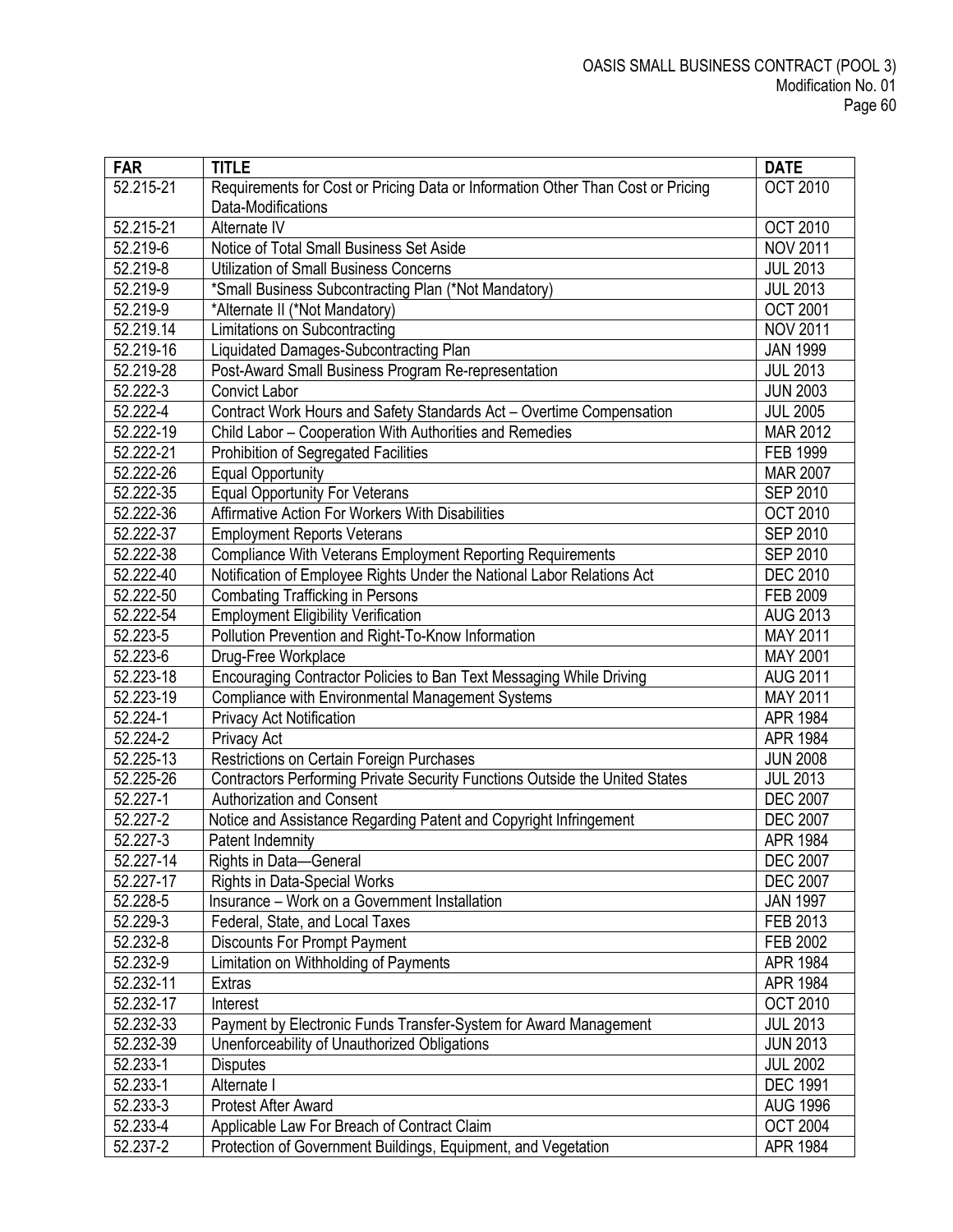| FAR | TITLE | DATE |
|---|---|---|
| 52.215-21 | Requirements for Cost or Pricing Data or Information Other Than Cost or Pricing Data-Modifications | OCT 2010 |
| 52.215-21 | Alternate IV | OCT 2010 |
| 52.219-6 | Notice of Total Small Business Set Aside | NOV 2011 |
| 52.219-8 | Utilization of Small Business Concerns | JUL 2013 |
| 52.219-9 | *Small Business Subcontracting Plan (*Not Mandatory) | JUL 2013 |
| 52.219-9 | *Alternate II (*Not Mandatory) | OCT 2001 |
| 52.219.14 | Limitations on Subcontracting | NOV 2011 |
| 52.219-16 | Liquidated Damages-Subcontracting Plan | JAN 1999 |
| 52.219-28 | Post-Award Small Business Program Re-representation | JUL 2013 |
| 52.222-3 | Convict Labor | JUN 2003 |
| 52.222-4 | Contract Work Hours and Safety Standards Act – Overtime Compensation | JUL 2005 |
| 52.222-19 | Child Labor – Cooperation With Authorities and Remedies | MAR 2012 |
| 52.222-21 | Prohibition of Segregated Facilities | FEB 1999 |
| 52.222-26 | Equal Opportunity | MAR 2007 |
| 52.222-35 | Equal Opportunity For Veterans | SEP 2010 |
| 52.222-36 | Affirmative Action For Workers With Disabilities | OCT 2010 |
| 52.222-37 | Employment Reports Veterans | SEP 2010 |
| 52.222-38 | Compliance With Veterans Employment Reporting Requirements | SEP 2010 |
| 52.222-40 | Notification of Employee Rights Under the National Labor Relations Act | DEC 2010 |
| 52.222-50 | Combating Trafficking in Persons | FEB 2009 |
| 52.222-54 | Employment Eligibility Verification | AUG 2013 |
| 52.223-5 | Pollution Prevention and Right-To-Know Information | MAY 2011 |
| 52.223-6 | Drug-Free Workplace | MAY 2001 |
| 52.223-18 | Encouraging Contractor Policies to Ban Text Messaging While Driving | AUG 2011 |
| 52.223-19 | Compliance with Environmental Management Systems | MAY 2011 |
| 52.224-1 | Privacy Act Notification | APR 1984 |
| 52.224-2 | Privacy Act | APR 1984 |
| 52.225-13 | Restrictions on Certain Foreign Purchases | JUN 2008 |
| 52.225-26 | Contractors Performing Private Security Functions Outside the United States | JUL 2013 |
| 52.227-1 | Authorization and Consent | DEC 2007 |
| 52.227-2 | Notice and Assistance Regarding Patent and Copyright Infringement | DEC 2007 |
| 52.227-3 | Patent Indemnity | APR 1984 |
| 52.227-14 | Rights in Data—General | DEC 2007 |
| 52.227-17 | Rights in Data-Special Works | DEC 2007 |
| 52.228-5 | Insurance – Work on a Government Installation | JAN 1997 |
| 52.229-3 | Federal, State, and Local Taxes | FEB 2013 |
| 52.232-8 | Discounts For Prompt Payment | FEB 2002 |
| 52.232-9 | Limitation on Withholding of Payments | APR 1984 |
| 52.232-11 | Extras | APR 1984 |
| 52.232-17 | Interest | OCT 2010 |
| 52.232-33 | Payment by Electronic Funds Transfer-System for Award Management | JUL 2013 |
| 52.232-39 | Unenforceability of Unauthorized Obligations | JUN 2013 |
| 52.233-1 | Disputes | JUL 2002 |
| 52.233-1 | Alternate I | DEC 1991 |
| 52.233-3 | Protest After Award | AUG 1996 |
| 52.233-4 | Applicable Law For Breach of Contract Claim | OCT 2004 |
| 52.237-2 | Protection of Government Buildings, Equipment, and Vegetation | APR 1984 |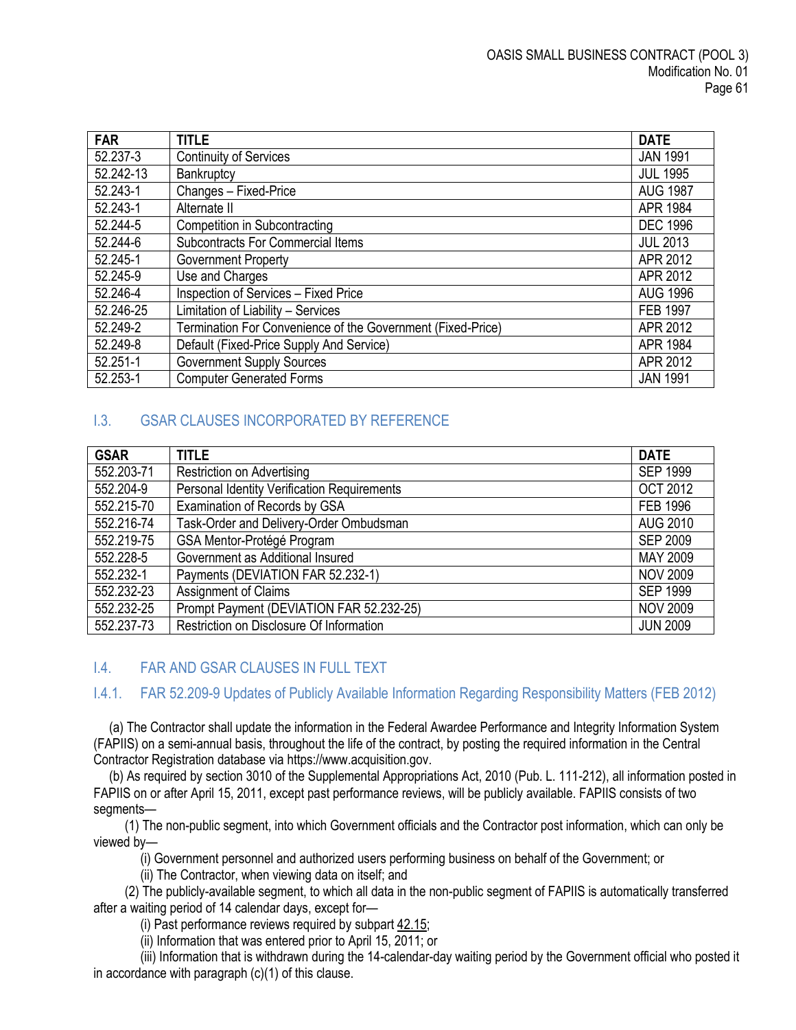| FAR | TITLE | DATE |
|---|---|---|
| 52.237-3 | Continuity of Services | JAN 1991 |
| 52.242-13 | Bankruptcy | JUL 1995 |
| 52.243-1 | Changes – Fixed-Price | AUG 1987 |
| 52.243-1 | Alternate II | APR 1984 |
| 52.244-5 | Competition in Subcontracting | DEC 1996 |
| 52.244-6 | Subcontracts For Commercial Items | JUL 2013 |
| 52.245-1 | Government Property | APR 2012 |
| 52.245-9 | Use and Charges | APR 2012 |
| 52.246-4 | Inspection of Services – Fixed Price | AUG 1996 |
| 52.246-25 | Limitation of Liability – Services | FEB 1997 |
| 52.249-2 | Termination For Convenience of the Government (Fixed-Price) | APR 2012 |
| 52.249-8 | Default (Fixed-Price Supply And Service) | APR 1984 |
| 52.251-1 | Government Supply Sources | APR 2012 |
| 52.253-1 | Computer Generated Forms | JAN 1991 |

## I.3. GSAR CLAUSES INCORPORATED BY REFERENCE

| GSAR | TITLE | DATE |
|---|---|---|
| 552.203-71 | Restriction on Advertising | SEP 1999 |
| 552.204-9 | Personal Identity Verification Requirements | OCT 2012 |
| 552.215-70 | Examination of Records by GSA | FEB 1996 |
| 552.216-74 | Task-Order and Delivery-Order Ombudsman | AUG 2010 |
| 552.219-75 | GSA Mentor-Protégé Program | SEP 2009 |
| 552.228-5 | Government as Additional Insured | MAY 2009 |
| 552.232-1 | Payments (DEVIATION FAR 52.232-1) | NOV 2009 |
| 552.232-23 | Assignment of Claims | SEP 1999 |
| 552.232-25 | Prompt Payment (DEVIATION FAR 52.232-25) | NOV 2009 |
| 552.237-73 | Restriction on Disclosure Of Information | JUN 2009 |

## I.4. FAR AND GSAR CLAUSES IN FULL TEXT

### I.4.1. FAR 52.209-9 Updates of Publicly Available Information Regarding Responsibility Matters (FEB 2012)

(a) The Contractor shall update the information in the Federal Awardee Performance and Integrity Information System (FAPIIS) on a semi-annual basis, throughout the life of the contract, by posting the required information in the Central Contractor Registration database via https://www.acquisition.gov.

(b) As required by section 3010 of the Supplemental Appropriations Act, 2010 (Pub. L. 111-212), all information posted in FAPIIS on or after April 15, 2011, except past performance reviews, will be publicly available. FAPIIS consists of two segments—

(1) The non-public segment, into which Government officials and the Contractor post information, which can only be viewed by—

(i) Government personnel and authorized users performing business on behalf of the Government; or

(ii) The Contractor, when viewing data on itself; and

(2) The publicly-available segment, to which all data in the non-public segment of FAPIIS is automatically transferred after a waiting period of 14 calendar days, except for—

(i) Past performance reviews required by subpart 42.15;

(ii) Information that was entered prior to April 15, 2011; or

(iii) Information that is withdrawn during the 14-calendar-day waiting period by the Government official who posted it in accordance with paragraph (c)(1) of this clause.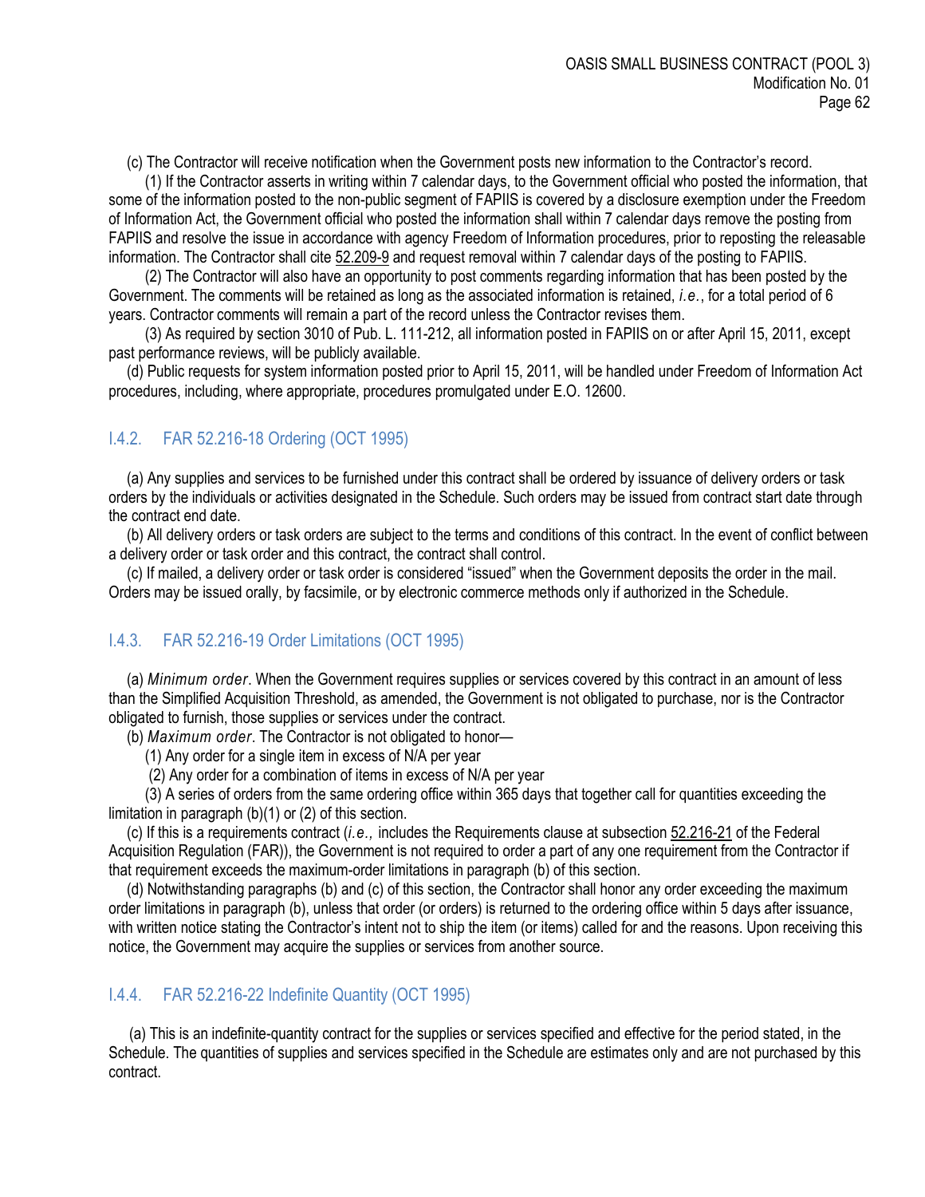(c) The Contractor will receive notification when the Government posts new information to the Contractor's record.

(1) If the Contractor asserts in writing within 7 calendar days, to the Government official who posted the information, that some of the information posted to the non-public segment of FAPIIS is covered by a disclosure exemption under the Freedom of Information Act, the Government official who posted the information shall within 7 calendar days remove the posting from FAPIIS and resolve the issue in accordance with agency Freedom of Information procedures, prior to reposting the releasable information. The Contractor shall cite 52.209-9 and request removal within 7 calendar days of the posting to FAPIIS.

(2) The Contractor will also have an opportunity to post comments regarding information that has been posted by the Government. The comments will be retained as long as the associated information is retained, *i.e.*, for a total period of 6 years. Contractor comments will remain a part of the record unless the Contractor revises them.

(3) As required by section 3010 of Pub. L. 111-212, all information posted in FAPIIS on or after April 15, 2011, except past performance reviews, will be publicly available.

(d) Public requests for system information posted prior to April 15, 2011, will be handled under Freedom of Information Act procedures, including, where appropriate, procedures promulgated under E.O. 12600.

### I.4.2. FAR 52.216-18 Ordering (OCT 1995)

(a) Any supplies and services to be furnished under this contract shall be ordered by issuance of delivery orders or task orders by the individuals or activities designated in the Schedule. Such orders may be issued from contract start date through the contract end date.

(b) All delivery orders or task orders are subject to the terms and conditions of this contract. In the event of conflict between a delivery order or task order and this contract, the contract shall control.

(c) If mailed, a delivery order or task order is considered "issued" when the Government deposits the order in the mail. Orders may be issued orally, by facsimile, or by electronic commerce methods only if authorized in the Schedule.

### I.4.3. FAR 52.216-19 Order Limitations (OCT 1995)

(a) *Minimum order*. When the Government requires supplies or services covered by this contract in an amount of less than the Simplified Acquisition Threshold, as amended, the Government is not obligated to purchase, nor is the Contractor obligated to furnish, those supplies or services under the contract.

(b) *Maximum order*. The Contractor is not obligated to honor—

(1) Any order for a single item in excess of N/A per year

(2) Any order for a combination of items in excess of N/A per year

(3) A series of orders from the same ordering office within 365 days that together call for quantities exceeding the limitation in paragraph (b)(1) or (2) of this section.

(c) If this is a requirements contract (*i.e.,* includes the Requirements clause at subsection 52.216-21 of the Federal Acquisition Regulation (FAR)), the Government is not required to order a part of any one requirement from the Contractor if that requirement exceeds the maximum-order limitations in paragraph (b) of this section.

(d) Notwithstanding paragraphs (b) and (c) of this section, the Contractor shall honor any order exceeding the maximum order limitations in paragraph (b), unless that order (or orders) is returned to the ordering office within 5 days after issuance, with written notice stating the Contractor's intent not to ship the item (or items) called for and the reasons. Upon receiving this notice, the Government may acquire the supplies or services from another source.

### I.4.4. FAR 52.216-22 Indefinite Quantity (OCT 1995)

(a) This is an indefinite-quantity contract for the supplies or services specified and effective for the period stated, in the Schedule. The quantities of supplies and services specified in the Schedule are estimates only and are not purchased by this contract.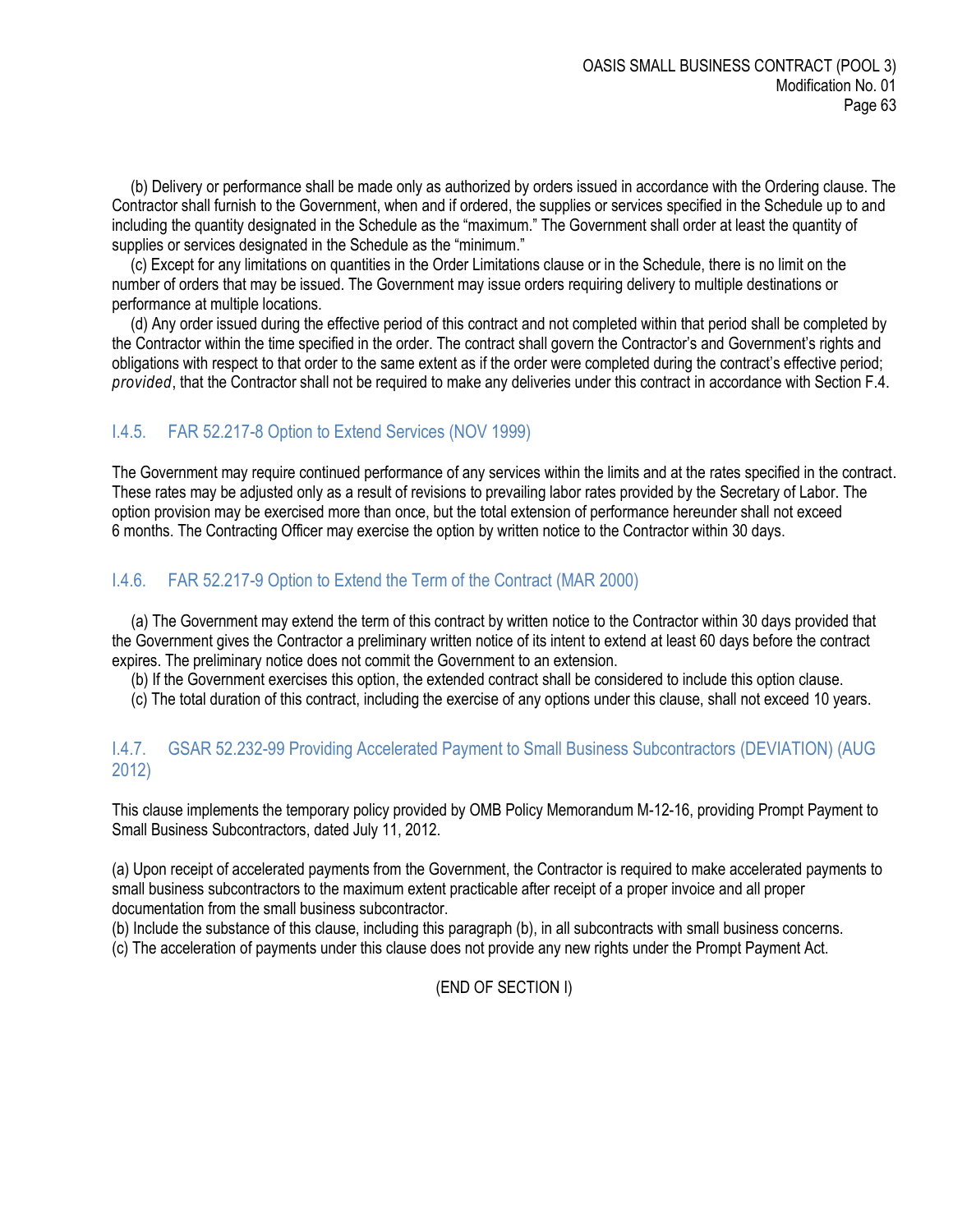(b) Delivery or performance shall be made only as authorized by orders issued in accordance with the Ordering clause. The Contractor shall furnish to the Government, when and if ordered, the supplies or services specified in the Schedule up to and including the quantity designated in the Schedule as the "maximum." The Government shall order at least the quantity of supplies or services designated in the Schedule as the "minimum."

(c) Except for any limitations on quantities in the Order Limitations clause or in the Schedule, there is no limit on the number of orders that may be issued. The Government may issue orders requiring delivery to multiple destinations or performance at multiple locations.

(d) Any order issued during the effective period of this contract and not completed within that period shall be completed by the Contractor within the time specified in the order. The contract shall govern the Contractor's and Government's rights and obligations with respect to that order to the same extent as if the order were completed during the contract's effective period; *provided*, that the Contractor shall not be required to make any deliveries under this contract in accordance with Section F.4.

### I.4.5. FAR 52.217-8 Option to Extend Services (NOV 1999)

The Government may require continued performance of any services within the limits and at the rates specified in the contract. These rates may be adjusted only as a result of revisions to prevailing labor rates provided by the Secretary of Labor. The option provision may be exercised more than once, but the total extension of performance hereunder shall not exceed 6 months. The Contracting Officer may exercise the option by written notice to the Contractor within 30 days.

### I.4.6. FAR 52.217-9 Option to Extend the Term of the Contract (MAR 2000)

(a) The Government may extend the term of this contract by written notice to the Contractor within 30 days provided that the Government gives the Contractor a preliminary written notice of its intent to extend at least 60 days before the contract expires. The preliminary notice does not commit the Government to an extension.

(b) If the Government exercises this option, the extended contract shall be considered to include this option clause.

(c) The total duration of this contract, including the exercise of any options under this clause, shall not exceed 10 years.

### I.4.7. GSAR 52.232-99 Providing Accelerated Payment to Small Business Subcontractors (DEVIATION) (AUG 2012)

This clause implements the temporary policy provided by OMB Policy Memorandum M-12-16, providing Prompt Payment to Small Business Subcontractors, dated July 11, 2012.

(a) Upon receipt of accelerated payments from the Government, the Contractor is required to make accelerated payments to small business subcontractors to the maximum extent practicable after receipt of a proper invoice and all proper documentation from the small business subcontractor.

(b) Include the substance of this clause, including this paragraph (b), in all subcontracts with small business concerns.

(c) The acceleration of payments under this clause does not provide any new rights under the Prompt Payment Act.

(END OF SECTION I)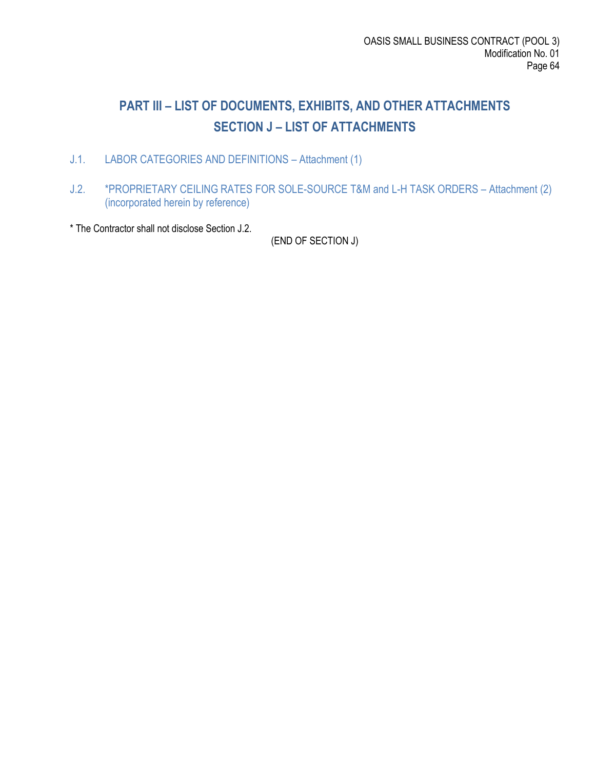# PART III – LIST OF DOCUMENTS, EXHIBITS, AND OTHER ATTACHMENTS

## SECTION J – LIST OF ATTACHMENTS

J.1. LABOR CATEGORIES AND DEFINITIONS – Attachment (1)

J.2. *PROPRIETARY CEILING RATES FOR SOLE-SOURCE T&M and L-H TASK ORDERS – Attachment (2) (incorporated herein by reference)

* The Contractor shall not disclose Section J.2.

(END OF SECTION J)